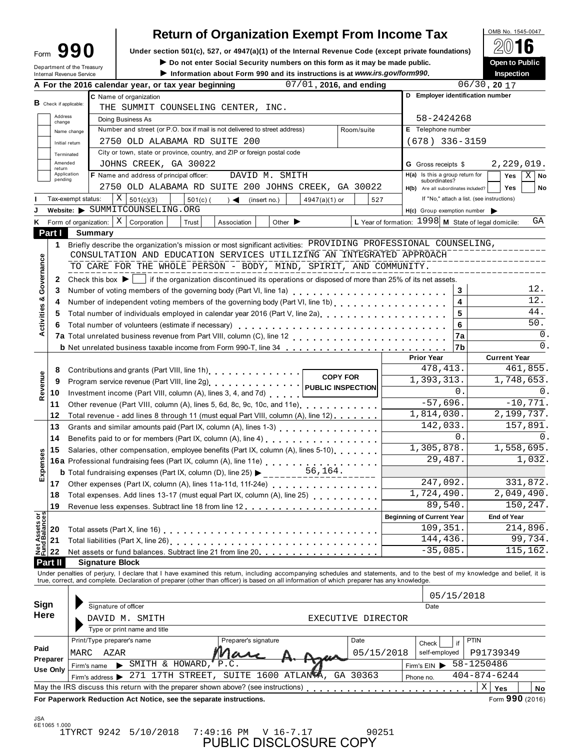Form **990**

Department of the Treasury
Internal Revenue Service

# Return of Organization Exempt From Income Tax

**Under section 501(c), 527, or 4947(a)(1) of the Internal Revenue Code (except private foundations)**

▶ Do not enter Social Security numbers on this form as it may be made public.

▶ Information about Form 990 and its instructions is at *www.irs.gov/form990*.

OMB No. 1545-0047

**2016**

**Open to Public Inspection**

**A** For the 2016 calendar year, or tax year beginning 07/01, 2016, and ending 06/30, 20 17

**B** Check if applicable: Address change / Name change / Initial return / Terminated / Amended return / Application pending

**C** Name of organization: THE SUMMIT COUNSELING CENTER, INC.

Doing Business As

Number and street (or P.O. box if mail is not delivered to street address): 2750 OLD ALABAMA RD SUITE 200 | Room/suite

City or town, state or province, country, and ZIP or foreign postal code: JOHNS CREEK, GA 30022

**D** Employer identification number: 58-2424268

**E** Telephone number: (678) 336-3159

**G** Gross receipts $ 2,229,019.

**F** Name and address of principal officer: DAVID M. SMITH
2750 OLD ALABAMA RD SUITE 200 JOHNS CREEK, GA 30022

**H(a)** Is this a group return for subordinates? Yes [ ] No [X]

**H(b)** Are all subordinates included? Yes [ ] No [ ]
If "No," attach a list. (see instructions)

**I** Tax-exempt status: [X] 501(c)(3) [ ] 501(c) ( ) ◀ (insert no.) [ ] 4947(a)(1) or [ ] 527

**J** Website: ▶ SUMMITCOUNSELING.ORG

**H(c)** Group exemption number ▶

**K** Form of organization: [X] Corporation [ ] Trust [ ] Association [ ] Other ▶

**L** Year of formation: 1998 **M** State of legal domicile: GA

## Part I Summary

**Activities & Governance**

1 Briefly describe the organization's mission or most significant activities: PROVIDING PROFESSIONAL COUNSELING, CONSULTATION AND EDUCATION SERVICES UTILIZING AN INTEGRATED APPROACH TO CARE FOR THE WHOLE PERSON - BODY, MIND, SPIRIT, AND COMMUNITY.

2 Check this box ▶ [ ] if the organization discontinued its operations or disposed of more than 25% of its net assets.

| | | | |
|---|---|---|---|
| 3 | Number of voting members of the governing body (Part VI, line 1a) | 3 | 12. |
| 4 | Number of independent voting members of the governing body (Part VI, line 1b) | 4 | 12. |
| 5 | Total number of individuals employed in calendar year 2016 (Part V, line 2a) | 5 | 44. |
| 6 | Total number of volunteers (estimate if necessary) | 6 | 50. |
| 7a | Total unrelated business revenue from Part VIII, column (C), line 12 | 7a | 0. |
| b | Net unrelated business taxable income from Form 990-T, line 34 | 7b | 0. |

COPY FOR PUBLIC INSPECTION

| | | | Prior Year | Current Year |
|---|---|---|---|---|
| **Revenue** | 8 | Contributions and grants (Part VIII, line 1h) | 478,413. | 461,855. |
| | 9 | Program service revenue (Part VIII, line 2g) | 1,393,313. | 1,748,653. |
| | 10 | Investment income (Part VIII, column (A), lines 3, 4, and 7d) | 0. | 0. |
| | 11 | Other revenue (Part VIII, column (A), lines 5, 6d, 8c, 9c, 10c, and 11e) | -57,696. | -10,771. |
| | 12 | Total revenue - add lines 8 through 11 (must equal Part VIII, column (A), line 12) | 1,814,030. | 2,199,737. |
| **Expenses** | 13 | Grants and similar amounts paid (Part IX, column (A), lines 1-3) | 142,033. | 157,891. |
| | 14 | Benefits paid to or for members (Part IX, column (A), line 4) | 0. | 0. |
| | 15 | Salaries, other compensation, employee benefits (Part IX, column (A), lines 5-10) | 1,305,878. | 1,558,695. |
| | 16a | Professional fundraising fees (Part IX, column (A), line 11e) | 29,487. | 1,032. |
| | b | Total fundraising expenses (Part IX, column (D), line 25) ▶ 56,164. | | |
| | 17 | Other expenses (Part IX, column (A), lines 11a-11d, 11f-24e) | 247,092. | 331,872. |
| | 18 | Total expenses. Add lines 13-17 (must equal Part IX, column (A), line 25) | 1,724,490. | 2,049,490. |
| | 19 | Revenue less expenses. Subtract line 18 from line 12 | 89,540. | 150,247. |
| | | | **Beginning of Current Year** | **End of Year** |
| **Net Assets or Fund Balances** | 20 | Total assets (Part X, line 16) | 109,351. | 214,896. |
| | 21 | Total liabilities (Part X, line 26) | 144,436. | 99,734. |
| | 22 | Net assets or fund balances. Subtract line 21 from line 20 | -35,085. | 115,162. |

## Part II Signature Block

Under penalties of perjury, I declare that I have examined this return, including accompanying schedules and statements, and to the best of my knowledge and belief, it is true, correct, and complete. Declaration of preparer (other than officer) is based on all information of which preparer has any knowledge.

**Sign Here**

Signature of officer — Date: 05/15/2018

DAVID M. SMITH — EXECUTIVE DIRECTOR
Type or print name and title

**Paid Preparer Use Only**

| Print/Type preparer's name | Preparer's signature | Date | Check [ ] if self-employed | PTIN |
|---|---|---|---|---|
| MARC AZAR | Marc A. Azar | 05/15/2018 | | P91739349 |

Firm's name ▶ SMITH & HOWARD, P.C. — Firm's EIN ▶ 58-1250486

Firm's address ▶ 271 17TH STREET, SUITE 1600 ATLANTA, GA 30363 — Phone no. 404-874-6244

May the IRS discuss this return with the preparer shown above? (see instructions) [X] Yes [ ] No

**For Paperwork Reduction Act Notice, see the separate instructions.** Form **990** (2016)

JSA
6E1065 1.000
1TYRCT 9242 5/10/2018 7:49:16 PM V 16-7.17 90251

PUBLIC DISCLOSURE COPY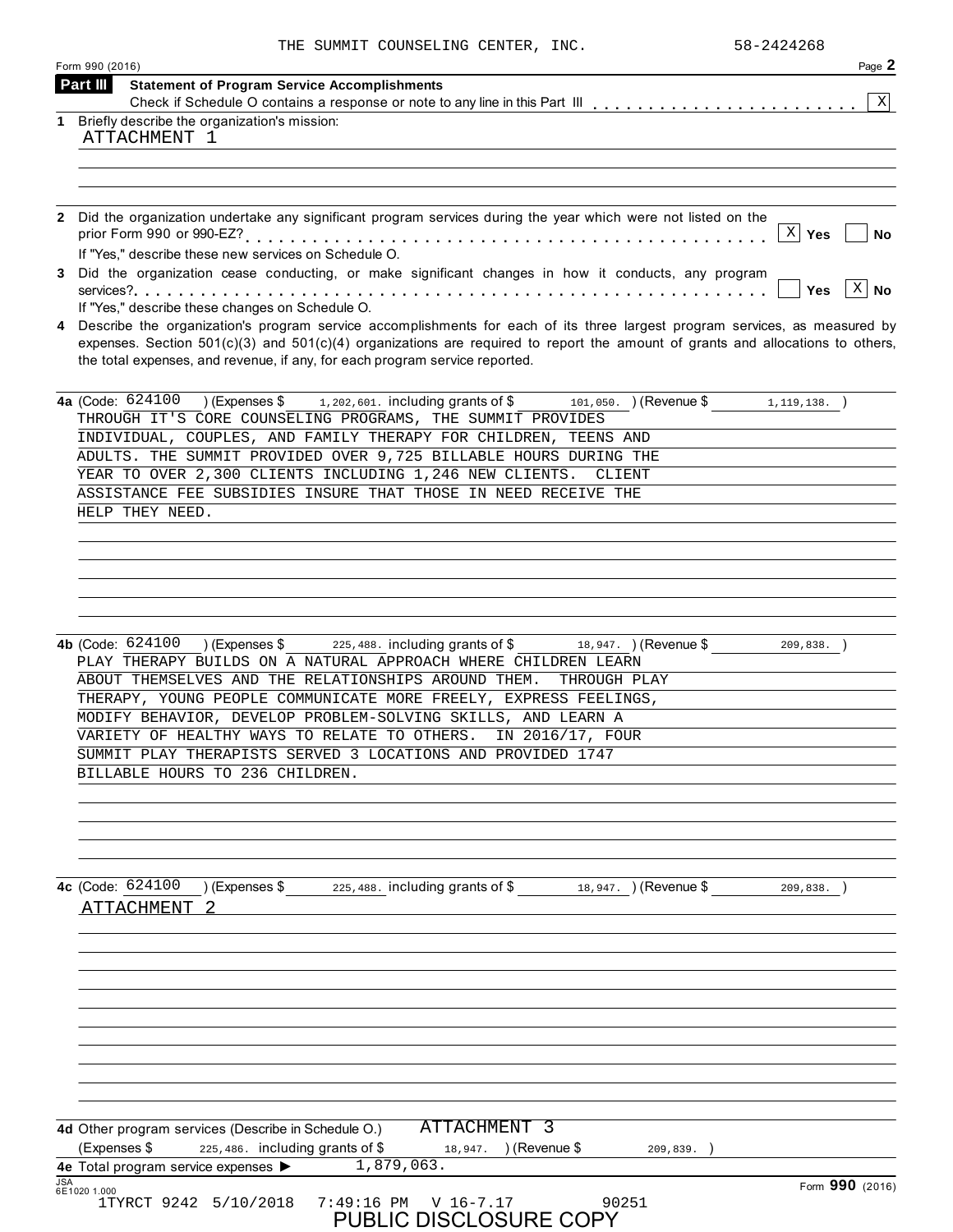THE SUMMIT COUNSELING CENTER, INC. 58-2424268

Form 990 (2016) Page 2

## Part III Statement of Program Service Accomplishments

Check if Schedule O contains a response or note to any line in this Part III . . . . . . . . . . . . . . . . . . . . . . . [X]

**1** Briefly describe the organization's mission:

ATTACHMENT 1

**2** Did the organization undertake any significant program services during the year which were not listed on the prior Form 990 or 990-EZ? . . . . . . . . . . . . . . . . . . . . . . . . . . . . . . . . . . . . . . . [X] Yes [ ] No

If "Yes," describe these new services on Schedule O.

**3** Did the organization cease conducting, or make significant changes in how it conducts, any program services? . . . . . . . . . . . . . . . . . . . . . . . . . . . . . . . . . . . . . . . . . . . . . . . . . . . [ ] Yes [X] No

If "Yes," describe these changes on Schedule O.

**4** Describe the organization's program service accomplishments for each of its three largest program services, as measured by expenses. Section 501(c)(3) and 501(c)(4) organizations are required to report the amount of grants and allocations to others, the total expenses, and revenue, if any, for each program service reported.

**4a** (Code: 624100 ) (Expenses $ 1,202,601. including grants of $ 101,050. ) (Revenue $ 1,119,138. )

THROUGH IT'S CORE COUNSELING PROGRAMS, THE SUMMIT PROVIDES INDIVIDUAL, COUPLES, AND FAMILY THERAPY FOR CHILDREN, TEENS AND ADULTS. THE SUMMIT PROVIDED OVER 9,725 BILLABLE HOURS DURING THE YEAR TO OVER 2,300 CLIENTS INCLUDING 1,246 NEW CLIENTS. CLIENT ASSISTANCE FEE SUBSIDIES INSURE THAT THOSE IN NEED RECEIVE THE HELP THEY NEED.

**4b** (Code: 624100 ) (Expenses $ 225,488. including grants of $ 18,947. ) (Revenue $ 209,838. )

PLAY THERAPY BUILDS ON A NATURAL APPROACH WHERE CHILDREN LEARN ABOUT THEMSELVES AND THE RELATIONSHIPS AROUND THEM. THROUGH PLAY THERAPY, YOUNG PEOPLE COMMUNICATE MORE FREELY, EXPRESS FEELINGS, MODIFY BEHAVIOR, DEVELOP PROBLEM-SOLVING SKILLS, AND LEARN A VARIETY OF HEALTHY WAYS TO RELATE TO OTHERS. IN 2016/17, FOUR SUMMIT PLAY THERAPISTS SERVED 3 LOCATIONS AND PROVIDED 1747 BILLABLE HOURS TO 236 CHILDREN.

**4c** (Code: 624100 ) (Expenses $ 225,488. including grants of $ 18,947. ) (Revenue $ 209,838. )

ATTACHMENT 2

**4d** Other program services (Describe in Schedule O.) ATTACHMENT 3

(Expenses $ 225,486. including grants of $ 18,947. ) (Revenue $ 209,839. )

**4e** Total program service expenses ▶ 1,879,063.

Form **990** (2016)

PUBLIC DISCLOSURE COPY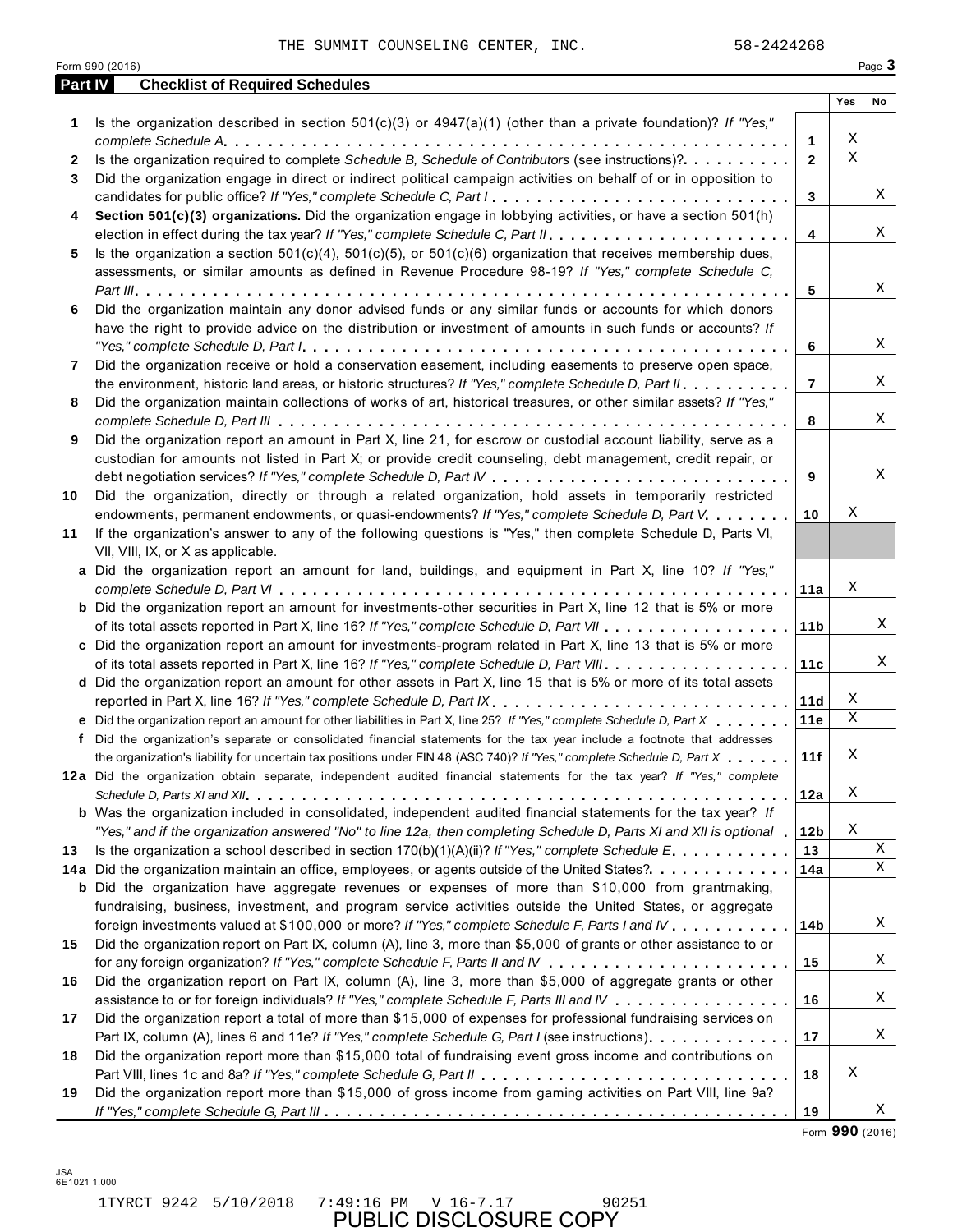THE SUMMIT COUNSELING CENTER, INC. 58-2424268

Form 990 (2016)

## Part IV Checklist of Required Schedules

| | | | Yes | No |
|---|---|---|---|---|
| 1 | Is the organization described in section 501(c)(3) or 4947(a)(1) (other than a private foundation)? *If "Yes," complete Schedule A* | 1 | X | |
| 2 | Is the organization required to complete *Schedule B, Schedule of Contributors* (see instructions)? | 2 | X | |
| 3 | Did the organization engage in direct or indirect political campaign activities on behalf of or in opposition to candidates for public office? *If "Yes," complete Schedule C, Part I* | 3 | | X |
| 4 | **Section 501(c)(3) organizations.** Did the organization engage in lobbying activities, or have a section 501(h) election in effect during the tax year? *If "Yes," complete Schedule C, Part II* | 4 | | X |
| 5 | Is the organization a section 501(c)(4), 501(c)(5), or 501(c)(6) organization that receives membership dues, assessments, or similar amounts as defined in Revenue Procedure 98-19? *If "Yes," complete Schedule C, Part III* | 5 | | X |
| 6 | Did the organization maintain any donor advised funds or any similar funds or accounts for which donors have the right to provide advice on the distribution or investment of amounts in such funds or accounts? *If "Yes," complete Schedule D, Part I* | 6 | | X |
| 7 | Did the organization receive or hold a conservation easement, including easements to preserve open space, the environment, historic land areas, or historic structures? *If "Yes," complete Schedule D, Part II* | 7 | | X |
| 8 | Did the organization maintain collections of works of art, historical treasures, or other similar assets? *If "Yes," complete Schedule D, Part III* | 8 | | X |
| 9 | Did the organization report an amount in Part X, line 21, for escrow or custodial account liability, serve as a custodian for amounts not listed in Part X; or provide credit counseling, debt management, credit repair, or debt negotiation services? *If "Yes," complete Schedule D, Part IV* | 9 | | X |
| 10 | Did the organization, directly or through a related organization, hold assets in temporarily restricted endowments, permanent endowments, or quasi-endowments? *If "Yes," complete Schedule D, Part V* | 10 | X | |
| 11 | If the organization's answer to any of the following questions is "Yes," then complete Schedule D, Parts VI, VII, VIII, IX, or X as applicable. | | | |
| a | Did the organization report an amount for land, buildings, and equipment in Part X, line 10? *If "Yes," complete Schedule D, Part VI* | 11a | X | |
| b | Did the organization report an amount for investments-other securities in Part X, line 12 that is 5% or more of its total assets reported in Part X, line 16? *If "Yes," complete Schedule D, Part VII* | 11b | | X |
| c | Did the organization report an amount for investments-program related in Part X, line 13 that is 5% or more of its total assets reported in Part X, line 16? *If "Yes," complete Schedule D, Part VIII* | 11c | | X |
| d | Did the organization report an amount for other assets in Part X, line 15 that is 5% or more of its total assets reported in Part X, line 16? *If "Yes," complete Schedule D, Part IX* | 11d | X | |
| e | Did the organization report an amount for other liabilities in Part X, line 25? *If "Yes," complete Schedule D, Part X* | 11e | X | |
| f | Did the organization's separate or consolidated financial statements for the tax year include a footnote that addresses the organization's liability for uncertain tax positions under FIN 48 (ASC 740)? *If "Yes," complete Schedule D, Part X* | 11f | X | |
| 12a | Did the organization obtain separate, independent audited financial statements for the tax year? *If "Yes," complete Schedule D, Parts XI and XII* | 12a | X | |
| b | Was the organization included in consolidated, independent audited financial statements for the tax year? *If "Yes," and if the organization answered "No" to line 12a, then completing Schedule D, Parts XI and XII is optional* | 12b | X | |
| 13 | Is the organization a school described in section 170(b)(1)(A)(ii)? *If "Yes," complete Schedule E* | 13 | | X |
| 14a | Did the organization maintain an office, employees, or agents outside of the United States? | 14a | | X |
| b | Did the organization have aggregate revenues or expenses of more than $10,000 from grantmaking, fundraising, business, investment, and program service activities outside the United States, or aggregate foreign investments valued at $100,000 or more? *If "Yes," complete Schedule F, Parts I and IV* | 14b | | X |
| 15 | Did the organization report on Part IX, column (A), line 3, more than $5,000 of grants or other assistance to or for any foreign organization? *If "Yes," complete Schedule F, Parts II and IV* | 15 | | X |
| 16 | Did the organization report on Part IX, column (A), line 3, more than $5,000 of aggregate grants or other assistance to or for foreign individuals? *If "Yes," complete Schedule F, Parts III and IV* | 16 | | X |
| 17 | Did the organization report a total of more than $15,000 of expenses for professional fundraising services on Part IX, column (A), lines 6 and 11e? *If "Yes," complete Schedule G, Part I* (see instructions) | 17 | | X |
| 18 | Did the organization report more than $15,000 total of fundraising event gross income and contributions on Part VIII, lines 1c and 8a? *If "Yes," complete Schedule G, Part II* | 18 | X | |
| 19 | Did the organization report more than $15,000 of gross income from gaming activities on Part VIII, line 9a? *If "Yes," complete Schedule G, Part III* | 19 | | X |

Form **990** (2016)

JSA
6E1021 1.000

1TYRCT 9242 5/10/2018 7:49:16 PM V 16-7.17 90251

PUBLIC DISCLOSURE COPY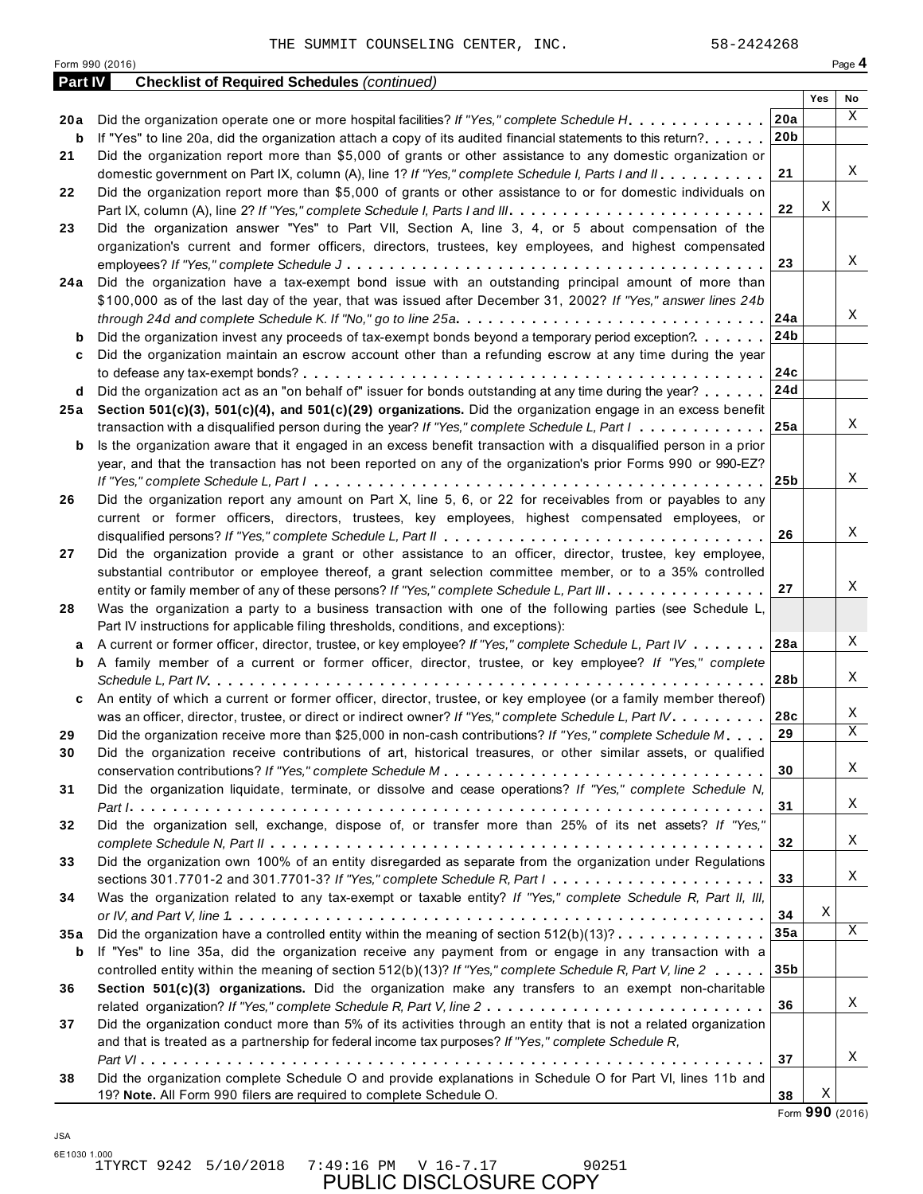THE SUMMIT COUNSELING CENTER, INC. 58-2424268

Form 990 (2016) Page **4**

**Part IV Checklist of Required Schedules** *(continued)*

| | | | Yes | No |
|---|---|---|---|---|
| **20a** | Did the organization operate one or more hospital facilities? *If "Yes," complete Schedule H* | **20a** | | X |
| **b** | If "Yes" to line 20a, did the organization attach a copy of its audited financial statements to this return? | **20b** | | |
| **21** | Did the organization report more than $5,000 of grants or other assistance to any domestic organization or domestic government on Part IX, column (A), line 1? *If "Yes," complete Schedule I, Parts I and II* | **21** | | X |
| **22** | Did the organization report more than $5,000 of grants or other assistance to or for domestic individuals on Part IX, column (A), line 2? *If "Yes," complete Schedule I, Parts I and III* | **22** | X | |
| **23** | Did the organization answer "Yes" to Part VII, Section A, line 3, 4, or 5 about compensation of the organization's current and former officers, directors, trustees, key employees, and highest compensated employees? *If "Yes," complete Schedule J* | **23** | | X |
| **24a** | Did the organization have a tax-exempt bond issue with an outstanding principal amount of more than $100,000 as of the last day of the year, that was issued after December 31, 2002? *If "Yes," answer lines 24b through 24d and complete Schedule K. If "No," go to line 25a* | **24a** | | X |
| **b** | Did the organization invest any proceeds of tax-exempt bonds beyond a temporary period exception? | **24b** | | |
| **c** | Did the organization maintain an escrow account other than a refunding escrow at any time during the year to defease any tax-exempt bonds? | **24c** | | |
| **d** | Did the organization act as an "on behalf of" issuer for bonds outstanding at any time during the year? | **24d** | | |
| **25a** | **Section 501(c)(3), 501(c)(4), and 501(c)(29) organizations.** Did the organization engage in an excess benefit transaction with a disqualified person during the year? *If "Yes," complete Schedule L, Part I* | **25a** | | X |
| **b** | Is the organization aware that it engaged in an excess benefit transaction with a disqualified person in a prior year, and that the transaction has not been reported on any of the organization's prior Forms 990 or 990-EZ? *If "Yes," complete Schedule L, Part I* | **25b** | | X |
| **26** | Did the organization report any amount on Part X, line 5, 6, or 22 for receivables from or payables to any current or former officers, directors, trustees, key employees, highest compensated employees, or disqualified persons? *If "Yes," complete Schedule L, Part II* | **26** | | X |
| **27** | Did the organization provide a grant or other assistance to an officer, director, trustee, key employee, substantial contributor or employee thereof, a grant selection committee member, or to a 35% controlled entity or family member of any of these persons? *If "Yes," complete Schedule L, Part III* | **27** | | X |
| **28** | Was the organization a party to a business transaction with one of the following parties (see Schedule L, Part IV instructions for applicable filing thresholds, conditions, and exceptions): | | | |
| **a** | A current or former officer, director, trustee, or key employee? *If "Yes," complete Schedule L, Part IV* | **28a** | | X |
| **b** | A family member of a current or former officer, director, trustee, or key employee? *If "Yes," complete Schedule L, Part IV* | **28b** | | X |
| **c** | An entity of which a current or former officer, director, trustee, or key employee (or a family member thereof) was an officer, director, trustee, or direct or indirect owner? *If "Yes," complete Schedule L, Part IV* | **28c** | | X |
| **29** | Did the organization receive more than $25,000 in non-cash contributions? *If "Yes," complete Schedule M* | **29** | | X |
| **30** | Did the organization receive contributions of art, historical treasures, or other similar assets, or qualified conservation contributions? *If "Yes," complete Schedule M* | **30** | | X |
| **31** | Did the organization liquidate, terminate, or dissolve and cease operations? *If "Yes," complete Schedule N, Part I* | **31** | | X |
| **32** | Did the organization sell, exchange, dispose of, or transfer more than 25% of its net assets? *If "Yes," complete Schedule N, Part II* | **32** | | X |
| **33** | Did the organization own 100% of an entity disregarded as separate from the organization under Regulations sections 301.7701-2 and 301.7701-3? *If "Yes," complete Schedule R, Part I* | **33** | | X |
| **34** | Was the organization related to any tax-exempt or taxable entity? *If "Yes," complete Schedule R, Part II, III, or IV, and Part V, line 1* | **34** | X | |
| **35a** | Did the organization have a controlled entity within the meaning of section 512(b)(13)? | **35a** | | X |
| **b** | If "Yes" to line 35a, did the organization receive any payment from or engage in any transaction with a controlled entity within the meaning of section 512(b)(13)? *If "Yes," complete Schedule R, Part V, line 2* | **35b** | | |
| **36** | **Section 501(c)(3) organizations.** Did the organization make any transfers to an exempt non-charitable related organization? *If "Yes," complete Schedule R, Part V, line 2* | **36** | | X |
| **37** | Did the organization conduct more than 5% of its activities through an entity that is not a related organization and that is treated as a partnership for federal income tax purposes? *If "Yes," complete Schedule R, Part VI* | **37** | | X |
| **38** | Did the organization complete Schedule O and provide explanations in Schedule O for Part VI, lines 11b and 19? **Note.** All Form 990 filers are required to complete Schedule O. | **38** | X | |

Form **990** (2016)

JSA
6E1030 1.000
1TYRCT 9242 5/10/2018 7:49:16 PM V 16-7.17 90251

PUBLIC DISCLOSURE COPY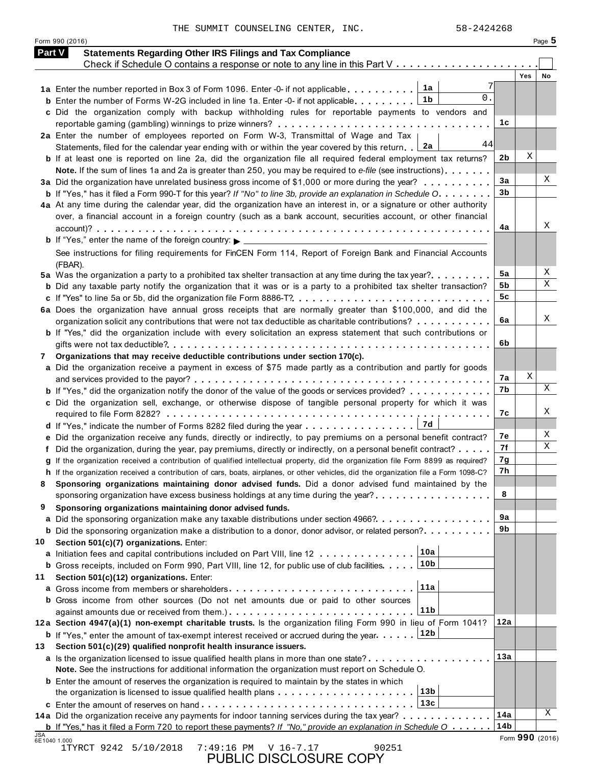THE SUMMIT COUNSELING CENTER, INC. 58-2424268

Form 990 (2016)

## Part V Statements Regarding Other IRS Filings and Tax Compliance

Check if Schedule O contains a response or note to any line in this Part V . . . . . . . . . . . . . . . . . . . . . ☐

| Line | Description | Box | Amount | Line | Yes | No |
|---|---|---|---|---|---|---|
| 1a | Enter the number reported in Box 3 of Form 1096. Enter -0- if not applicable | 1a | 7 | | | |
| b | Enter the number of Forms W-2G included in line 1a. Enter -0- if not applicable | 1b | 0. | | | |
| c | Did the organization comply with backup withholding rules for reportable payments to vendors and reportable gaming (gambling) winnings to prize winners? | | | 1c | | |
| 2a | Enter the number of employees reported on Form W-3, Transmittal of Wage and Tax Statements, filed for the calendar year ending with or within the year covered by this return | 2a | 44 | | | |
| b | If at least one is reported on line 2a, did the organization file all required federal employment tax returns? | | | 2b | X | |
| | **Note.** If the sum of lines 1a and 2a is greater than 250, you may be required to *e-file* (see instructions) | | | | | |
| 3a | Did the organization have unrelated business gross income of $1,000 or more during the year? | | | 3a | | X |
| b | If "Yes," has it filed a Form 990-T for this year? *If "No" to line 3b, provide an explanation in Schedule O* | | | 3b | | |
| 4a | At any time during the calendar year, did the organization have an interest in, or a signature or other authority over, a financial account in a foreign country (such as a bank account, securities account, or other financial account)? | | | 4a | | X |
| b | If "Yes," enter the name of the foreign country: ▶ | | | | | |
| | See instructions for filing requirements for FinCEN Form 114, Report of Foreign Bank and Financial Accounts (FBAR). | | | | | |
| 5a | Was the organization a party to a prohibited tax shelter transaction at any time during the tax year? | | | 5a | | X |
| b | Did any taxable party notify the organization that it was or is a party to a prohibited tax shelter transaction? | | | 5b | | X |
| c | If "Yes" to line 5a or 5b, did the organization file Form 8886-T? | | | 5c | | |
| 6a | Does the organization have annual gross receipts that are normally greater than $100,000, and did the organization solicit any contributions that were not tax deductible as charitable contributions? | | | 6a | | X |
| b | If "Yes," did the organization include with every solicitation an express statement that such contributions or gifts were not tax deductible? | | | 6b | | |
| 7 | **Organizations that may receive deductible contributions under section 170(c).** | | | | | |
| a | Did the organization receive a payment in excess of $75 made partly as a contribution and partly for goods and services provided to the payor? | | | 7a | X | |
| b | If "Yes," did the organization notify the donor of the value of the goods or services provided? | | | 7b | | X |
| c | Did the organization sell, exchange, or otherwise dispose of tangible personal property for which it was required to file Form 8282? | | | 7c | | X |
| d | If "Yes," indicate the number of Forms 8282 filed during the year | 7d | | | | |
| e | Did the organization receive any funds, directly or indirectly, to pay premiums on a personal benefit contract? | | | 7e | | X |
| f | Did the organization, during the year, pay premiums, directly or indirectly, on a personal benefit contract? | | | 7f | | X |
| g | If the organization received a contribution of qualified intellectual property, did the organization file Form 8899 as required? | | | 7g | | |
| h | If the organization received a contribution of cars, boats, airplanes, or other vehicles, did the organization file a Form 1098-C? | | | 7h | | |
| 8 | **Sponsoring organizations maintaining donor advised funds.** Did a donor advised fund maintained by the sponsoring organization have excess business holdings at any time during the year? | | | 8 | | |
| 9 | **Sponsoring organizations maintaining donor advised funds.** | | | | | |
| a | Did the sponsoring organization make any taxable distributions under section 4966? | | | 9a | | |
| b | Did the sponsoring organization make a distribution to a donor, donor advisor, or related person? | | | 9b | | |
| 10 | **Section 501(c)(7) organizations.** Enter: | | | | | |
| a | Initiation fees and capital contributions included on Part VIII, line 12 | 10a | | | | |
| b | Gross receipts, included on Form 990, Part VIII, line 12, for public use of club facilities | 10b | | | | |
| 11 | **Section 501(c)(12) organizations.** Enter: | | | | | |
| a | Gross income from members or shareholders | 11a | | | | |
| b | Gross income from other sources (Do not net amounts due or paid to other sources against amounts due or received from them.) | 11b | | | | |
| 12a | **Section 4947(a)(1) non-exempt charitable trusts.** Is the organization filing Form 990 in lieu of Form 1041? | | | 12a | | |
| b | If "Yes," enter the amount of tax-exempt interest received or accrued during the year | 12b | | | | |
| 13 | **Section 501(c)(29) qualified nonprofit health insurance issuers.** | | | | | |
| a | Is the organization licensed to issue qualified health plans in more than one state? | | | 13a | | |
| | **Note.** See the instructions for additional information the organization must report on Schedule O. | | | | | |
| b | Enter the amount of reserves the organization is required to maintain by the states in which the organization is licensed to issue qualified health plans | 13b | | | | |
| c | Enter the amount of reserves on hand | 13c | | | | |
| 14a | Did the organization receive any payments for indoor tanning services during the tax year? | | | 14a | | X |
| b | If "Yes," has it filed a Form 720 to report these payments? *If "No," provide an explanation in Schedule O* | | | 14b | | |

JSA 6E1040 1.000

Form **990** (2016)

1TYRCT 9242 5/10/2018 7:49:16 PM V 16-7.17 90251

PUBLIC DISCLOSURE COPY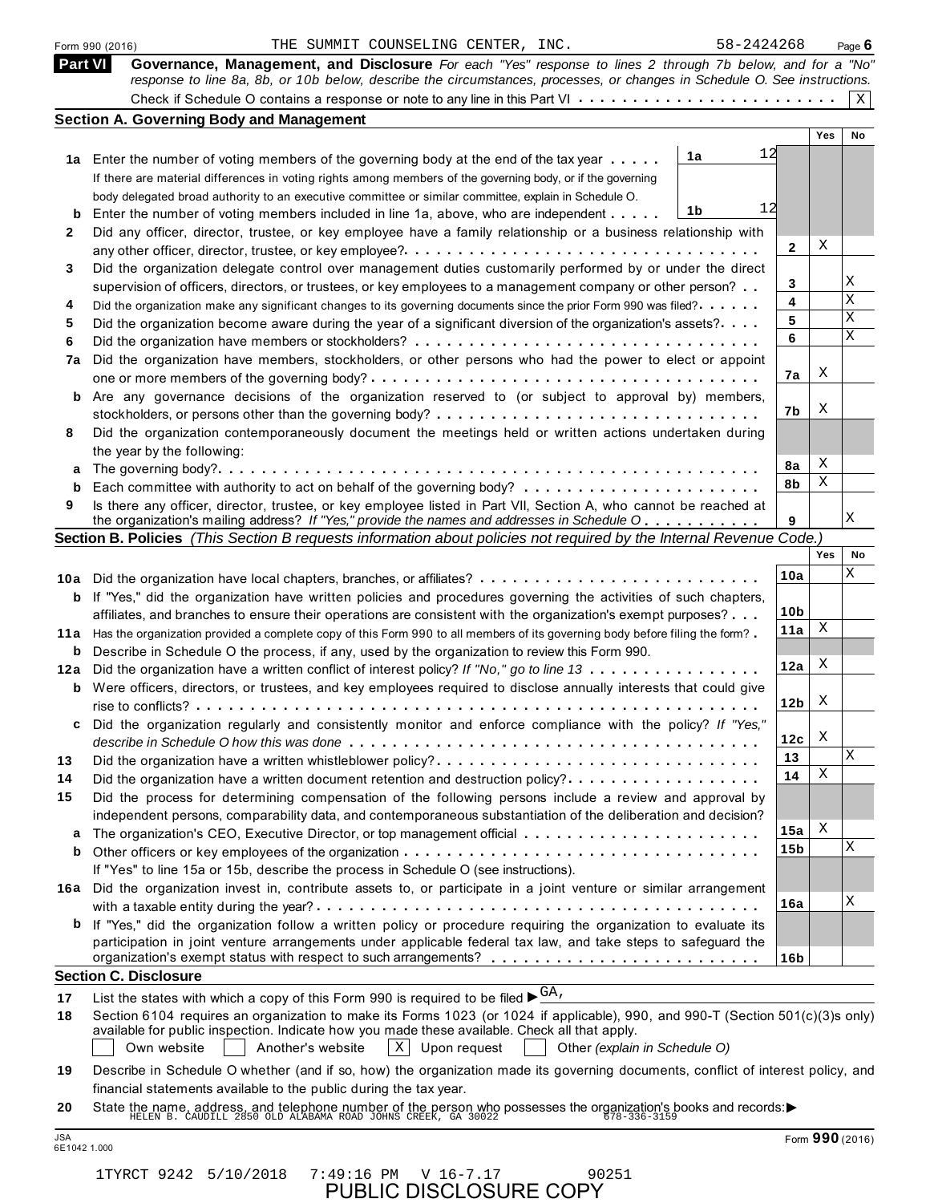Form 990 (2016) THE SUMMIT COUNSELING CENTER, INC. 58-2424268

## Part VI Governance, Management, and Disclosure

*For each "Yes" response to lines 2 through 7b below, and for a "No" response to line 8a, 8b, or 10b below, describe the circumstances, processes, or changes in Schedule O. See instructions.*

Check if Schedule O contains a response or note to any line in this Part VI . . . . . . . . . . [X]

### Section A. Governing Body and Management

| | | | Yes | No |
|---|---|---|---|---|
| **1a** | Enter the number of voting members of the governing body at the end of the tax year . . . . . **1a** 12<br>If there are material differences in voting rights among members of the governing body, or if the governing body delegated broad authority to an executive committee or similar committee, explain in Schedule O. | | | |
| **b** | Enter the number of voting members included in line 1a, above, who are independent . . . . . **1b** 12 | | | |
| **2** | Did any officer, director, trustee, or key employee have a family relationship or a business relationship with any other officer, director, trustee, or key employee? | 2 | X | |
| **3** | Did the organization delegate control over management duties customarily performed by or under the direct supervision of officers, directors, or trustees, or key employees to a management company or other person? | 3 | | X |
| **4** | Did the organization make any significant changes to its governing documents since the prior Form 990 was filed? | 4 | | X |
| **5** | Did the organization become aware during the year of a significant diversion of the organization's assets? | 5 | | X |
| **6** | Did the organization have members or stockholders? | 6 | | X |
| **7a** | Did the organization have members, stockholders, or other persons who had the power to elect or appoint one or more members of the governing body? | 7a | X | |
| **b** | Are any governance decisions of the organization reserved to (or subject to approval by) members, stockholders, or persons other than the governing body? | 7b | X | |
| **8** | Did the organization contemporaneously document the meetings held or written actions undertaken during the year by the following: | | | |
| **a** | The governing body? | 8a | X | |
| **b** | Each committee with authority to act on behalf of the governing body? | 8b | X | |
| **9** | Is there any officer, director, trustee, or key employee listed in Part VII, Section A, who cannot be reached at the organization's mailing address? *If "Yes," provide the names and addresses in Schedule O* | 9 | | X |

### Section B. Policies *(This Section B requests information about policies not required by the Internal Revenue Code.)*

| | | | Yes | No |
|---|---|---|---|---|
| **10a** | Did the organization have local chapters, branches, or affiliates? | 10a | | X |
| **b** | If "Yes," did the organization have written policies and procedures governing the activities of such chapters, affiliates, and branches to ensure their operations are consistent with the organization's exempt purposes? | 10b | | |
| **11a** | Has the organization provided a complete copy of this Form 990 to all members of its governing body before filing the form? | 11a | X | |
| **b** | Describe in Schedule O the process, if any, used by the organization to review this Form 990. | | | |
| **12a** | Did the organization have a written conflict of interest policy? *If "No," go to line 13* | 12a | X | |
| **b** | Were officers, directors, or trustees, and key employees required to disclose annually interests that could give rise to conflicts? | 12b | X | |
| **c** | Did the organization regularly and consistently monitor and enforce compliance with the policy? *If "Yes," describe in Schedule O how this was done* | 12c | X | |
| **13** | Did the organization have a written whistleblower policy? | 13 | | X |
| **14** | Did the organization have a written document retention and destruction policy? | 14 | X | |
| **15** | Did the process for determining compensation of the following persons include a review and approval by independent persons, comparability data, and contemporaneous substantiation of the deliberation and decision? | | | |
| **a** | The organization's CEO, Executive Director, or top management official | 15a | X | |
| **b** | Other officers or key employees of the organization<br>If "Yes" to line 15a or 15b, describe the process in Schedule O (see instructions). | 15b | | X |
| **16a** | Did the organization invest in, contribute assets to, or participate in a joint venture or similar arrangement with a taxable entity during the year? | 16a | | X |
| **b** | If "Yes," did the organization follow a written policy or procedure requiring the organization to evaluate its participation in joint venture arrangements under applicable federal tax law, and take steps to safeguard the organization's exempt status with respect to such arrangements? | 16b | | |

### Section C. Disclosure

**17** List the states with which a copy of this Form 990 is required to be filed ▶ GA,

**18** Section 6104 requires an organization to make its Forms 1023 (or 1024 if applicable), 990, and 990-T (Section 501(c)(3)s only) available for public inspection. Indicate how you made these available. Check all that apply.

[ ] Own website [ ] Another's website [X] Upon request [ ] Other *(explain in Schedule O)*

**19** Describe in Schedule O whether (and if so, how) the organization made its governing documents, conflict of interest policy, and financial statements available to the public during the tax year.

**20** State the name, address, and telephone number of the person who possesses the organization's books and records: ▶
HELEN B. CAUDILL 2850 OLD ALABAMA ROAD JOHNS CREEK, GA 30022 678-336-3159

JSA 6E1042 1.000 Form **990** (2016)

1TYRCT 9242 5/10/2018 7:49:16 PM V 16-7.17 90251

PUBLIC DISCLOSURE COPY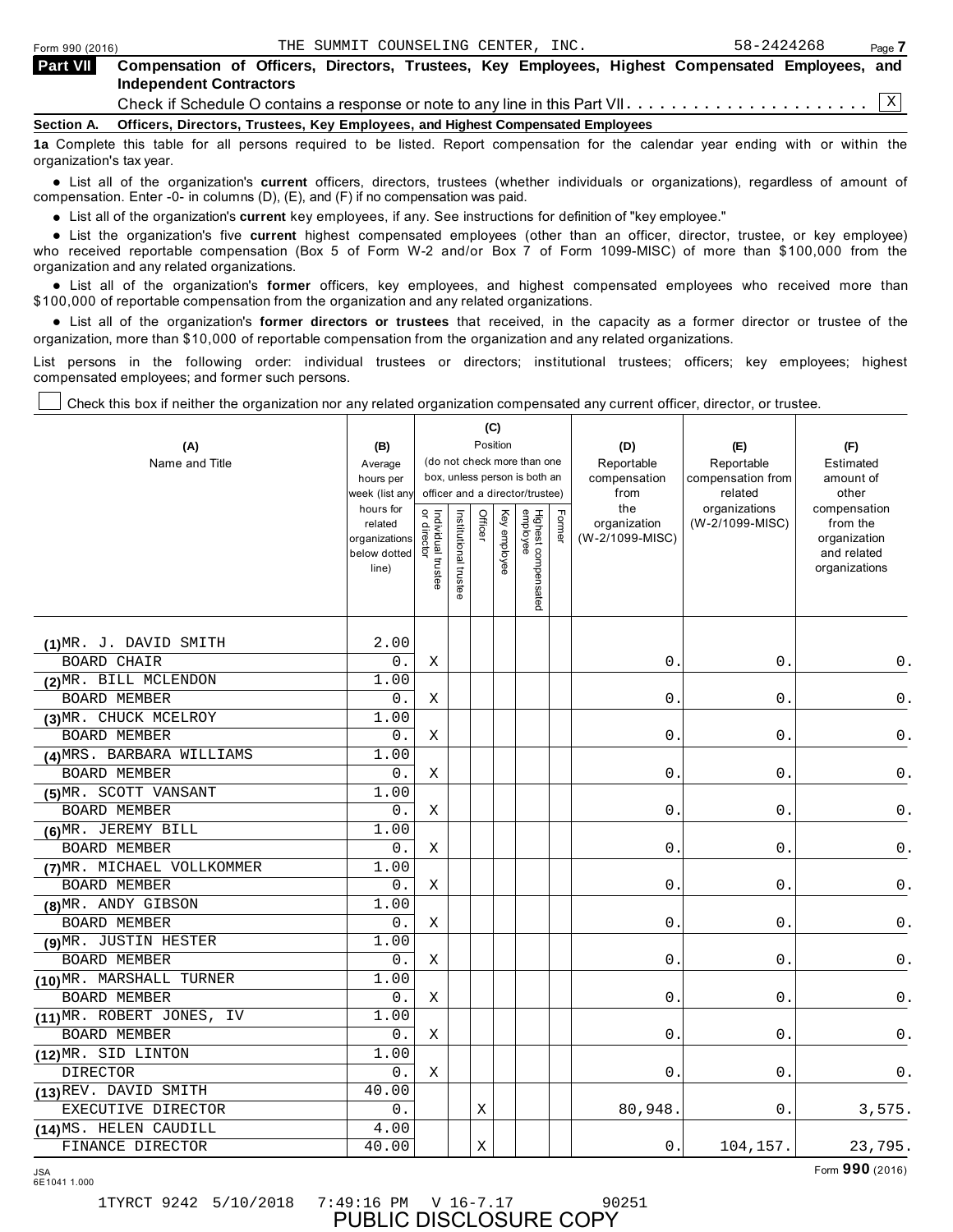Form 990 (2016) THE SUMMIT COUNSELING CENTER, INC. 58-2424268

**Part VII** **Compensation of Officers, Directors, Trustees, Key Employees, Highest Compensated Employees, and Independent Contractors**

Check if Schedule O contains a response or note to any line in this Part VII . . . . . . . . . . . . . . . . . . . . . . [X]

**Section A. Officers, Directors, Trustees, Key Employees, and Highest Compensated Employees**

**1a** Complete this table for all persons required to be listed. Report compensation for the calendar year ending with or within the organization's tax year.

- List all of the organization's **current** officers, directors, trustees (whether individuals or organizations), regardless of amount of compensation. Enter -0- in columns (D), (E), and (F) if no compensation was paid.
- List all of the organization's **current** key employees, if any. See instructions for definition of "key employee."
- List the organization's five **current** highest compensated employees (other than an officer, director, trustee, or key employee) who received reportable compensation (Box 5 of Form W-2 and/or Box 7 of Form 1099-MISC) of more than $100,000 from the organization and any related organizations.
- List all of the organization's **former** officers, key employees, and highest compensated employees who received more than $100,000 of reportable compensation from the organization and any related organizations.
- List all of the organization's **former directors or trustees** that received, in the capacity as a former director or trustee of the organization, more than $10,000 of reportable compensation from the organization and any related organizations.

List persons in the following order: individual trustees or directors; institutional trustees; officers; key employees; highest compensated employees; and former such persons.

[ ] Check this box if neither the organization nor any related organization compensated any current officer, director, or trustee.

| (A) Name and Title | (B) Average hours per week (list any hours for related organizations below dotted line) | (C) Position: Individual trustee or director | Institutional trustee | Officer | Key employee | Highest compensated employee | Former | (D) Reportable compensation from the organization (W-2/1099-MISC) | (E) Reportable compensation from related organizations (W-2/1099-MISC) | (F) Estimated amount of other compensation from the organization and related organizations |
|---|---|---|---|---|---|---|---|---|---|---|
| (1) MR. J. DAVID SMITH<br>BOARD CHAIR | 2.00<br>0. | X | | | | | | 0. | 0. | 0. |
| (2) MR. BILL MCLENDON<br>BOARD MEMBER | 1.00<br>0. | X | | | | | | 0. | 0. | 0. |
| (3) MR. CHUCK MCELROY<br>BOARD MEMBER | 1.00<br>0. | X | | | | | | 0. | 0. | 0. |
| (4) MRS. BARBARA WILLIAMS<br>BOARD MEMBER | 1.00<br>0. | X | | | | | | 0. | 0. | 0. |
| (5) MR. SCOTT VANSANT<br>BOARD MEMBER | 1.00<br>0. | X | | | | | | 0. | 0. | 0. |
| (6) MR. JEREMY BILL<br>BOARD MEMBER | 1.00<br>0. | X | | | | | | 0. | 0. | 0. |
| (7) MR. MICHAEL VOLLKOMMER<br>BOARD MEMBER | 1.00<br>0. | X | | | | | | 0. | 0. | 0. |
| (8) MR. ANDY GIBSON<br>BOARD MEMBER | 1.00<br>0. | X | | | | | | 0. | 0. | 0. |
| (9) MR. JUSTIN HESTER<br>BOARD MEMBER | 1.00<br>0. | X | | | | | | 0. | 0. | 0. |
| (10) MR. MARSHALL TURNER<br>BOARD MEMBER | 1.00<br>0. | X | | | | | | 0. | 0. | 0. |
| (11) MR. ROBERT JONES, IV<br>BOARD MEMBER | 1.00<br>0. | X | | | | | | 0. | 0. | 0. |
| (12) MR. SID LINTON<br>DIRECTOR | 1.00<br>0. | X | | | | | | 0. | 0. | 0. |
| (13) REV. DAVID SMITH<br>EXECUTIVE DIRECTOR | 40.00<br>0. | | | X | | | | 80,948. | 0. | 3,575. |
| (14) MS. HELEN CAUDILL<br>FINANCE DIRECTOR | 4.00<br>40.00 | | | X | | | | 0. | 104,157. | 23,795. |

Form **990** (2016)

1TYRCT 9242 5/10/2018 7:49:16 PM V 16-7.17 90251

PUBLIC DISCLOSURE COPY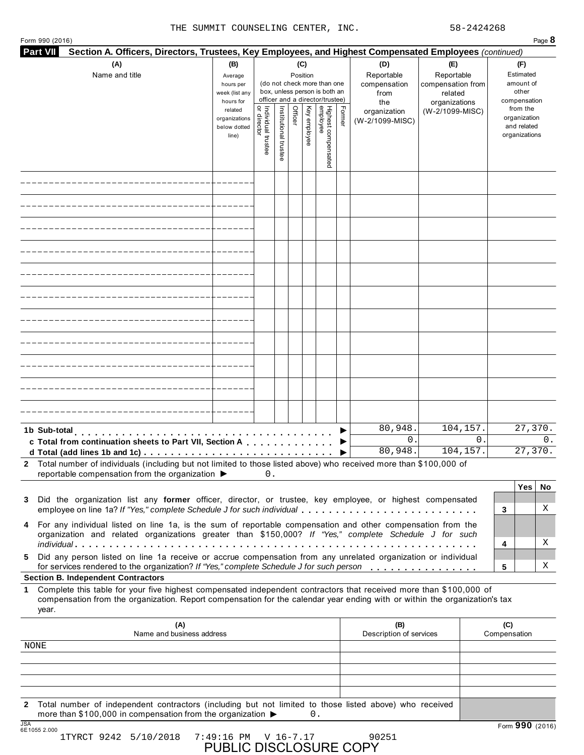THE SUMMIT COUNSELING CENTER, INC. 58-2424268

Form 990 (2016)

**Part VII Section A. Officers, Directors, Trustees, Key Employees, and Highest Compensated Employees** *(continued)*

| (A) Name and title | (B) Average hours per week (list any hours for related organizations below dotted line) | (C) Position (do not check more than one box, unless person is both an officer and a director/trustee): Individual trustee or director | Institutional trustee | Officer | Key employee | Highest compensated employee | Former | (D) Reportable compensation from the organization (W-2/1099-MISC) | (E) Reportable compensation from related organizations (W-2/1099-MISC) | (F) Estimated amount of other compensation from the organization and related organizations |
|---|---|---|---|---|---|---|---|---|---|---|
| | | | | | | | | | | |
| | | | | | | | | | | |
| | | | | | | | | | | |
| | | | | | | | | | | |
| | | | | | | | | | | |
| | | | | | | | | | | |
| | | | | | | | | | | |
| | | | | | | | | | | |
| | | | | | | | | | | |
| | | | | | | | | | | |
| | | | | | | | | | | |
| **1b Sub-total** | | | | | | | ▶ | 80,948. | 104,157. | 27,370. |
| **c Total from continuation sheets to Part VII, Section A** | | | | | | | ▶ | 0. | 0. | 0. |
| **d Total (add lines 1b and 1c)** | | | | | | | ▶ | 80,948. | 104,157. | 27,370. |

**2** Total number of individuals (including but not limited to those listed above) who received more than $100,000 of reportable compensation from the organization ▶ 0.

| | | Yes | No |
|---|---|---|---|
| **3** Did the organization list any **former** officer, director, or trustee, key employee, or highest compensated employee on line 1a? *If "Yes," complete Schedule J for such individual* | 3 | | X |
| **4** For any individual listed on line 1a, is the sum of reportable compensation and other compensation from the organization and related organizations greater than $150,000? *If "Yes," complete Schedule J for such individual* | 4 | | X |
| **5** Did any person listed on line 1a receive or accrue compensation from any unrelated organization or individual for services rendered to the organization? *If "Yes," complete Schedule J for such person* | 5 | | X |

**Section B. Independent Contractors**

**1** Complete this table for your five highest compensated independent contractors that received more than $100,000 of compensation from the organization. Report compensation for the calendar year ending with or within the organization's tax year.

| (A) Name and business address | (B) Description of services | (C) Compensation |
|---|---|---|
| NONE | | |
| | | |
| | | |
| | | |
| | | |

**2** Total number of independent contractors (including but not limited to those listed above) who received more than $100,000 in compensation from the organization ▶ 0.

JSA 6E1055 2.000

Form **990** (2016)

1TYRCT 9242 5/10/2018 7:49:16 PM V 16-7.17 90251

PUBLIC DISCLOSURE COPY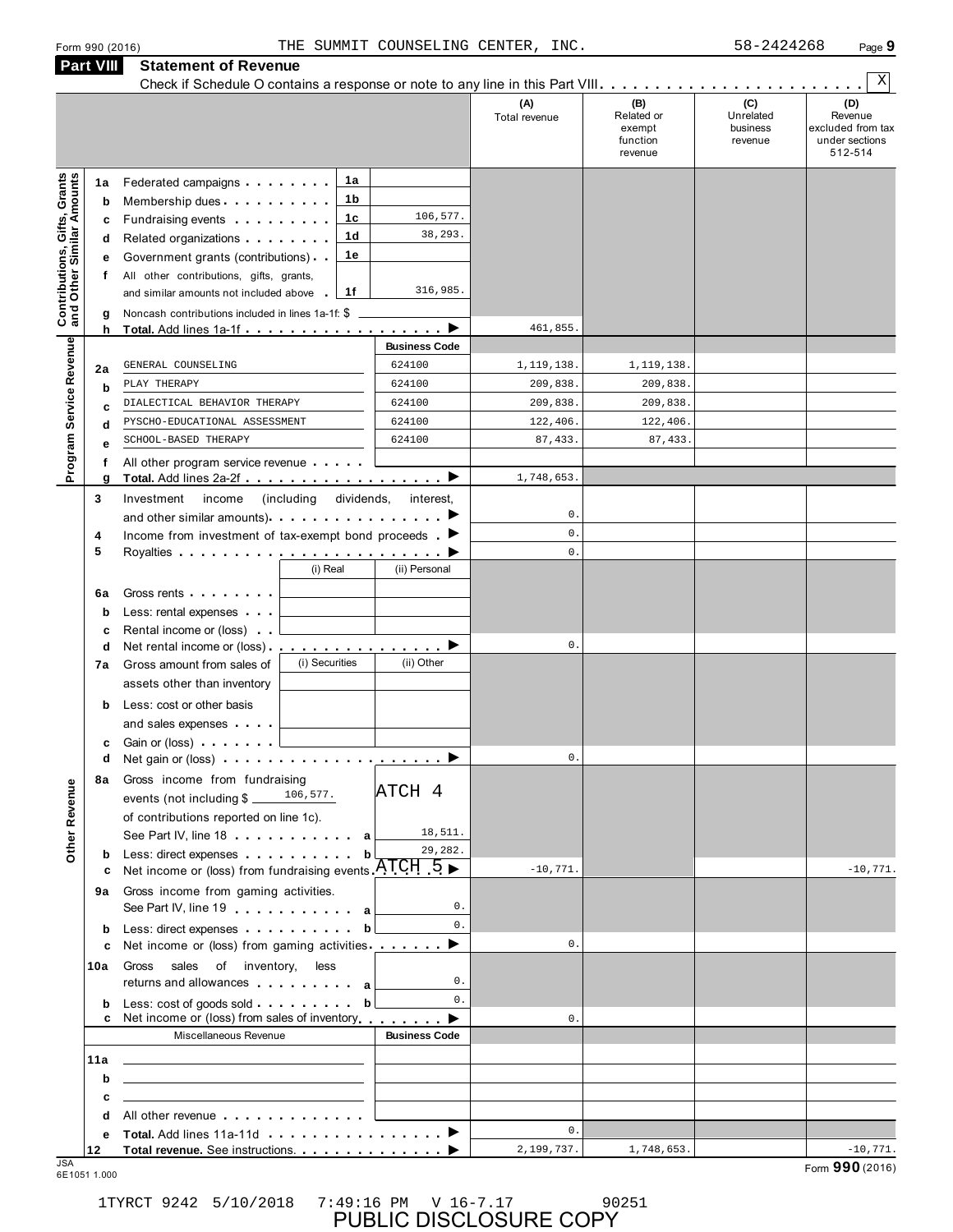Form 990 (2016) THE SUMMIT COUNSELING CENTER, INC. 58-2424268

## Part VIII Statement of Revenue

Check if Schedule O contains a response or note to any line in this Part VIII . . . . . . . . . . X

| | | | | (A) Total revenue | (B) Related or exempt function revenue | (C) Unrelated business revenue | (D) Revenue excluded from tax under sections 512-514 |
|---|---|---|---|---|---|---|---|
| **Contributions, Gifts, Grants and Other Similar Amounts** | 1a | Federated campaigns . . . 1a | | | | | |
| | b | Membership dues . . . 1b | | | | | |
| | c | Fundraising events . . . 1c | 106,577. | | | | |
| | d | Related organizations . . . 1d | 38,293. | | | | |
| | e | Government grants (contributions) . . 1e | | | | | |
| | f | All other contributions, gifts, grants, and similar amounts not included above . 1f | 316,985. | | | | |
| | g | Noncash contributions included in lines 1a-1f: $ | | | | | |
| | h | **Total.** Add lines 1a-1f . . . ▶ | | 461,855. | | | |
| **Program Service Revenue** | | | Business Code | | | | |
| | 2a | GENERAL COUNSELING | 624100 | 1,119,138. | 1,119,138. | | |
| | b | PLAY THERAPY | 624100 | 209,838. | 209,838. | | |
| | c | DIALECTICAL BEHAVIOR THERAPY | 624100 | 209,838. | 209,838. | | |
| | d | PYSCHO-EDUCATIONAL ASSESSMENT | 624100 | 122,406. | 122,406. | | |
| | e | SCHOOL-BASED THERAPY | 624100 | 87,433. | 87,433. | | |
| | f | All other program service revenue . . . | | | | | |
| | g | **Total.** Add lines 2a-2f . . . ▶ | | 1,748,653. | | | |
| **Other Revenue** | 3 | Investment income (including dividends, interest, and other similar amounts) . . . ▶ | | 0. | | | |
| | 4 | Income from investment of tax-exempt bond proceeds . ▶ | | 0. | | | |
| | 5 | Royalties . . . ▶ | | 0. | | | |
| | | | (i) Real / (ii) Personal | | | | |
| | 6a | Gross rents . . . | | | | | |
| | b | Less: rental expenses . . . | | | | | |
| | c | Rental income or (loss) . . | | | | | |
| | d | Net rental income or (loss) . . . ▶ | | 0. | | | |
| | | | (i) Securities / (ii) Other | | | | |
| | 7a | Gross amount from sales of assets other than inventory | | | | | |
| | b | Less: cost or other basis and sales expenses . . . | | | | | |
| | c | Gain or (loss) . . . | | | | | |
| | d | Net gain or (loss) . . . ▶ | | 0. | | | |
| | 8a | Gross income from fundraising events (not including $ 106,577. of contributions reported on line 1c). See Part IV, line 18 . . . a ATCH 4 | 18,511. | | | | |
| | b | Less: direct expenses . . . b | 29,282. | | | | |
| | c | Net income or (loss) from fundraising events ATCH 5 ▶ | | -10,771. | | | -10,771. |
| | 9a | Gross income from gaming activities. See Part IV, line 19 . . . a | 0. | | | | |
| | b | Less: direct expenses . . . b | 0. | | | | |
| | c | Net income or (loss) from gaming activities . . . ▶ | | 0. | | | |
| | 10a | Gross sales of inventory, less returns and allowances . . . a | 0. | | | | |
| | b | Less: cost of goods sold . . . b | 0. | | | | |
| | c | Net income or (loss) from sales of inventory . . . ▶ | | 0. | | | |
| | | Miscellaneous Revenue | Business Code | | | | |
| | 11a | | | | | | |
| | b | | | | | | |
| | c | | | | | | |
| | d | All other revenue . . . | | | | | |
| | e | **Total.** Add lines 11a-11d . . . ▶ | | 0. | | | |
| | 12 | **Total revenue.** See instructions. . . . ▶ | | 2,199,737. | 1,748,653. | | -10,771. |

JSA 6E1051 1.000 Form **990** (2016)

1TYRCT 9242 5/10/2018 7:49:16 PM V 16-7.17 90251

PUBLIC DISCLOSURE COPY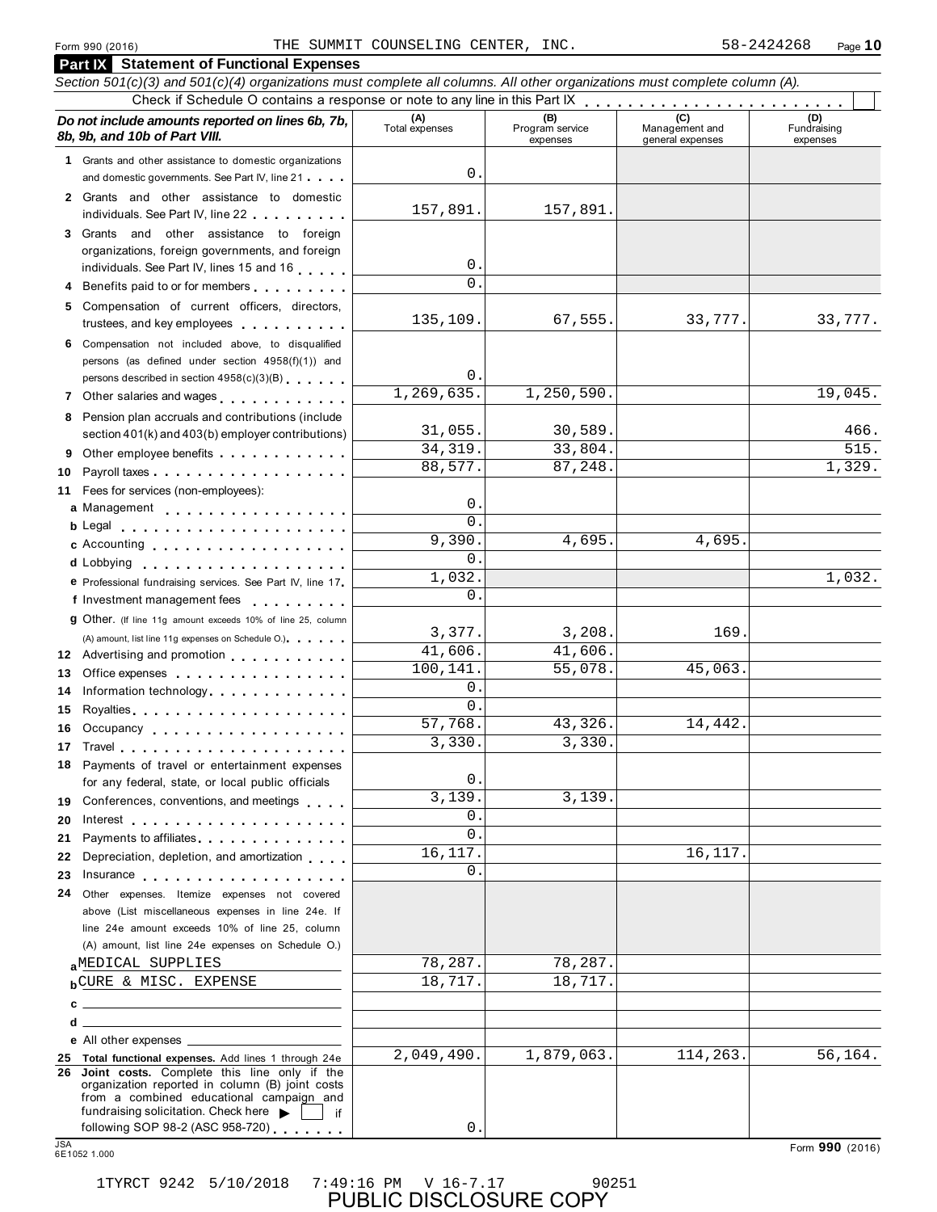Form 990 (2016) THE SUMMIT COUNSELING CENTER, INC. 58-2424268

## Part IX Statement of Functional Expenses

*Section 501(c)(3) and 501(c)(4) organizations must complete all columns. All other organizations must complete column (A).*

Check if Schedule O contains a response or note to any line in this Part IX . . . . . . . . . . . . . . . . . . . . . . . ☐

| *Do not include amounts reported on lines 6b, 7b, 8b, 9b, and 10b of Part VIII.* | (A) Total expenses | (B) Program service expenses | (C) Management and general expenses | (D) Fundraising expenses |
|---|---|---|---|---|
| 1 Grants and other assistance to domestic organizations and domestic governments. See Part IV, line 21 | 0. | | | |
| 2 Grants and other assistance to domestic individuals. See Part IV, line 22 | 157,891. | 157,891. | | |
| 3 Grants and other assistance to foreign organizations, foreign governments, and foreign individuals. See Part IV, lines 15 and 16 | 0. | | | |
| 4 Benefits paid to or for members | 0. | | | |
| 5 Compensation of current officers, directors, trustees, and key employees | 135,109. | 67,555. | 33,777. | 33,777. |
| 6 Compensation not included above, to disqualified persons (as defined under section 4958(f)(1)) and persons described in section 4958(c)(3)(B) | 0. | | | |
| 7 Other salaries and wages | 1,269,635. | 1,250,590. | | 19,045. |
| 8 Pension plan accruals and contributions (include section 401(k) and 403(b) employer contributions) | 31,055. | 30,589. | | 466. |
| 9 Other employee benefits | 34,319. | 33,804. | | 515. |
| 10 Payroll taxes | 88,577. | 87,248. | | 1,329. |
| 11 Fees for services (non-employees): | | | | |
| a Management | 0. | | | |
| b Legal | 0. | | | |
| c Accounting | 9,390. | 4,695. | 4,695. | |
| d Lobbying | 0. | | | |
| e Professional fundraising services. See Part IV, line 17 | 1,032. | | | 1,032. |
| f Investment management fees | 0. | | | |
| g Other. (If line 11g amount exceeds 10% of line 25, column (A) amount, list line 11g expenses on Schedule O.) | 3,377. | 3,208. | 169. | |
| 12 Advertising and promotion | 41,606. | 41,606. | | |
| 13 Office expenses | 100,141. | 55,078. | 45,063. | |
| 14 Information technology | 0. | | | |
| 15 Royalties | 0. | | | |
| 16 Occupancy | 57,768. | 43,326. | 14,442. | |
| 17 Travel | 3,330. | 3,330. | | |
| 18 Payments of travel or entertainment expenses for any federal, state, or local public officials | 0. | | | |
| 19 Conferences, conventions, and meetings | 3,139. | 3,139. | | |
| 20 Interest | 0. | | | |
| 21 Payments to affiliates | 0. | | | |
| 22 Depreciation, depletion, and amortization | 16,117. | | 16,117. | |
| 23 Insurance | 0. | | | |
| 24 Other expenses. Itemize expenses not covered above (List miscellaneous expenses in line 24e. If line 24e amount exceeds 10% of line 25, column (A) amount, list line 24e expenses on Schedule O.) | | | | |
| a MEDICAL SUPPLIES | 78,287. | 78,287. | | |
| b CURE & MISC. EXPENSE | 18,717. | 18,717. | | |
| c | | | | |
| d | | | | |
| e All other expenses | | | | |
| 25 **Total functional expenses.** Add lines 1 through 24e | 2,049,490. | 1,879,063. | 114,263. | 56,164. |
| 26 **Joint costs.** Complete this line only if the organization reported in column (B) joint costs from a combined educational campaign and fundraising solicitation. Check here ☐ if following SOP 98-2 (ASC 958-720) | 0. | | | |

Form **990** (2016)

1TYRCT 9242 5/10/2018 7:49:16 PM V 16-7.17 90251

PUBLIC DISCLOSURE COPY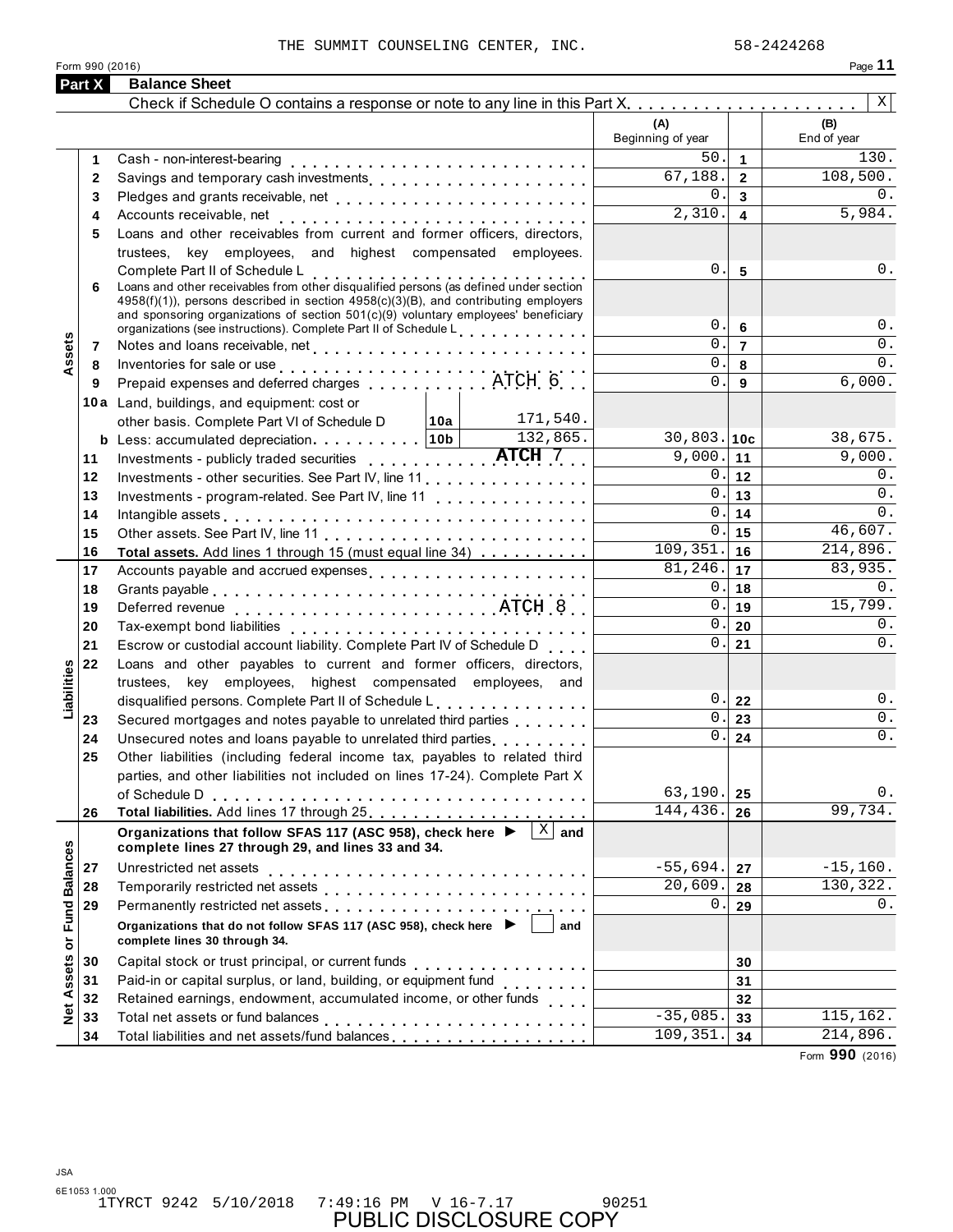THE SUMMIT COUNSELING CENTER, INC. 58-2424268

Form 990 (2016)

## Part X Balance Sheet

Check if Schedule O contains a response or note to any line in this Part X . . . . . . . . . . X

| | | | (A) Beginning of year | | (B) End of year |
|---|---|---|---|---|---|
| **Assets** | 1 | Cash - non-interest-bearing | 50. | 1 | 130. |
| | 2 | Savings and temporary cash investments | 67,188. | 2 | 108,500. |
| | 3 | Pledges and grants receivable, net | 0. | 3 | 0. |
| | 4 | Accounts receivable, net | 2,310. | 4 | 5,984. |
| | 5 | Loans and other receivables from current and former officers, directors, trustees, key employees, and highest compensated employees. Complete Part II of Schedule L | 0. | 5 | 0. |
| | 6 | Loans and other receivables from other disqualified persons (as defined under section 4958(f)(1)), persons described in section 4958(c)(3)(B), and contributing employers and sponsoring organizations of section 501(c)(9) voluntary employees' beneficiary organizations (see instructions). Complete Part II of Schedule L | 0. | 6 | 0. |
| | 7 | Notes and loans receivable, net | 0. | 7 | 0. |
| | 8 | Inventories for sale or use | 0. | 8 | 0. |
| | 9 | Prepaid expenses and deferred charges ATCH 6 | 0. | 9 | 6,000. |
| | 10a | Land, buildings, and equipment: cost or other basis. Complete Part VI of Schedule D — 10a: 171,540. | | | |
| | b | Less: accumulated depreciation — 10b: 132,865. | 30,803. | 10c | 38,675. |
| | 11 | Investments - publicly traded securities ATCH 7 | 9,000. | 11 | 9,000. |
| | 12 | Investments - other securities. See Part IV, line 11 | 0. | 12 | 0. |
| | 13 | Investments - program-related. See Part IV, line 11 | 0. | 13 | 0. |
| | 14 | Intangible assets | 0. | 14 | 0. |
| | 15 | Other assets. See Part IV, line 11 | 0. | 15 | 46,607. |
| | 16 | **Total assets.** Add lines 1 through 15 (must equal line 34) | 109,351. | 16 | 214,896. |
| **Liabilities** | 17 | Accounts payable and accrued expenses | 81,246. | 17 | 83,935. |
| | 18 | Grants payable | 0. | 18 | 0. |
| | 19 | Deferred revenue ATCH 8 | 0. | 19 | 15,799. |
| | 20 | Tax-exempt bond liabilities | 0. | 20 | 0. |
| | 21 | Escrow or custodial account liability. Complete Part IV of Schedule D | 0. | 21 | 0. |
| | 22 | Loans and other payables to current and former officers, directors, trustees, key employees, highest compensated employees, and disqualified persons. Complete Part II of Schedule L | 0. | 22 | 0. |
| | 23 | Secured mortgages and notes payable to unrelated third parties | 0. | 23 | 0. |
| | 24 | Unsecured notes and loans payable to unrelated third parties | 0. | 24 | 0. |
| | 25 | Other liabilities (including federal income tax, payables to related third parties, and other liabilities not included on lines 17-24). Complete Part X of Schedule D | 63,190. | 25 | 0. |
| | 26 | **Total liabilities.** Add lines 17 through 25 | 144,436. | 26 | 99,734. |
| **Net Assets or Fund Balances** | | **Organizations that follow SFAS 117 (ASC 958), check here ▶ X and complete lines 27 through 29, and lines 33 and 34.** | | | |
| | 27 | Unrestricted net assets | -55,694. | 27 | -15,160. |
| | 28 | Temporarily restricted net assets | 20,609. | 28 | 130,322. |
| | 29 | Permanently restricted net assets | 0. | 29 | 0. |
| | | **Organizations that do not follow SFAS 117 (ASC 958), check here ▶ and complete lines 30 through 34.** | | | |
| | 30 | Capital stock or trust principal, or current funds | | 30 | |
| | 31 | Paid-in or capital surplus, or land, building, or equipment fund | | 31 | |
| | 32 | Retained earnings, endowment, accumulated income, or other funds | | 32 | |
| | 33 | Total net assets or fund balances | -35,085. | 33 | 115,162. |
| | 34 | Total liabilities and net assets/fund balances | 109,351. | 34 | 214,896. |

Form **990** (2016)

JSA
6E1053 1.000
1TYRCT 9242 5/10/2018 7:49:16 PM V 16-7.17 90251

PUBLIC DISCLOSURE COPY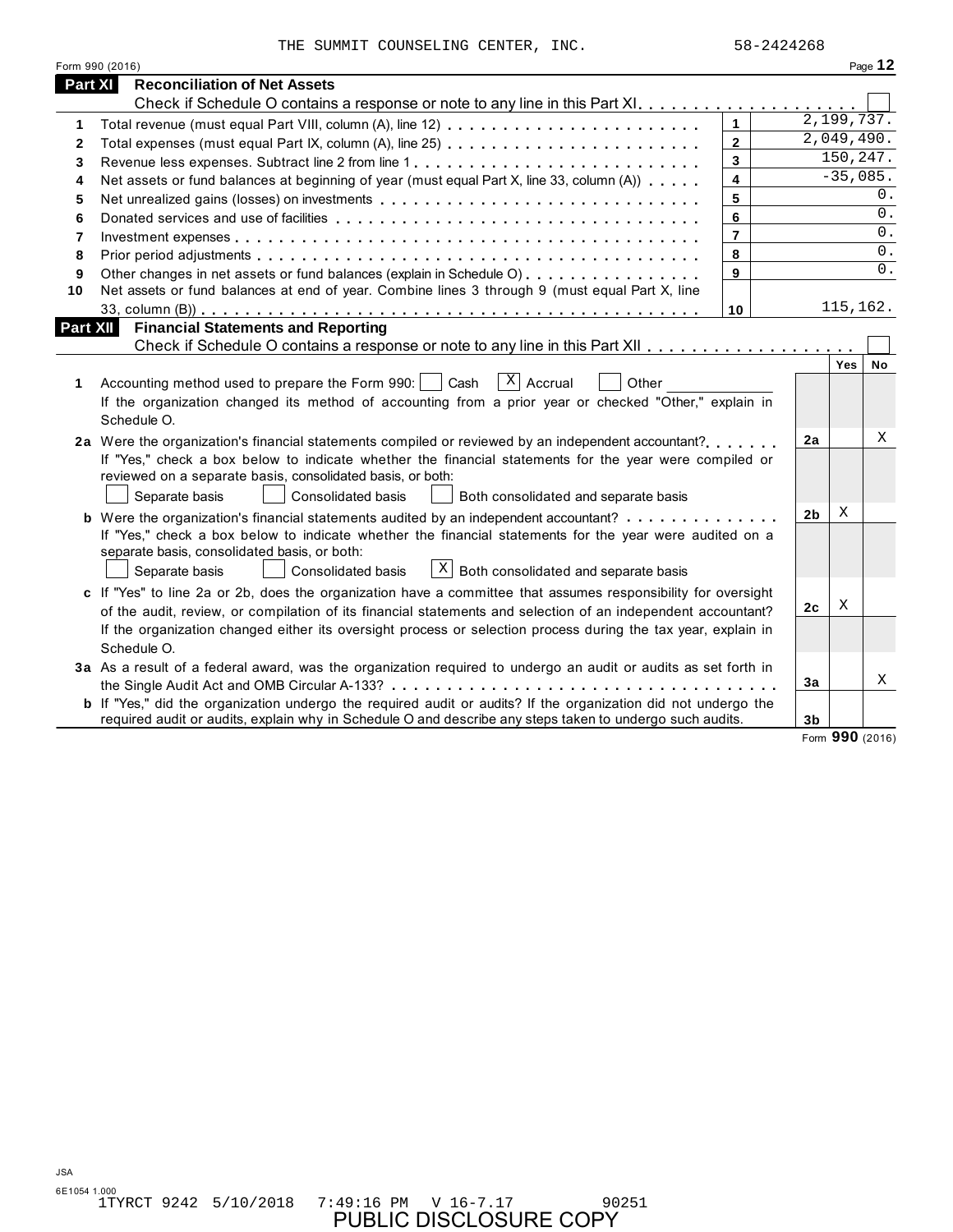THE SUMMIT COUNSELING CENTER, INC. 58-2424268

Form 990 (2016)

## Part XI Reconciliation of Net Assets

Check if Schedule O contains a response or note to any line in this Part XI . . . . . . . . . . . . . . . . . . . . ☐

| | | | |
|---|---|---|---|
| 1 | Total revenue (must equal Part VIII, column (A), line 12) | 1 | 2,199,737. |
| 2 | Total expenses (must equal Part IX, column (A), line 25) | 2 | 2,049,490. |
| 3 | Revenue less expenses. Subtract line 2 from line 1 | 3 | 150,247. |
| 4 | Net assets or fund balances at beginning of year (must equal Part X, line 33, column (A)) | 4 | -35,085. |
| 5 | Net unrealized gains (losses) on investments | 5 | 0. |
| 6 | Donated services and use of facilities | 6 | 0. |
| 7 | Investment expenses | 7 | 0. |
| 8 | Prior period adjustments | 8 | 0. |
| 9 | Other changes in net assets or fund balances (explain in Schedule O) | 9 | 0. |
| 10 | Net assets or fund balances at end of year. Combine lines 3 through 9 (must equal Part X, line 33, column (B)) | 10 | 115,162. |

## Part XII Financial Statements and Reporting

Check if Schedule O contains a response or note to any line in this Part XII . . . . . . . . . . . . . . . . . . ☐

| | | | Yes | No |
|---|---|---|---|---|
| 1 | Accounting method used to prepare the Form 990: ☐ Cash ☒ Accrual ☐ Other ____________<br>If the organization changed its method of accounting from a prior year or checked "Other," explain in Schedule O. | | | |
| 2a | Were the organization's financial statements compiled or reviewed by an independent accountant?<br>If "Yes," check a box below to indicate whether the financial statements for the year were compiled or reviewed on a separate basis, consolidated basis, or both:<br>☐ Separate basis ☐ Consolidated basis ☐ Both consolidated and separate basis | 2a | | X |
| b | Were the organization's financial statements audited by an independent accountant?<br>If "Yes," check a box below to indicate whether the financial statements for the year were audited on a separate basis, consolidated basis, or both:<br>☐ Separate basis ☐ Consolidated basis ☒ Both consolidated and separate basis | 2b | X | |
| c | If "Yes" to line 2a or 2b, does the organization have a committee that assumes responsibility for oversight of the audit, review, or compilation of its financial statements and selection of an independent accountant?<br>If the organization changed either its oversight process or selection process during the tax year, explain in Schedule O. | 2c | X | |
| 3a | As a result of a federal award, was the organization required to undergo an audit or audits as set forth in the Single Audit Act and OMB Circular A-133? | 3a | | X |
| b | If "Yes," did the organization undergo the required audit or audits? If the organization did not undergo the required audit or audits, explain why in Schedule O and describe any steps taken to undergo such audits. | 3b | | |

Form 990 (2016)

JSA
6E1054 1.000
1TYRCT 9242 5/10/2018 7:49:16 PM V 16-7.17 90251
PUBLIC DISCLOSURE COPY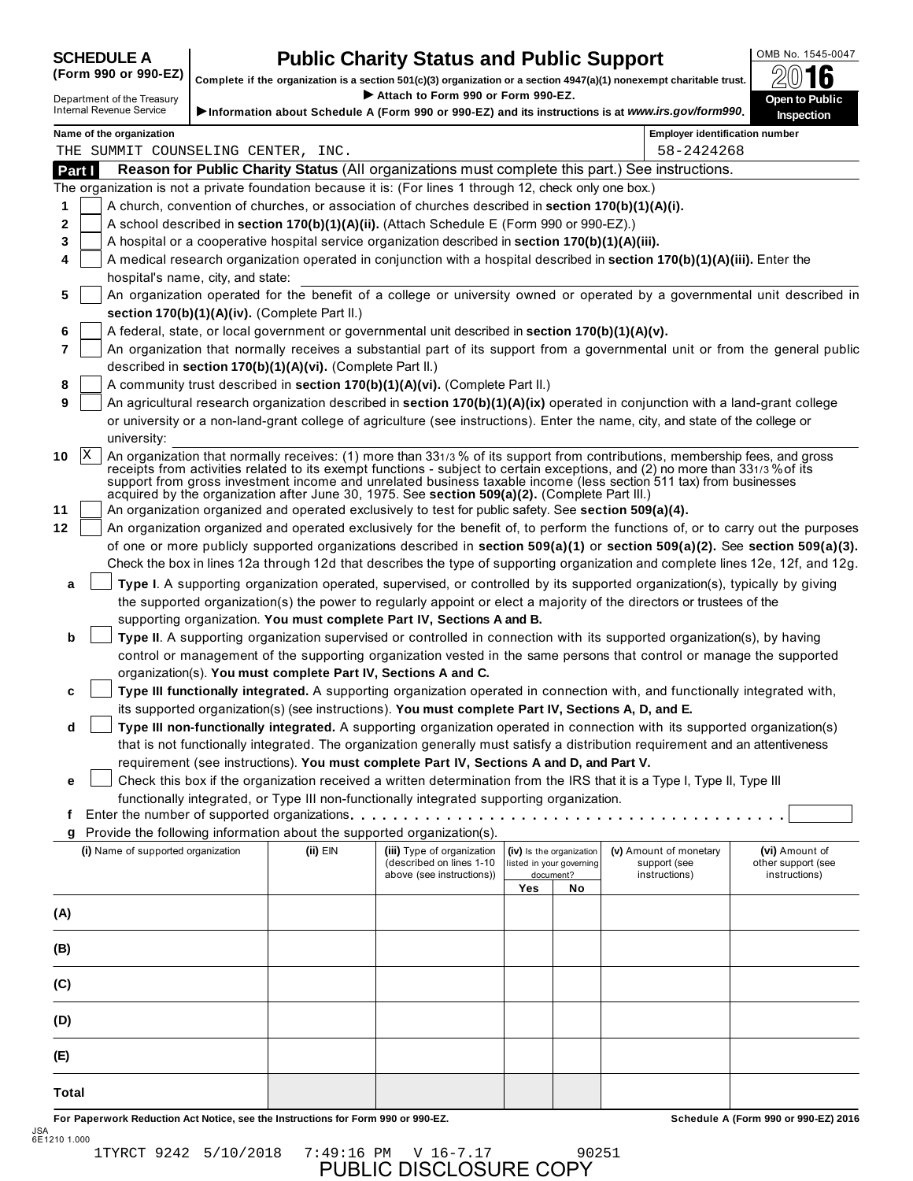**SCHEDULE A (Form 990 or 990-EZ)**

Department of the Treasury
Internal Revenue Service

# Public Charity Status and Public Support

**Complete if the organization is a section 501(c)(3) organization or a section 4947(a)(1) nonexempt charitable trust.**

▶ **Attach to Form 990 or Form 990-EZ.**

▶ **Information about Schedule A (Form 990 or 990-EZ) and its instructions is at *www.irs.gov/form990*.**

OMB No. 1545-0047

**2016**

**Open to Public Inspection**

**Name of the organization:** THE SUMMIT COUNSELING CENTER, INC.

**Employer identification number:** 58-2424268

## Part I Reason for Public Charity Status (All organizations must complete this part.) See instructions.

The organization is not a private foundation because it is: (For lines 1 through 12, check only one box.)

1. [ ] A church, convention of churches, or association of churches described in **section 170(b)(1)(A)(i).**
2. [ ] A school described in **section 170(b)(1)(A)(ii).** (Attach Schedule E (Form 990 or 990-EZ).)
3. [ ] A hospital or a cooperative hospital service organization described in **section 170(b)(1)(A)(iii).**
4. [ ] A medical research organization operated in conjunction with a hospital described in **section 170(b)(1)(A)(iii).** Enter the hospital's name, city, and state:
5. [ ] An organization operated for the benefit of a college or university owned or operated by a governmental unit described in **section 170(b)(1)(A)(iv).** (Complete Part II.)
6. [ ] A federal, state, or local government or governmental unit described in **section 170(b)(1)(A)(v).**
7. [ ] An organization that normally receives a substantial part of its support from a governmental unit or from the general public described in **section 170(b)(1)(A)(vi).** (Complete Part II.)
8. [ ] A community trust described in **section 170(b)(1)(A)(vi).** (Complete Part II.)
9. [ ] An agricultural research organization described in **section 170(b)(1)(A)(ix)** operated in conjunction with a land-grant college or university or a non-land-grant college of agriculture (see instructions). Enter the name, city, and state of the college or university:
10. [X] An organization that normally receives: (1) more than 33 1/3 % of its support from contributions, membership fees, and gross receipts from activities related to its exempt functions - subject to certain exceptions, and (2) no more than 33 1/3 % of its support from gross investment income and unrelated business taxable income (less section 511 tax) from businesses acquired by the organization after June 30, 1975. See **section 509(a)(2).** (Complete Part III.)
11. [ ] An organization organized and operated exclusively to test for public safety. See **section 509(a)(4).**
12. [ ] An organization organized and operated exclusively for the benefit of, to perform the functions of, or to carry out the purposes of one or more publicly supported organizations described in **section 509(a)(1)** or **section 509(a)(2).** See **section 509(a)(3).** Check the box in lines 12a through 12d that describes the type of supporting organization and complete lines 12e, 12f, and 12g.

   a [ ] **Type I**. A supporting organization operated, supervised, or controlled by its supported organization(s), typically by giving the supported organization(s) the power to regularly appoint or elect a majority of the directors or trustees of the supporting organization. **You must complete Part IV, Sections A and B.**

   b [ ] **Type II**. A supporting organization supervised or controlled in connection with its supported organization(s), by having control or management of the supporting organization vested in the same persons that control or manage the supported organization(s). **You must complete Part IV, Sections A and C.**

   c [ ] **Type III functionally integrated.** A supporting organization operated in connection with, and functionally integrated with, its supported organization(s) (see instructions). **You must complete Part IV, Sections A, D, and E.**

   d [ ] **Type III non-functionally integrated.** A supporting organization operated in connection with its supported organization(s) that is not functionally integrated. The organization generally must satisfy a distribution requirement and an attentiveness requirement (see instructions). **You must complete Part IV, Sections A and D, and Part V.**

   e [ ] Check this box if the organization received a written determination from the IRS that it is a Type I, Type II, Type III functionally integrated, or Type III non-functionally integrated supporting organization.

   f Enter the number of supported organizations . . . . . . . . . . . . . . . . . . . . . . . . . . . . . . . . . . . . . . . .

   g Provide the following information about the supported organization(s).

| (i) Name of supported organization | (ii) EIN | (iii) Type of organization (described on lines 1-10 above (see instructions)) | (iv) Is the organization listed in your governing document? Yes | No | (v) Amount of monetary support (see instructions) | (vi) Amount of other support (see instructions) |
|---|---|---|---|---|---|---|
| (A) | | | | | | |
| (B) | | | | | | |
| (C) | | | | | | |
| (D) | | | | | | |
| (E) | | | | | | |
| Total | | | | | | |

**For Paperwork Reduction Act Notice, see the Instructions for Form 990 or 990-EZ.** **Schedule A (Form 990 or 990-EZ) 2016**

JSA
6E1210 1.000

1TYRCT 9242 5/10/2018 7:49:16 PM V 16-7.17 90251

PUBLIC DISCLOSURE COPY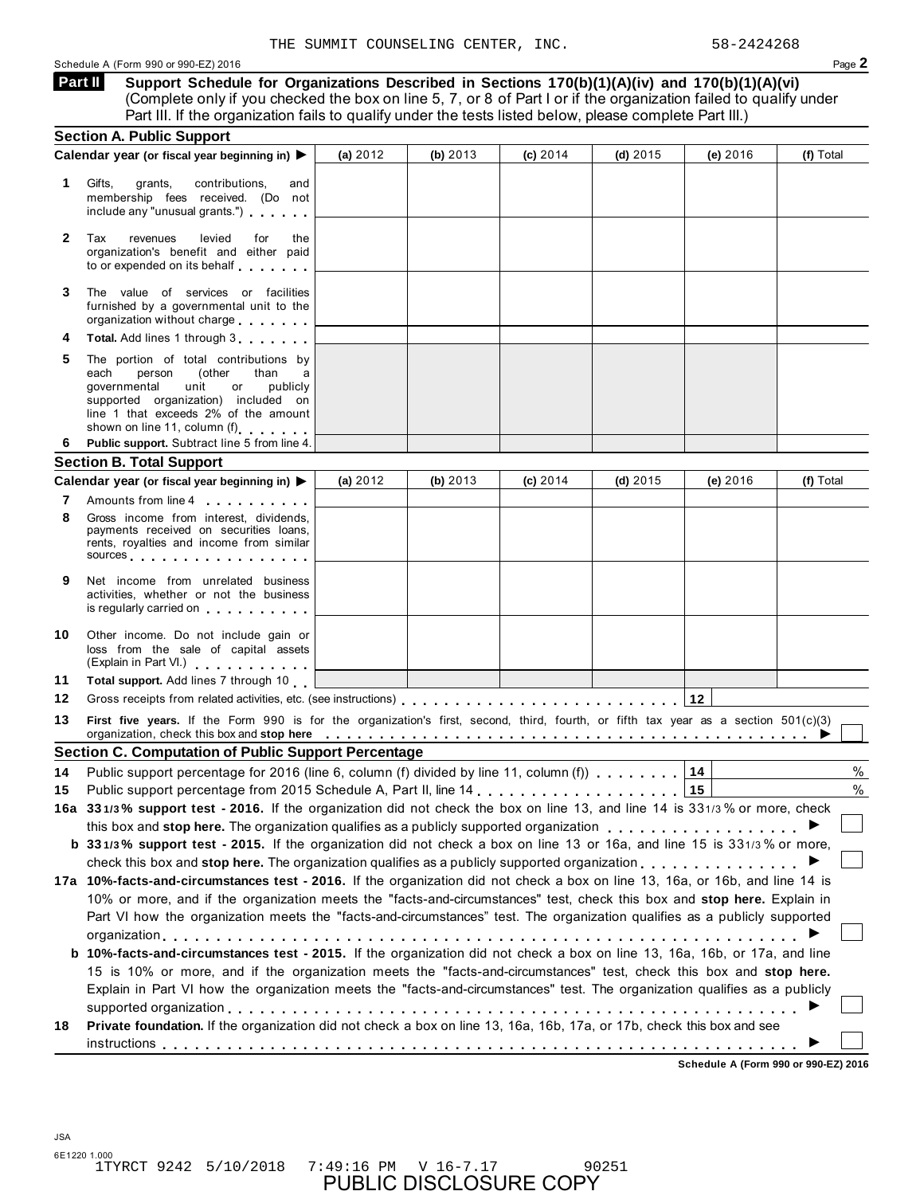THE SUMMIT COUNSELING CENTER, INC. 58-2424268

Schedule A (Form 990 or 990-EZ) 2016

## Part II Support Schedule for Organizations Described in Sections 170(b)(1)(A)(iv) and 170(b)(1)(A)(vi)

(Complete only if you checked the box on line 5, 7, or 8 of Part I or if the organization failed to qualify under Part III. If the organization fails to qualify under the tests listed below, please complete Part III.)

### Section A. Public Support

| Calendar year (or fiscal year beginning in) ▶ | (a) 2012 | (b) 2013 | (c) 2014 | (d) 2015 | (e) 2016 | (f) Total |
|---|---|---|---|---|---|---|
| **1** Gifts, grants, contributions, and membership fees received. (Do not include any "unusual grants.") | | | | | | |
| **2** Tax revenues levied for the organization's benefit and either paid to or expended on its behalf | | | | | | |
| **3** The value of services or facilities furnished by a governmental unit to the organization without charge | | | | | | |
| **4** **Total.** Add lines 1 through 3 | | | | | | |
| **5** The portion of total contributions by each person (other than a governmental unit or publicly supported organization) included on line 1 that exceeds 2% of the amount shown on line 11, column (f) | | | | | | |
| **6** **Public support.** Subtract line 5 from line 4. | | | | | | |

### Section B. Total Support

| Calendar year (or fiscal year beginning in) ▶ | (a) 2012 | (b) 2013 | (c) 2014 | (d) 2015 | (e) 2016 | (f) Total |
|---|---|---|---|---|---|---|
| **7** Amounts from line 4 | | | | | | |
| **8** Gross income from interest, dividends, payments received on securities loans, rents, royalties and income from similar sources | | | | | | |
| **9** Net income from unrelated business activities, whether or not the business is regularly carried on | | | | | | |
| **10** Other income. Do not include gain or loss from the sale of capital assets (Explain in Part VI.) | | | | | | |
| **11** **Total support.** Add lines 7 through 10 | | | | | | |

**12** Gross receipts from related activities, etc. (see instructions) **12**

**13** **First five years.** If the Form 990 is for the organization's first, second, third, fourth, or fifth tax year as a section 501(c)(3) organization, check this box and **stop here** ▶ ☐

### Section C. Computation of Public Support Percentage

**14** Public support percentage for 2016 (line 6, column (f) divided by line 11, column (f)) **14** %

**15** Public support percentage from 2015 Schedule A, Part II, line 14 **15** %

**16a** **33 1/3% support test - 2016.** If the organization did not check the box on line 13, and line 14 is 33 1/3% or more, check this box and **stop here.** The organization qualifies as a publicly supported organization ▶ ☐

**b** **33 1/3% support test - 2015.** If the organization did not check a box on line 13 or 16a, and line 15 is 33 1/3% or more, check this box and **stop here.** The organization qualifies as a publicly supported organization ▶ ☐

**17a** **10%-facts-and-circumstances test - 2016.** If the organization did not check a box on line 13, 16a, or 16b, and line 14 is 10% or more, and if the organization meets the "facts-and-circumstances" test, check this box and **stop here.** Explain in Part VI how the organization meets the "facts-and-circumstances" test. The organization qualifies as a publicly supported organization ▶ ☐

**b** **10%-facts-and-circumstances test - 2015.** If the organization did not check a box on line 13, 16a, 16b, or 17a, and line 15 is 10% or more, and if the organization meets the "facts-and-circumstances" test, check this box and **stop here.** Explain in Part VI how the organization meets the "facts-and-circumstances" test. The organization qualifies as a publicly supported organization ▶ ☐

**18** **Private foundation.** If the organization did not check a box on line 13, 16a, 16b, 17a, or 17b, check this box and see instructions ▶ ☐

**Schedule A (Form 990 or 990-EZ) 2016**

JSA
6E1220 1.000
1TYRCT 9242 5/10/2018 7:49:16 PM V 16-7.17 90251
PUBLIC DISCLOSURE COPY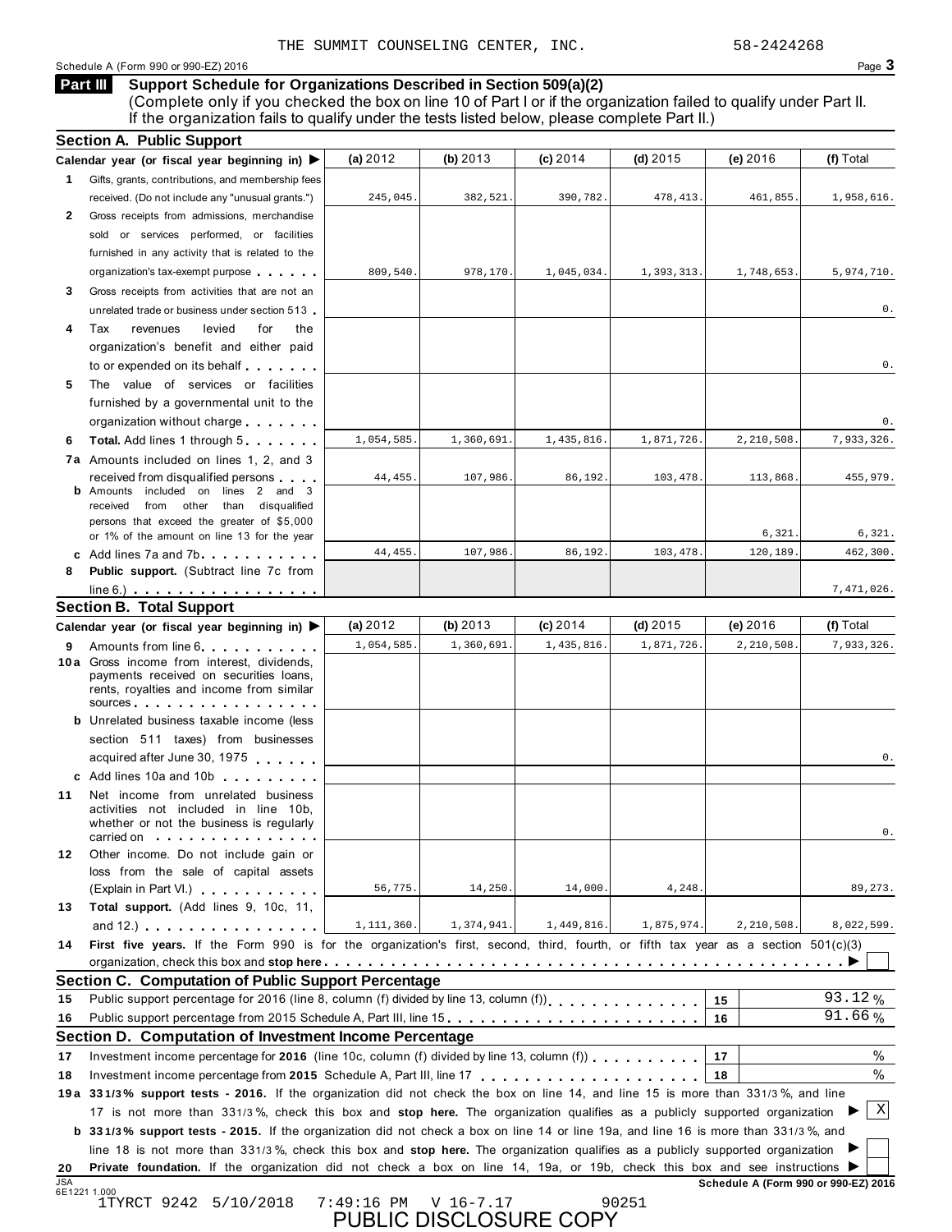THE SUMMIT COUNSELING CENTER, INC. 58-2424268

Schedule A (Form 990 or 990-EZ) 2016

## Part III Support Schedule for Organizations Described in Section 509(a)(2)

(Complete only if you checked the box on line 10 of Part I or if the organization failed to qualify under Part II. If the organization fails to qualify under the tests listed below, please complete Part II.)

### Section A. Public Support

| Calendar year (or fiscal year beginning in) ▶ | (a) 2012 | (b) 2013 | (c) 2014 | (d) 2015 | (e) 2016 | (f) Total |
|---|---|---|---|---|---|---|
| **1** Gifts, grants, contributions, and membership fees received. (Do not include any "unusual grants.") | 245,045. | 382,521. | 390,782. | 478,413. | 461,855. | 1,958,616. |
| **2** Gross receipts from admissions, merchandise sold or services performed, or facilities furnished in any activity that is related to the organization's tax-exempt purpose | 809,540. | 978,170. | 1,045,034. | 1,393,313. | 1,748,653. | 5,974,710. |
| **3** Gross receipts from activities that are not an unrelated trade or business under section 513 | | | | | | 0. |
| **4** Tax revenues levied for the organization's benefit and either paid to or expended on its behalf | | | | | | 0. |
| **5** The value of services or facilities furnished by a governmental unit to the organization without charge | | | | | | 0. |
| **6** **Total.** Add lines 1 through 5 | 1,054,585. | 1,360,691. | 1,435,816. | 1,871,726. | 2,210,508. | 7,933,326. |
| **7a** Amounts included on lines 1, 2, and 3 received from disqualified persons | 44,455. | 107,986. | 86,192. | 103,478. | 113,868. | 455,979. |
| **b** Amounts included on lines 2 and 3 received from other than disqualified persons that exceed the greater of $5,000 or 1% of the amount on line 13 for the year | | | | | 6,321. | 6,321. |
| **c** Add lines 7a and 7b | 44,455. | 107,986. | 86,192. | 103,478. | 120,189. | 462,300. |
| **8** **Public support.** (Subtract line 7c from line 6.) | | | | | | 7,471,026. |

### Section B. Total Support

| Calendar year (or fiscal year beginning in) ▶ | (a) 2012 | (b) 2013 | (c) 2014 | (d) 2015 | (e) 2016 | (f) Total |
|---|---|---|---|---|---|---|
| **9** Amounts from line 6 | 1,054,585. | 1,360,691. | 1,435,816. | 1,871,726. | 2,210,508. | 7,933,326. |
| **10a** Gross income from interest, dividends, payments received on securities loans, rents, royalties and income from similar sources | | | | | | |
| **b** Unrelated business taxable income (less section 511 taxes) from businesses acquired after June 30, 1975 | | | | | | 0. |
| **c** Add lines 10a and 10b | | | | | | |
| **11** Net income from unrelated business activities not included in line 10b, whether or not the business is regularly carried on | | | | | | 0. |
| **12** Other income. Do not include gain or loss from the sale of capital assets (Explain in Part VI.) | 56,775. | 14,250. | 14,000. | 4,248. | | 89,273. |
| **13** **Total support.** (Add lines 9, 10c, 11, and 12.) | 1,111,360. | 1,374,941. | 1,449,816. | 1,875,974. | 2,210,508. | 8,022,599. |

**14** **First five years.** If the Form 990 is for the organization's first, second, third, fourth, or fifth tax year as a section 501(c)(3) organization, check this box and **stop here** ▶ ☐

### Section C. Computation of Public Support Percentage

| | | | |
|---|---|---|---|
| **15** | Public support percentage for 2016 (line 8, column (f) divided by line 13, column (f)) | 15 | 93.12 % |
| **16** | Public support percentage from 2015 Schedule A, Part III, line 15 | 16 | 91.66 % |

### Section D. Computation of Investment Income Percentage

| | | | |
|---|---|---|---|
| **17** | Investment income percentage for **2016** (line 10c, column (f) divided by line 13, column (f)) | 17 | % |
| **18** | Investment income percentage from **2015** Schedule A, Part III, line 17 | 18 | % |

**19a** **33 1/3% support tests - 2016.** If the organization did not check the box on line 14, and line 15 is more than 33 1/3%, and line 17 is not more than 33 1/3%, check this box and **stop here.** The organization qualifies as a publicly supported organization ▶ ☒

**b** **33 1/3% support tests - 2015.** If the organization did not check a box on line 14 or line 19a, and line 16 is more than 33 1/3%, and line 18 is not more than 33 1/3%, check this box and **stop here.** The organization qualifies as a publicly supported organization ▶ ☐

**20** **Private foundation.** If the organization did not check a box on line 14, 19a, or 19b, check this box and see instructions ▶ ☐

Schedule A (Form 990 or 990-EZ) 2016

JSA 6E1221 1.000

1TYRCT 9242 5/10/2018 7:49:16 PM V 16-7.17 90251

PUBLIC DISCLOSURE COPY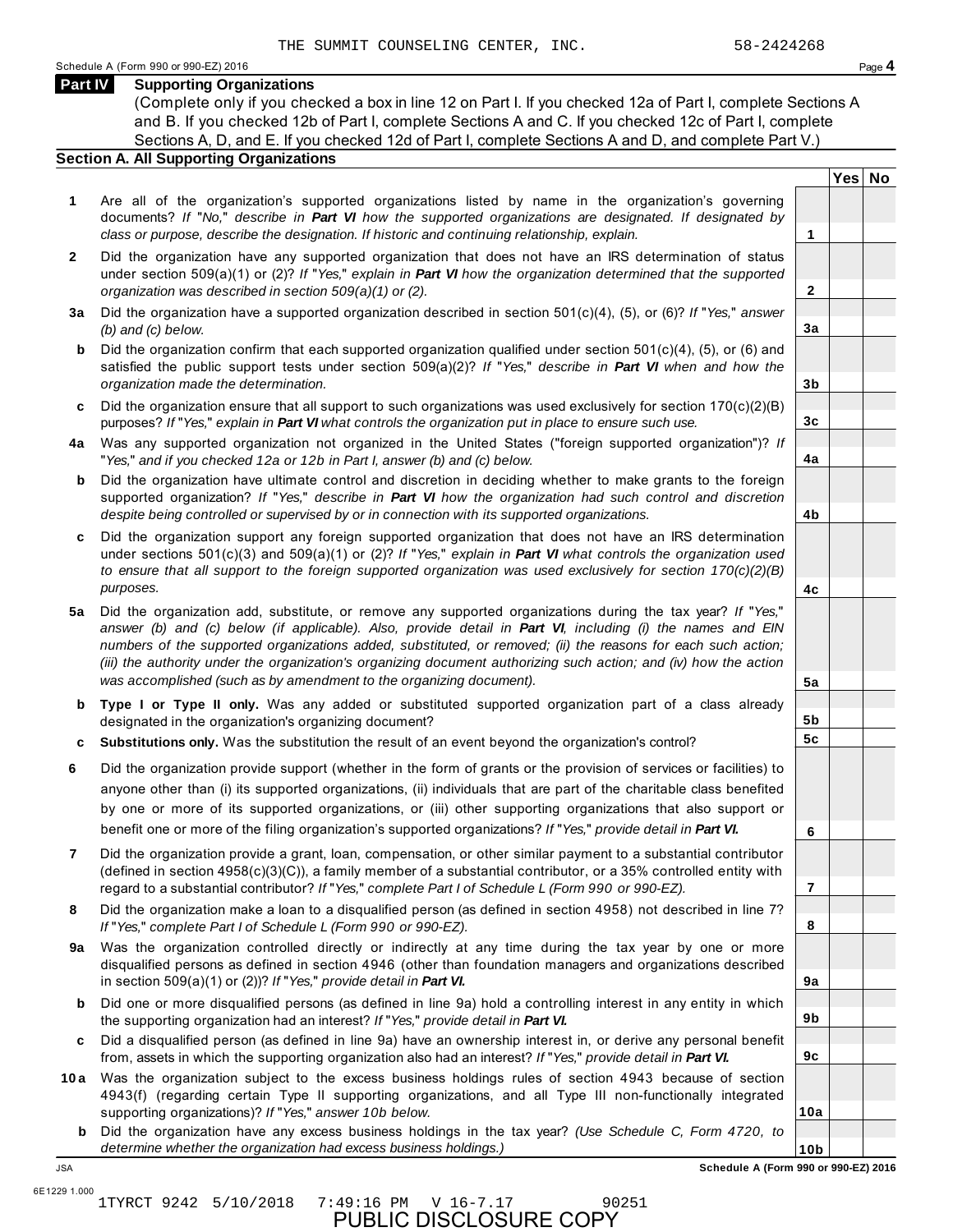THE SUMMIT COUNSELING CENTER, INC. 58-2424268

Schedule A (Form 990 or 990-EZ) 2016 Page **4**

## Part IV Supporting Organizations

(Complete only if you checked a box in line 12 on Part I. If you checked 12a of Part I, complete Sections A and B. If you checked 12b of Part I, complete Sections A and C. If you checked 12c of Part I, complete Sections A, D, and E. If you checked 12d of Part I, complete Sections A and D, and complete Part V.)

### Section A. All Supporting Organizations

| | | Line | Yes | No |
|---|---|---|---|---|
| **1** | Are all of the organization's supported organizations listed by name in the organization's governing documents? *If "No," describe in **Part VI** how the supported organizations are designated. If designated by class or purpose, describe the designation. If historic and continuing relationship, explain.* | 1 | | |
| **2** | Did the organization have any supported organization that does not have an IRS determination of status under section 509(a)(1) or (2)? *If "Yes," explain in **Part VI** how the organization determined that the supported organization was described in section 509(a)(1) or (2).* | 2 | | |
| **3a** | Did the organization have a supported organization described in section 501(c)(4), (5), or (6)? *If "Yes," answer (b) and (c) below.* | 3a | | |
| **b** | Did the organization confirm that each supported organization qualified under section 501(c)(4), (5), or (6) and satisfied the public support tests under section 509(a)(2)? *If "Yes," describe in **Part VI** when and how the organization made the determination.* | 3b | | |
| **c** | Did the organization ensure that all support to such organizations was used exclusively for section 170(c)(2)(B) purposes? *If "Yes," explain in **Part VI** what controls the organization put in place to ensure such use.* | 3c | | |
| **4a** | Was any supported organization not organized in the United States ("foreign supported organization")? *If "Yes," and if you checked 12a or 12b in Part I, answer (b) and (c) below.* | 4a | | |
| **b** | Did the organization have ultimate control and discretion in deciding whether to make grants to the foreign supported organization? *If "Yes," describe in **Part VI** how the organization had such control and discretion despite being controlled or supervised by or in connection with its supported organizations.* | 4b | | |
| **c** | Did the organization support any foreign supported organization that does not have an IRS determination under sections 501(c)(3) and 509(a)(1) or (2)? *If "Yes," explain in **Part VI** what controls the organization used to ensure that all support to the foreign supported organization was used exclusively for section 170(c)(2)(B) purposes.* | 4c | | |
| **5a** | Did the organization add, substitute, or remove any supported organizations during the tax year? *If "Yes," answer (b) and (c) below (if applicable). Also, provide detail in **Part VI**, including (i) the names and EIN numbers of the supported organizations added, substituted, or removed; (ii) the reasons for each such action; (iii) the authority under the organization's organizing document authorizing such action; and (iv) how the action was accomplished (such as by amendment to the organizing document).* | 5a | | |
| **b** | **Type I or Type II only.** Was any added or substituted supported organization part of a class already designated in the organization's organizing document? | 5b | | |
| **c** | **Substitutions only.** Was the substitution the result of an event beyond the organization's control? | 5c | | |
| **6** | Did the organization provide support (whether in the form of grants or the provision of services or facilities) to anyone other than (i) its supported organizations, (ii) individuals that are part of the charitable class benefited by one or more of its supported organizations, or (iii) other supporting organizations that also support or benefit one or more of the filing organization's supported organizations? *If "Yes," provide detail in **Part VI.*** | 6 | | |
| **7** | Did the organization provide a grant, loan, compensation, or other similar payment to a substantial contributor (defined in section 4958(c)(3)(C)), a family member of a substantial contributor, or a 35% controlled entity with regard to a substantial contributor? *If "Yes," complete Part I of Schedule L (Form 990 or 990-EZ).* | 7 | | |
| **8** | Did the organization make a loan to a disqualified person (as defined in section 4958) not described in line 7? *If "Yes," complete Part I of Schedule L (Form 990 or 990-EZ).* | 8 | | |
| **9a** | Was the organization controlled directly or indirectly at any time during the tax year by one or more disqualified persons as defined in section 4946 (other than foundation managers and organizations described in section 509(a)(1) or (2))? *If "Yes," provide detail in **Part VI.*** | 9a | | |
| **b** | Did one or more disqualified persons (as defined in line 9a) hold a controlling interest in any entity in which the supporting organization had an interest? *If "Yes," provide detail in **Part VI.*** | 9b | | |
| **c** | Did a disqualified person (as defined in line 9a) have an ownership interest in, or derive any personal benefit from, assets in which the supporting organization also had an interest? *If "Yes," provide detail in **Part VI.*** | 9c | | |
| **10a** | Was the organization subject to the excess business holdings rules of section 4943 because of section 4943(f) (regarding certain Type II supporting organizations, and all Type III non-functionally integrated supporting organizations)? *If "Yes," answer 10b below.* | 10a | | |
| **b** | Did the organization have any excess business holdings in the tax year? *(Use Schedule C, Form 4720, to determine whether the organization had excess business holdings.)* | 10b | | |

JSA **Schedule A (Form 990 or 990-EZ) 2016**

6E1229 1.000

1TYRCT 9242 5/10/2018 7:49:16 PM V 16-7.17 90251

PUBLIC DISCLOSURE COPY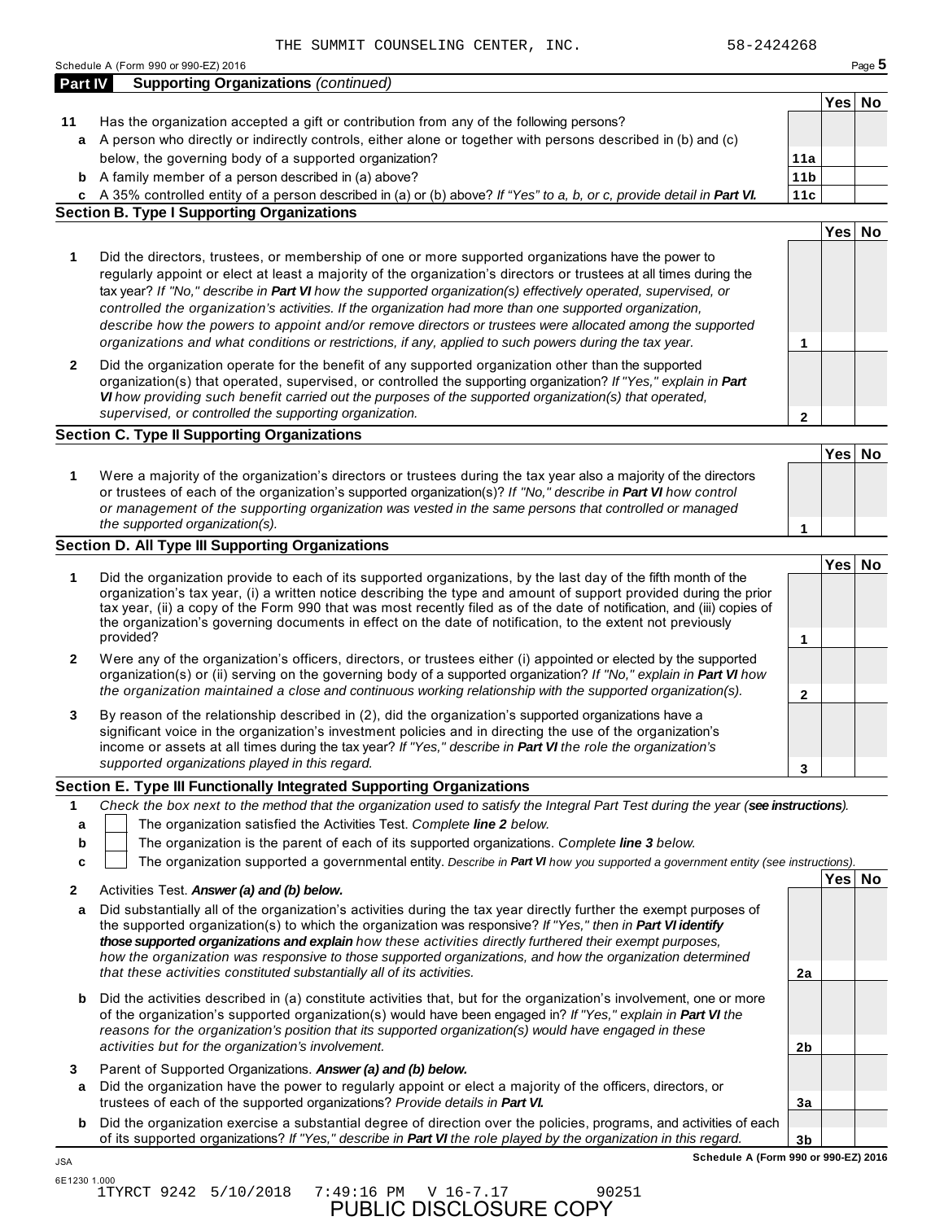THE SUMMIT COUNSELING CENTER, INC. 58-2424268

Schedule A (Form 990 or 990-EZ) 2016

## Part IV Supporting Organizations *(continued)*

| | | | Yes | No |
|---|---|---|---|---|
| **11** | Has the organization accepted a gift or contribution from any of the following persons? | | | |
| **a** | A person who directly or indirectly controls, either alone or together with persons described in (b) and (c) below, the governing body of a supported organization? | **11a** | | |
| **b** | A family member of a person described in (a) above? | **11b** | | |
| **c** | A 35% controlled entity of a person described in (a) or (b) above? *If "Yes" to a, b, or c, provide detail in* ***Part VI.*** | **11c** | | |

### Section B. Type I Supporting Organizations

| | | | Yes | No |
|---|---|---|---|---|
| **1** | Did the directors, trustees, or membership of one or more supported organizations have the power to regularly appoint or elect at least a majority of the organization's directors or trustees at all times during the tax year? *If "No," describe in* ***Part VI*** *how the supported organization(s) effectively operated, supervised, or controlled the organization's activities. If the organization had more than one supported organization, describe how the powers to appoint and/or remove directors or trustees were allocated among the supported organizations and what conditions or restrictions, if any, applied to such powers during the tax year.* | **1** | | |
| **2** | Did the organization operate for the benefit of any supported organization other than the supported organization(s) that operated, supervised, or controlled the supporting organization? *If "Yes," explain in* ***Part VI*** *how providing such benefit carried out the purposes of the supported organization(s) that operated, supervised, or controlled the supporting organization.* | **2** | | |

### Section C. Type II Supporting Organizations

| | | | Yes | No |
|---|---|---|---|---|
| **1** | Were a majority of the organization's directors or trustees during the tax year also a majority of the directors or trustees of each of the organization's supported organization(s)? *If "No," describe in* ***Part VI*** *how control or management of the supporting organization was vested in the same persons that controlled or managed the supported organization(s).* | **1** | | |

### Section D. All Type III Supporting Organizations

| | | | Yes | No |
|---|---|---|---|---|
| **1** | Did the organization provide to each of its supported organizations, by the last day of the fifth month of the organization's tax year, (i) a written notice describing the type and amount of support provided during the prior tax year, (ii) a copy of the Form 990 that was most recently filed as of the date of notification, and (iii) copies of the organization's governing documents in effect on the date of notification, to the extent not previously provided? | **1** | | |
| **2** | Were any of the organization's officers, directors, or trustees either (i) appointed or elected by the supported organization(s) or (ii) serving on the governing body of a supported organization? *If "No," explain in* ***Part VI*** *how the organization maintained a close and continuous working relationship with the supported organization(s).* | **2** | | |
| **3** | By reason of the relationship described in (2), did the organization's supported organizations have a significant voice in the organization's investment policies and in directing the use of the organization's income or assets at all times during the tax year? *If "Yes," describe in* ***Part VI*** *the role the organization's supported organizations played in this regard.* | **3** | | |

### Section E. Type III Functionally Integrated Supporting Organizations

**1** *Check the box next to the method that the organization used to satisfy the Integral Part Test during the year (**see instructions**).*

- **a** ☐ The organization satisfied the Activities Test. *Complete **line 2** below.*
- **b** ☐ The organization is the parent of each of its supported organizations. *Complete **line 3** below.*
- **c** ☐ The organization supported a governmental entity. *Describe in **Part VI** how you supported a government entity (see instructions).*

| | | | Yes | No |
|---|---|---|---|---|
| **2** | Activities Test. ***Answer (a) and (b) below.*** | | | |
| **a** | Did substantially all of the organization's activities during the tax year directly further the exempt purposes of the supported organization(s) to which the organization was responsive? *If "Yes," then in* ***Part VI identify those supported organizations and explain*** *how these activities directly furthered their exempt purposes, how the organization was responsive to those supported organizations, and how the organization determined that these activities constituted substantially all of its activities.* | **2a** | | |
| **b** | Did the activities described in (a) constitute activities that, but for the organization's involvement, one or more of the organization's supported organization(s) would have been engaged in? *If "Yes," explain in* ***Part VI*** *the reasons for the organization's position that its supported organization(s) would have engaged in these activities but for the organization's involvement.* | **2b** | | |
| **3** | Parent of Supported Organizations. ***Answer (a) and (b) below.*** | | | |
| **a** | Did the organization have the power to regularly appoint or elect a majority of the officers, directors, or trustees of each of the supported organizations? *Provide details in* ***Part VI.*** | **3a** | | |
| **b** | Did the organization exercise a substantial degree of direction over the policies, programs, and activities of each of its supported organizations? *If "Yes," describe in* ***Part VI*** *the role played by the organization in this regard.* | **3b** | | |

Schedule A (Form 990 or 990-EZ) 2016

JSA
6E1230 1.000
1TYRCT 9242 5/10/2018 7:49:16 PM V 16-7.17 90251

PUBLIC DISCLOSURE COPY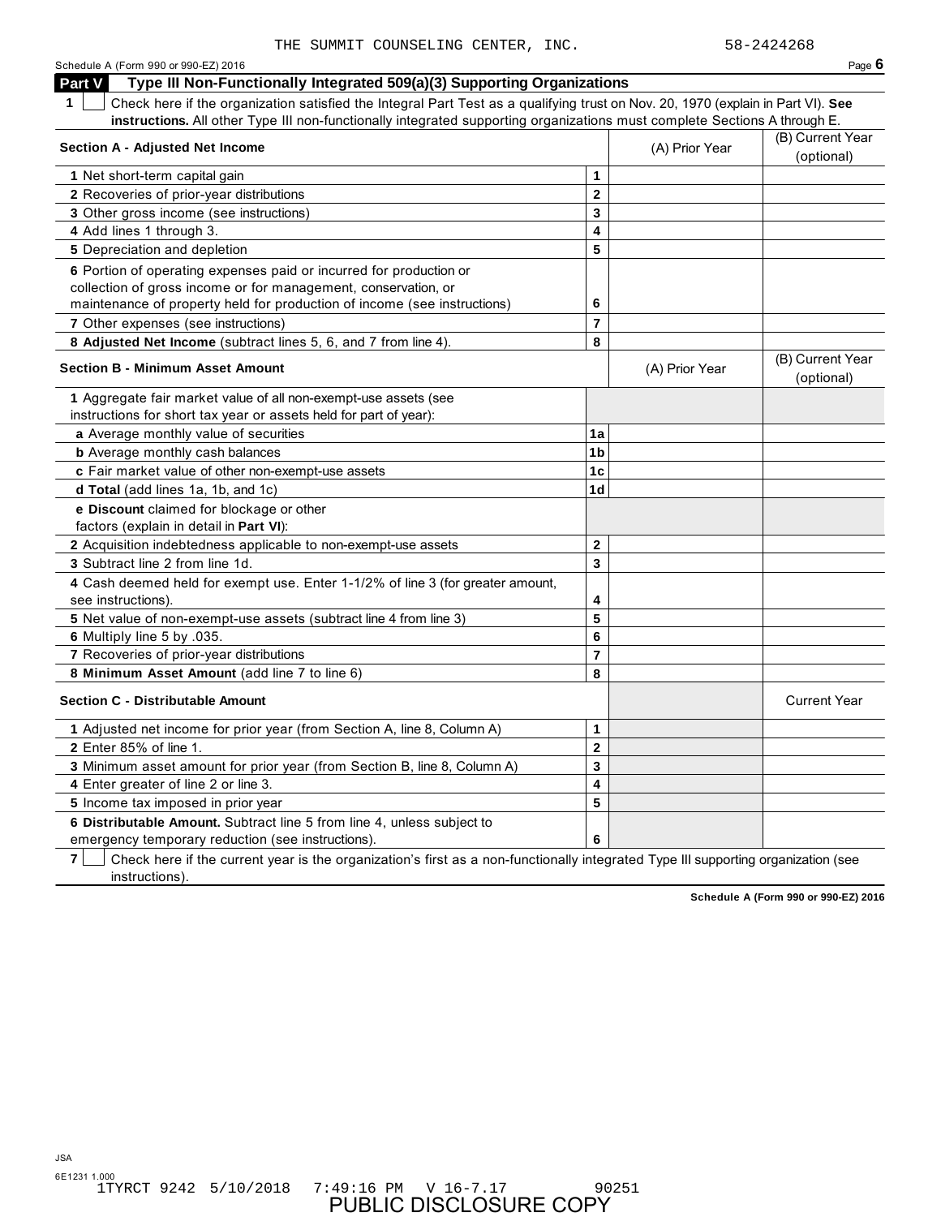THE SUMMIT COUNSELING CENTER, INC. 58-2424268

Schedule A (Form 990 or 990-EZ) 2016

## Part V Type III Non-Functionally Integrated 509(a)(3) Supporting Organizations

**1** ☐ Check here if the organization satisfied the Integral Part Test as a qualifying trust on Nov. 20, 1970 (explain in Part VI). **See instructions.** All other Type III non-functionally integrated supporting organizations must complete Sections A through E.

| Section A - Adjusted Net Income | | (A) Prior Year | (B) Current Year (optional) |
|---|---|---|---|
| **1** Net short-term capital gain | 1 | | |
| **2** Recoveries of prior-year distributions | 2 | | |
| **3** Other gross income (see instructions) | 3 | | |
| **4** Add lines 1 through 3. | 4 | | |
| **5** Depreciation and depletion | 5 | | |
| **6** Portion of operating expenses paid or incurred for production or collection of gross income or for management, conservation, or maintenance of property held for production of income (see instructions) | 6 | | |
| **7** Other expenses (see instructions) | 7 | | |
| **8 Adjusted Net Income** (subtract lines 5, 6, and 7 from line 4). | 8 | | |

| Section B - Minimum Asset Amount | | (A) Prior Year | (B) Current Year (optional) |
|---|---|---|---|
| **1** Aggregate fair market value of all non-exempt-use assets (see instructions for short tax year or assets held for part of year): | | | |
| **a** Average monthly value of securities | 1a | | |
| **b** Average monthly cash balances | 1b | | |
| **c** Fair market value of other non-exempt-use assets | 1c | | |
| **d Total** (add lines 1a, 1b, and 1c) | 1d | | |
| **e Discount** claimed for blockage or other factors (explain in detail in **Part VI**): | | | |
| **2** Acquisition indebtedness applicable to non-exempt-use assets | 2 | | |
| **3** Subtract line 2 from line 1d. | 3 | | |
| **4** Cash deemed held for exempt use. Enter 1-1/2% of line 3 (for greater amount, see instructions). | 4 | | |
| **5** Net value of non-exempt-use assets (subtract line 4 from line 3) | 5 | | |
| **6** Multiply line 5 by .035. | 6 | | |
| **7** Recoveries of prior-year distributions | 7 | | |
| **8 Minimum Asset Amount** (add line 7 to line 6) | 8 | | |

| Section C - Distributable Amount | | | Current Year |
|---|---|---|---|
| **1** Adjusted net income for prior year (from Section A, line 8, Column A) | 1 | | |
| **2** Enter 85% of line 1. | 2 | | |
| **3** Minimum asset amount for prior year (from Section B, line 8, Column A) | 3 | | |
| **4** Enter greater of line 2 or line 3. | 4 | | |
| **5** Income tax imposed in prior year | 5 | | |
| **6 Distributable Amount.** Subtract line 5 from line 4, unless subject to emergency temporary reduction (see instructions). | 6 | | |

**7** ☐ Check here if the current year is the organization's first as a non-functionally integrated Type III supporting organization (see instructions).

**Schedule A (Form 990 or 990-EZ) 2016**

JSA
6E1231 1.000
1TYRCT 9242 5/10/2018 7:49:16 PM V 16-7.17 90251

PUBLIC DISCLOSURE COPY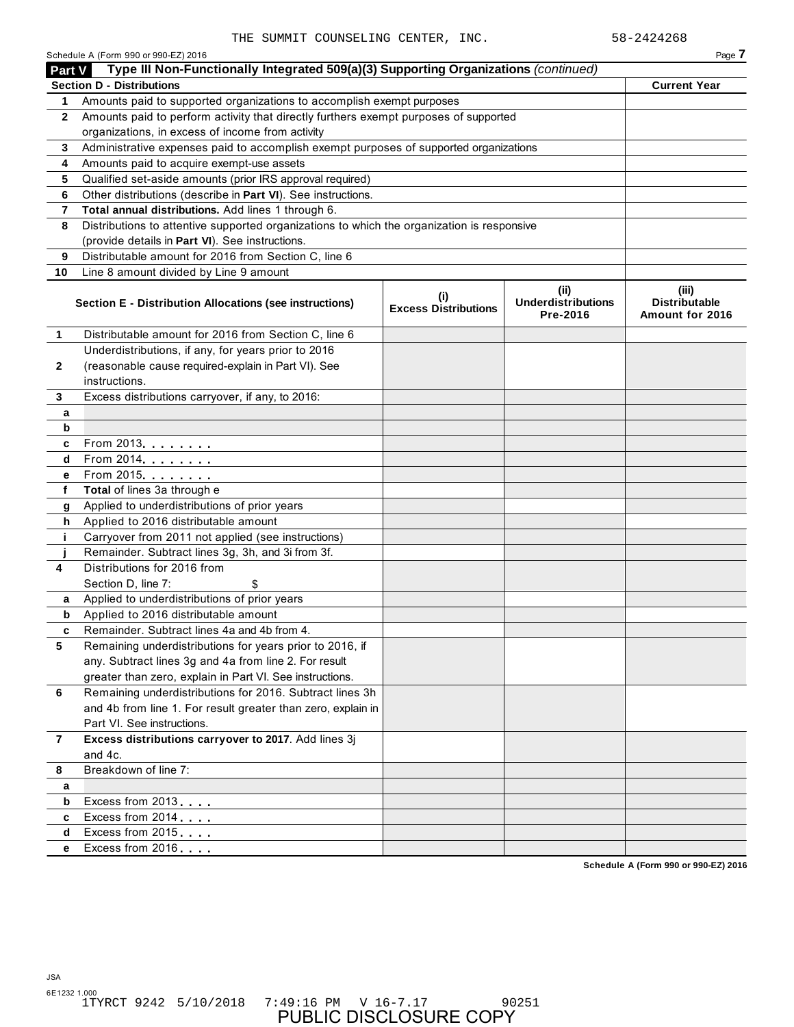THE SUMMIT COUNSELING CENTER, INC. 58-2424268

Schedule A (Form 990 or 990-EZ) 2016

## Part V Type III Non-Functionally Integrated 509(a)(3) Supporting Organizations *(continued)*

| **Section D - Distributions** | | **Current Year** |
|---|---|---|
| 1 | Amounts paid to supported organizations to accomplish exempt purposes | |
| 2 | Amounts paid to perform activity that directly furthers exempt purposes of supported organizations, in excess of income from activity | |
| 3 | Administrative expenses paid to accomplish exempt purposes of supported organizations | |
| 4 | Amounts paid to acquire exempt-use assets | |
| 5 | Qualified set-aside amounts (prior IRS approval required) | |
| 6 | Other distributions (describe in **Part VI**). See instructions. | |
| 7 | **Total annual distributions.** Add lines 1 through 6. | |
| 8 | Distributions to attentive supported organizations to which the organization is responsive (provide details in **Part VI**). See instructions. | |
| 9 | Distributable amount for 2016 from Section C, line 6 | |
| 10 | Line 8 amount divided by Line 9 amount | |

| | **Section E - Distribution Allocations (see instructions)** | **(i) Excess Distributions** | **(ii) Underdistributions Pre-2016** | **(iii) Distributable Amount for 2016** |
|---|---|---|---|---|
| 1 | Distributable amount for 2016 from Section C, line 6 | | | |
| 2 | Underdistributions, if any, for years prior to 2016 (reasonable cause required-explain in Part VI). See instructions. | | | |
| 3 | Excess distributions carryover, if any, to 2016: | | | |
| a | | | | |
| b | | | | |
| c | From 2013 | | | |
| d | From 2014 | | | |
| e | From 2015 | | | |
| f | **Total** of lines 3a through e | | | |
| g | Applied to underdistributions of prior years | | | |
| h | Applied to 2016 distributable amount | | | |
| i | Carryover from 2011 not applied (see instructions) | | | |
| j | Remainder. Subtract lines 3g, 3h, and 3i from 3f. | | | |
| 4 | Distributions for 2016 from Section D, line 7: $ | | | |
| a | Applied to underdistributions of prior years | | | |
| b | Applied to 2016 distributable amount | | | |
| c | Remainder. Subtract lines 4a and 4b from 4. | | | |
| 5 | Remaining underdistributions for years prior to 2016, if any. Subtract lines 3g and 4a from line 2. For result greater than zero, explain in Part VI. See instructions. | | | |
| 6 | Remaining underdistributions for 2016. Subtract lines 3h and 4b from line 1. For result greater than zero, explain in Part VI. See instructions. | | | |
| 7 | **Excess distributions carryover to 2017**. Add lines 3j and 4c. | | | |
| 8 | Breakdown of line 7: | | | |
| a | | | | |
| b | Excess from 2013 | | | |
| c | Excess from 2014 | | | |
| d | Excess from 2015 | | | |
| e | Excess from 2016 | | | |

Schedule A (Form 990 or 990-EZ) 2016

JSA
6E1232 1.000
1TYRCT 9242 5/10/2018 7:49:16 PM V 16-7.17 90251
PUBLIC DISCLOSURE COPY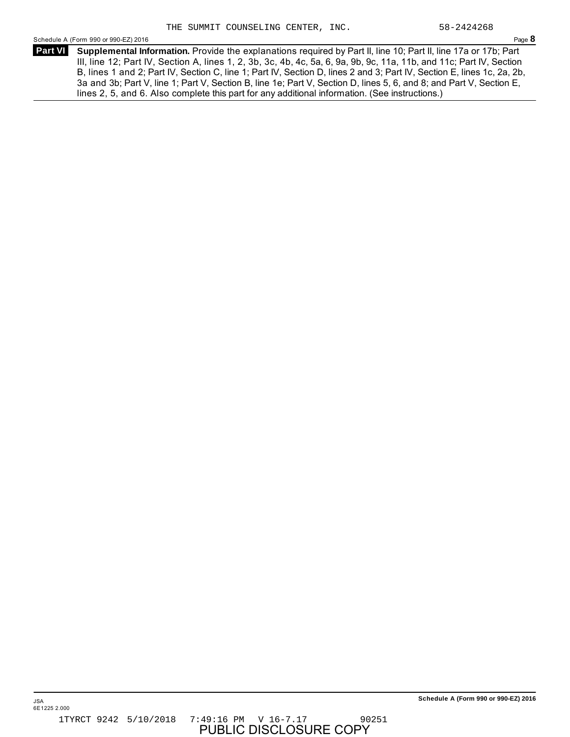THE SUMMIT COUNSELING CENTER, INC. 58-2424268

Schedule A (Form 990 or 990-EZ) 2016 Page **8**

**Part VI** **Supplemental Information.** Provide the explanations required by Part II, line 10; Part II, line 17a or 17b; Part III, line 12; Part IV, Section A, lines 1, 2, 3b, 3c, 4b, 4c, 5a, 6, 9a, 9b, 9c, 11a, 11b, and 11c; Part IV, Section B, lines 1 and 2; Part IV, Section C, line 1; Part IV, Section D, lines 2 and 3; Part IV, Section E, lines 1c, 2a, 2b, 3a and 3b; Part V, line 1; Part V, Section B, line 1e; Part V, Section D, lines 5, 6, and 8; and Part V, Section E, lines 2, 5, and 6. Also complete this part for any additional information. (See instructions.)

JSA
6E1225 2.000

**Schedule A (Form 990 or 990-EZ) 2016**

1TYRCT 9242 5/10/2018 7:49:16 PM V 16-7.17 90251

PUBLIC DISCLOSURE COPY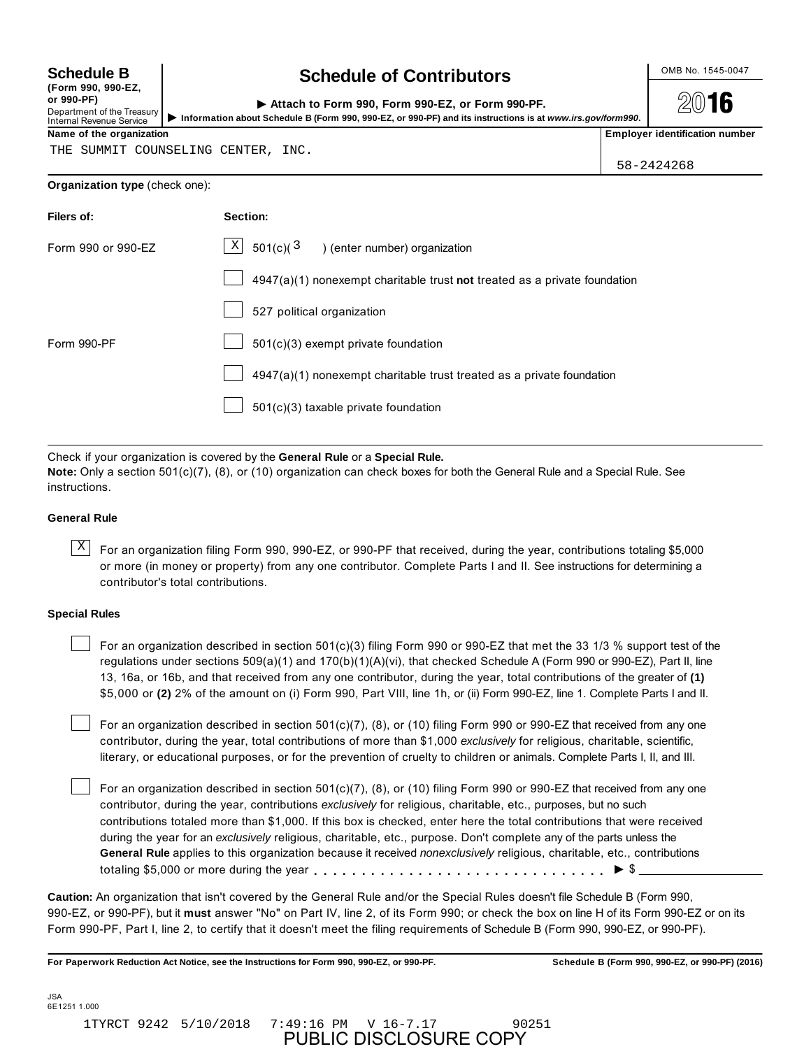**Schedule B**
**(Form 990, 990-EZ, or 990-PF)**
Department of the Treasury
Internal Revenue Service

# Schedule of Contributors

▶ **Attach to Form 990, Form 990-EZ, or Form 990-PF.**
▶ **Information about Schedule B (Form 990, 990-EZ, or 990-PF) and its instructions is at** ***www.irs.gov/form990.***

OMB No. 1545-0047

**2016**

| **Name of the organization** | **Employer identification number** |
|---|---|
| THE SUMMIT COUNSELING CENTER, INC. | 58-2424268 |

**Organization type** (check one):

| **Filers of:** | **Section:** |
|---|---|
| Form 990 or 990-EZ | [X] 501(c)( 3 ) (enter number) organization |
| | [ ] 4947(a)(1) nonexempt charitable trust **not** treated as a private foundation |
| | [ ] 527 political organization |
| Form 990-PF | [ ] 501(c)(3) exempt private foundation |
| | [ ] 4947(a)(1) nonexempt charitable trust treated as a private foundation |
| | [ ] 501(c)(3) taxable private foundation |

Check if your organization is covered by the **General Rule** or a **Special Rule.**
**Note:** Only a section 501(c)(7), (8), or (10) organization can check boxes for both the General Rule and a Special Rule. See instructions.

### General Rule

[X] For an organization filing Form 990, 990-EZ, or 990-PF that received, during the year, contributions totaling $5,000 or more (in money or property) from any one contributor. Complete Parts I and II. See instructions for determining a contributor's total contributions.

### Special Rules

[ ] For an organization described in section 501(c)(3) filing Form 990 or 990-EZ that met the 33 1/3 % support test of the regulations under sections 509(a)(1) and 170(b)(1)(A)(vi), that checked Schedule A (Form 990 or 990-EZ), Part II, line 13, 16a, or 16b, and that received from any one contributor, during the year, total contributions of the greater of **(1)** $5,000 or **(2)** 2% of the amount on (i) Form 990, Part VIII, line 1h, or (ii) Form 990-EZ, line 1. Complete Parts I and II.

[ ] For an organization described in section 501(c)(7), (8), or (10) filing Form 990 or 990-EZ that received from any one contributor, during the year, total contributions of more than $1,000 *exclusively* for religious, charitable, scientific, literary, or educational purposes, or for the prevention of cruelty to children or animals. Complete Parts I, II, and III.

[ ] For an organization described in section 501(c)(7), (8), or (10) filing Form 990 or 990-EZ that received from any one contributor, during the year, contributions *exclusively* for religious, charitable, etc., purposes, but no such contributions totaled more than $1,000. If this box is checked, enter here the total contributions that were received during the year for an *exclusively* religious, charitable, etc., purpose. Don't complete any of the parts unless the **General Rule** applies to this organization because it received *nonexclusively* religious, charitable, etc., contributions totaling $5,000 or more during the year . . . . . . . . . . . . . . . . . . . . . . . . . . . . . ▶ $ ______________

**Caution:** An organization that isn't covered by the General Rule and/or the Special Rules doesn't file Schedule B (Form 990, 990-EZ, or 990-PF), but it **must** answer "No" on Part IV, line 2, of its Form 990; or check the box on line H of its Form 990-EZ or on its Form 990-PF, Part I, line 2, to certify that it doesn't meet the filing requirements of Schedule B (Form 990, 990-EZ, or 990-PF).

**For Paperwork Reduction Act Notice, see the Instructions for Form 990, 990-EZ, or 990-PF.** **Schedule B (Form 990, 990-EZ, or 990-PF) (2016)**

JSA
6E1251 1.000

1TYRCT 9242 5/10/2018 7:49:16 PM V 16-7.17 90251

PUBLIC DISCLOSURE COPY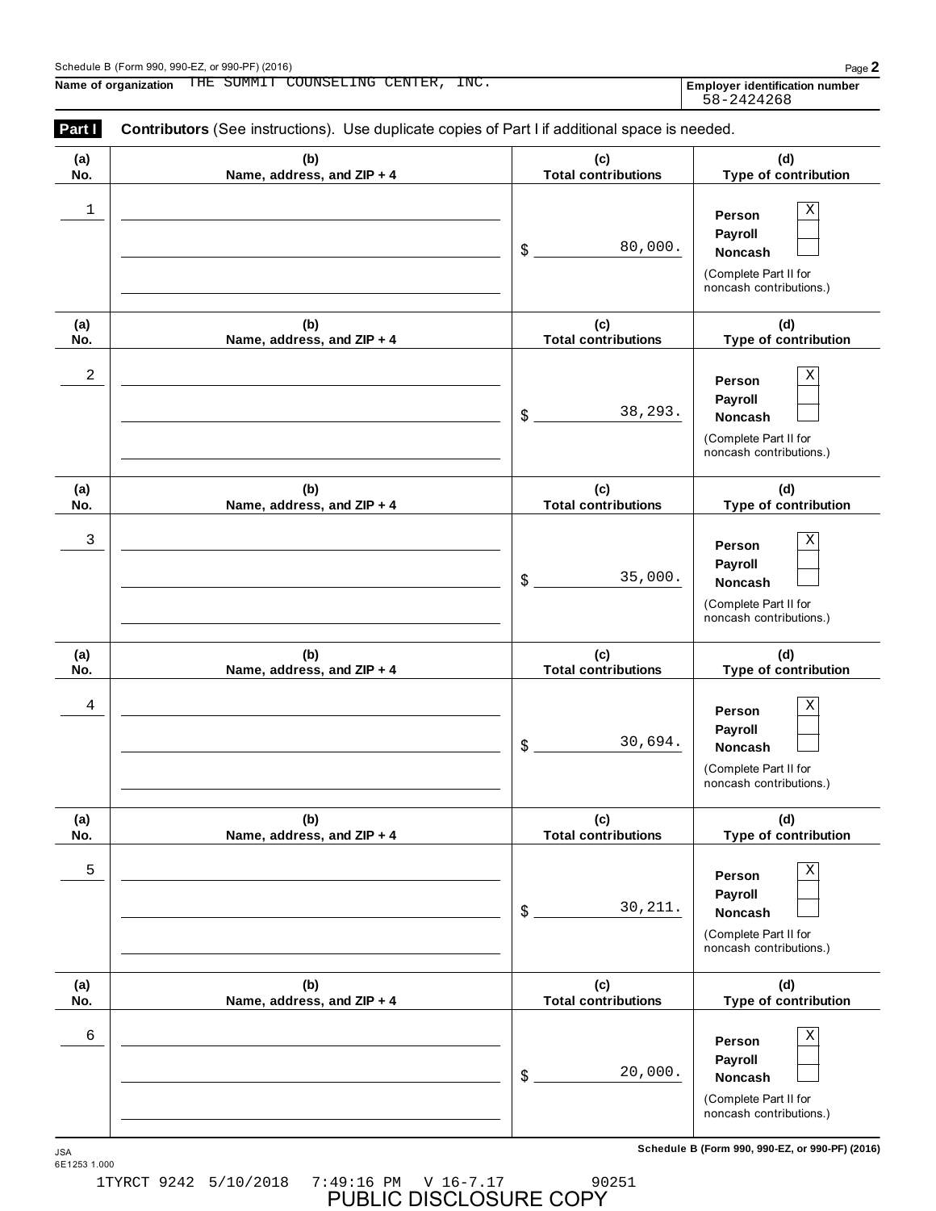Schedule B (Form 990, 990-EZ, or 990-PF) (2016)

**Name of organization** THE SUMMIT COUNSELING CENTER, INC.

**Employer identification number** 58-2424268

**Part I** **Contributors** (See instructions). Use duplicate copies of Part I if additional space is needed.

| (a) No. | (b) Name, address, and ZIP + 4 | (c) Total contributions | (d) Type of contribution |
|---|---|---|---|
| 1 | | $ 80,000. | Person [X] Payroll [ ] Noncash [ ] (Complete Part II for noncash contributions.) |
| 2 | | $ 38,293. | Person [X] Payroll [ ] Noncash [ ] (Complete Part II for noncash contributions.) |
| 3 | | $ 35,000. | Person [X] Payroll [ ] Noncash [ ] (Complete Part II for noncash contributions.) |
| 4 | | $ 30,694. | Person [X] Payroll [ ] Noncash [ ] (Complete Part II for noncash contributions.) |
| 5 | | $ 30,211. | Person [X] Payroll [ ] Noncash [ ] (Complete Part II for noncash contributions.) |
| 6 | | $ 20,000. | Person [X] Payroll [ ] Noncash [ ] (Complete Part II for noncash contributions.) |

JSA
6E1253 1.000

Schedule B (Form 990, 990-EZ, or 990-PF) (2016)

1TYRCT 9242 5/10/2018 7:49:16 PM V 16-7.17 90251

PUBLIC DISCLOSURE COPY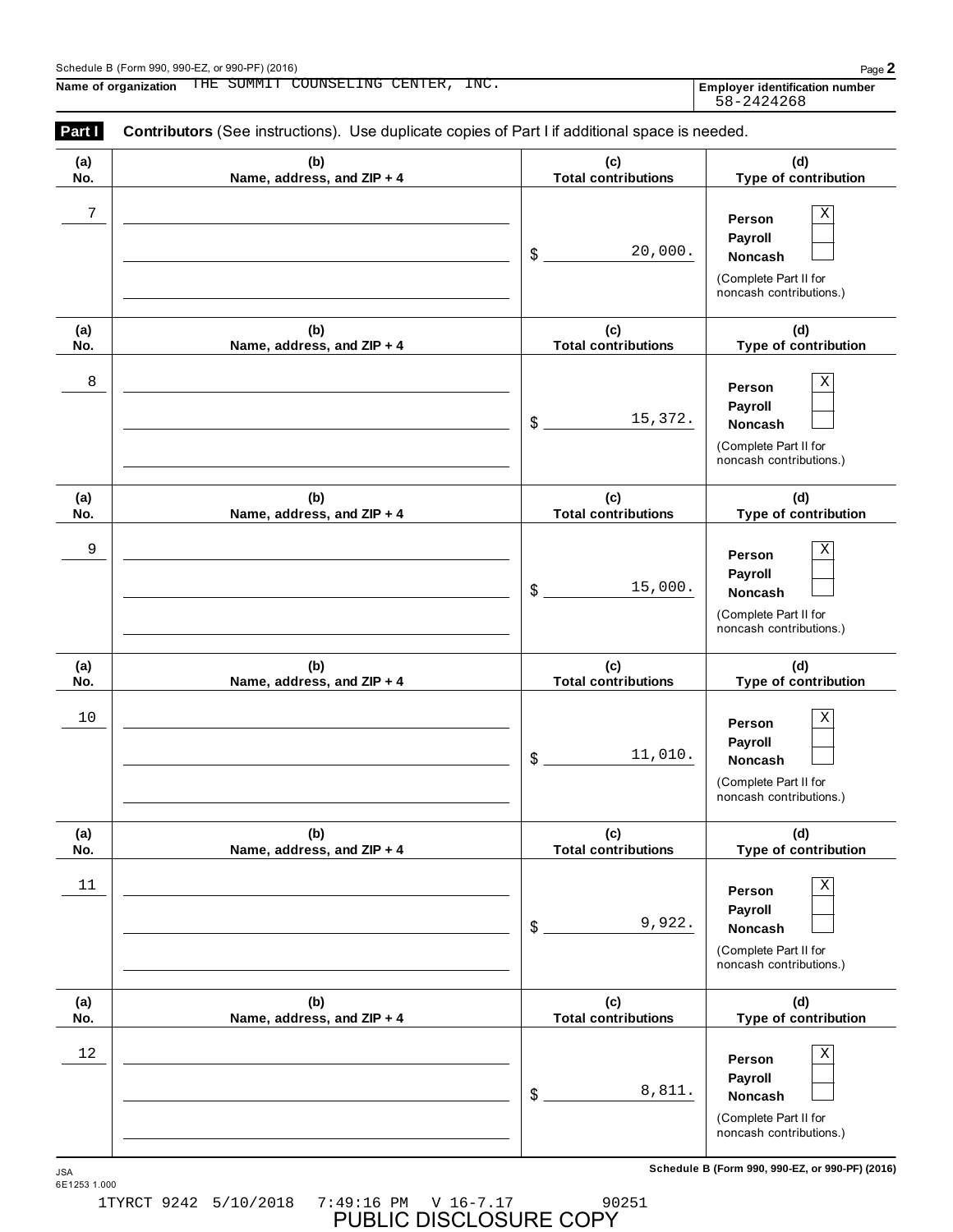Schedule B (Form 990, 990-EZ, or 990-PF) (2016)

**Name of organization** THE SUMMIT COUNSELING CENTER, INC.

**Employer identification number** 58-2424268

**Part I** **Contributors** (See instructions). Use duplicate copies of Part I if additional space is needed.

| (a) No. | (b) Name, address, and ZIP + 4 | (c) Total contributions | (d) Type of contribution |
|---|---|---|---|
| 7 | | $ 20,000. | Person [X] Payroll [ ] Noncash [ ] (Complete Part II for noncash contributions.) |
| 8 | | $ 15,372. | Person [X] Payroll [ ] Noncash [ ] (Complete Part II for noncash contributions.) |
| 9 | | $ 15,000. | Person [X] Payroll [ ] Noncash [ ] (Complete Part II for noncash contributions.) |
| 10 | | $ 11,010. | Person [X] Payroll [ ] Noncash [ ] (Complete Part II for noncash contributions.) |
| 11 | | $ 9,922. | Person [X] Payroll [ ] Noncash [ ] (Complete Part II for noncash contributions.) |
| 12 | | $ 8,811. | Person [X] Payroll [ ] Noncash [ ] (Complete Part II for noncash contributions.) |

JSA
6E1253 1.000

**Schedule B (Form 990, 990-EZ, or 990-PF) (2016)**

1TYRCT 9242 5/10/2018 7:49:16 PM V 16-7.17 90251

PUBLIC DISCLOSURE COPY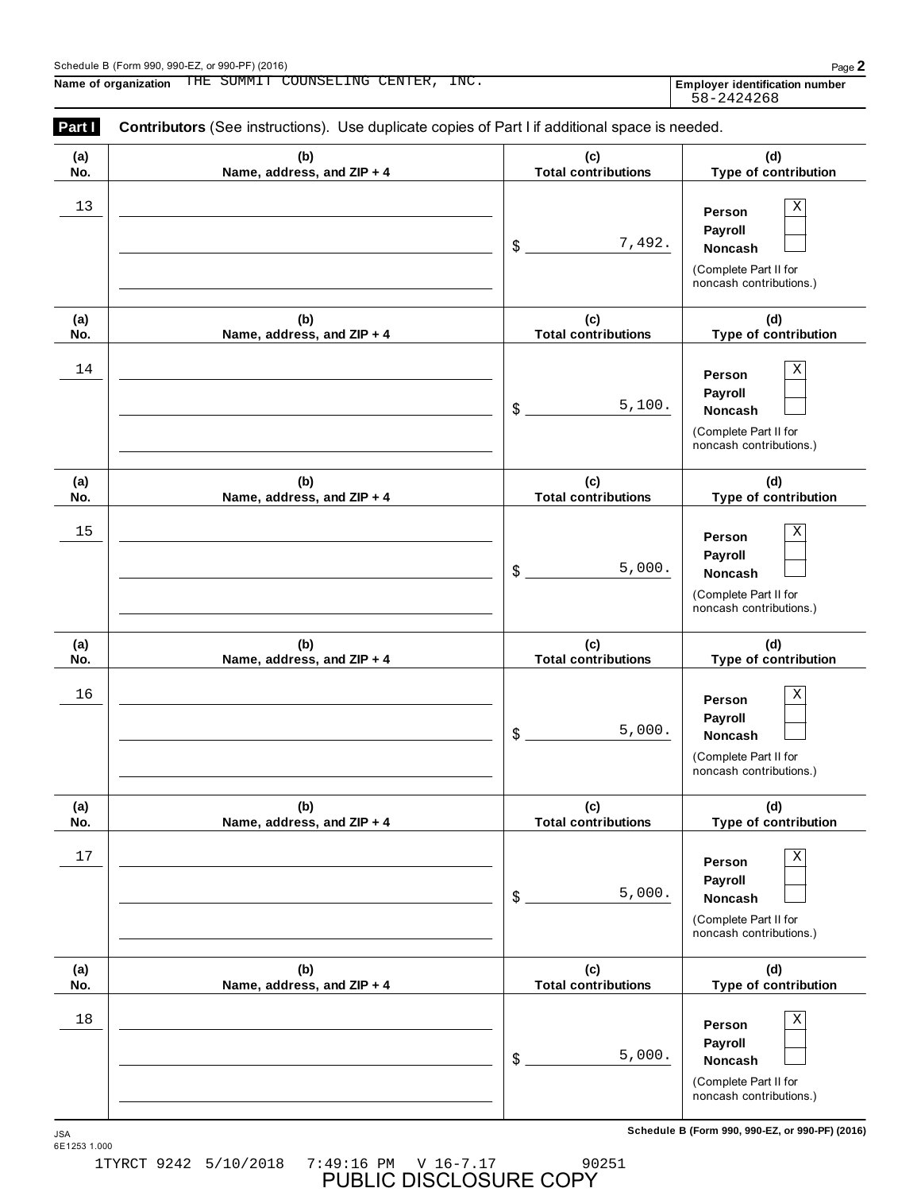Schedule B (Form 990, 990-EZ, or 990-PF) (2016)

**Name of organization** THE SUMMIT COUNSELING CENTER, INC.

**Employer identification number** 58-2424268

**Part I** **Contributors** (See instructions). Use duplicate copies of Part I if additional space is needed.

| (a) No. | (b) Name, address, and ZIP + 4 | (c) Total contributions | (d) Type of contribution |
|---|---|---|---|
| 13 | | $ 7,492. | Person [X] Payroll [ ] Noncash [ ] (Complete Part II for noncash contributions.) |
| 14 | | $ 5,100. | Person [X] Payroll [ ] Noncash [ ] (Complete Part II for noncash contributions.) |
| 15 | | $ 5,000. | Person [X] Payroll [ ] Noncash [ ] (Complete Part II for noncash contributions.) |
| 16 | | $ 5,000. | Person [X] Payroll [ ] Noncash [ ] (Complete Part II for noncash contributions.) |
| 17 | | $ 5,000. | Person [X] Payroll [ ] Noncash [ ] (Complete Part II for noncash contributions.) |
| 18 | | $ 5,000. | Person [X] Payroll [ ] Noncash [ ] (Complete Part II for noncash contributions.) |

JSA 6E1253 1.000

Schedule B (Form 990, 990-EZ, or 990-PF) (2016)

1TYRCT 9242 5/10/2018 7:49:16 PM V 16-7.17 90251

PUBLIC DISCLOSURE COPY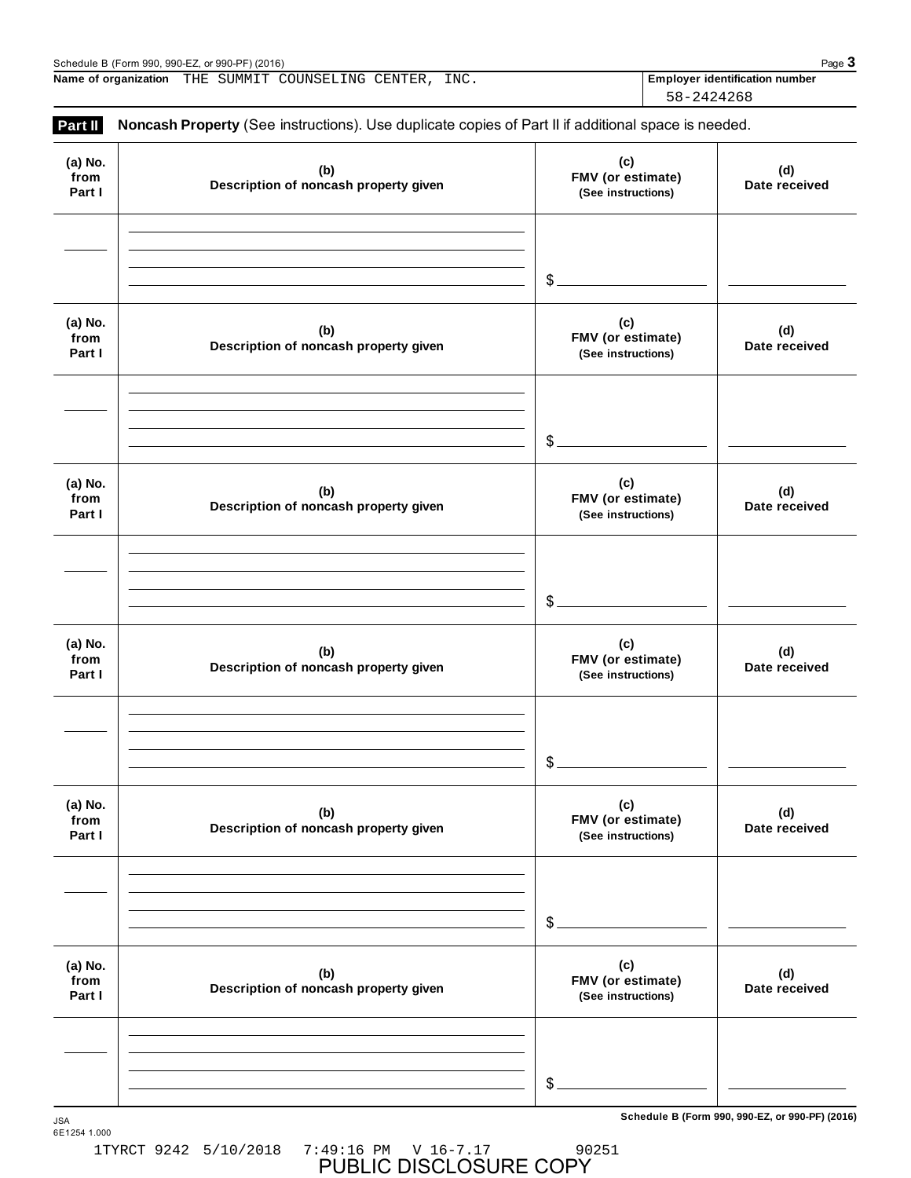Name of organization THE SUMMIT COUNSELING CENTER, INC.

Employer identification number 58-2424268

**Part II** **Noncash Property** (See instructions). Use duplicate copies of Part II if additional space is needed.

| (a) No. from Part I | (b) Description of noncash property given | (c) FMV (or estimate) (See instructions) | (d) Date received |
|---|---|---|---|
| | | $ | |

| (a) No. from Part I | (b) Description of noncash property given | (c) FMV (or estimate) (See instructions) | (d) Date received |
|---|---|---|---|
| | | $ | |

| (a) No. from Part I | (b) Description of noncash property given | (c) FMV (or estimate) (See instructions) | (d) Date received |
|---|---|---|---|
| | | $ | |

| (a) No. from Part I | (b) Description of noncash property given | (c) FMV (or estimate) (See instructions) | (d) Date received |
|---|---|---|---|
| | | $ | |

| (a) No. from Part I | (b) Description of noncash property given | (c) FMV (or estimate) (See instructions) | (d) Date received |
|---|---|---|---|
| | | $ | |

| (a) No. from Part I | (b) Description of noncash property given | (c) FMV (or estimate) (See instructions) | (d) Date received |
|---|---|---|---|
| | | $ | |

JSA
6E1254 1.000

1TYRCT 9242 5/10/2018 7:49:16 PM V 16-7.17 90251

PUBLIC DISCLOSURE COPY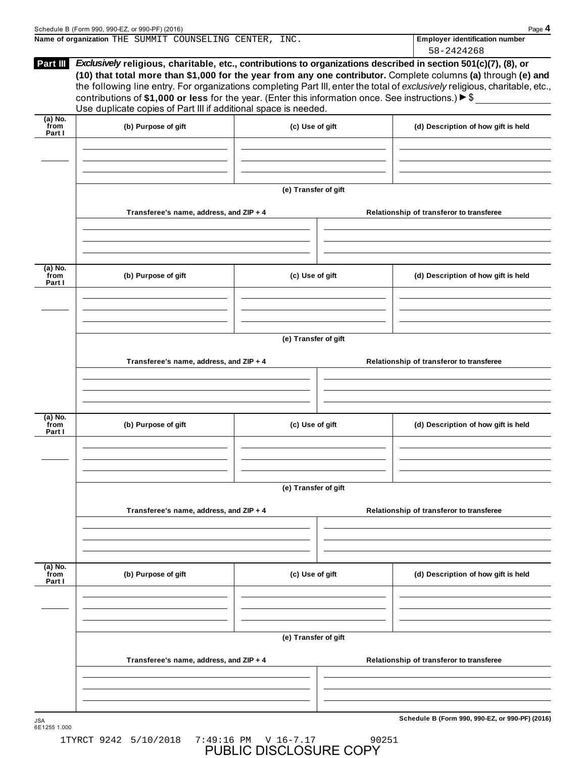Name of organization THE SUMMIT COUNSELING CENTER, INC.

Employer identification number 58-2424268

**Part III** ***Exclusively*** **religious, charitable, etc., contributions to organizations described in section 501(c)(7), (8), or (10) that total more than $1,000 for the year from any one contributor.** Complete columns **(a)** through **(e) and** the following line entry. For organizations completing Part III, enter the total of *exclusively* religious, charitable, etc., contributions of **$1,000 or less** for the year. (Enter this information once. See instructions.) ▶ $ \_\_\_\_\_\_\_\_\_\_
Use duplicate copies of Part III if additional space is needed.

| (a) No. from Part I | (b) Purpose of gift | (c) Use of gift | (d) Description of how gift is held |
|---|---|---|---|
| | | | |

**(e) Transfer of gift**

| Transferee's name, address, and ZIP + 4 | Relationship of transferor to transferee |
|---|---|
| | |

| (a) No. from Part I | (b) Purpose of gift | (c) Use of gift | (d) Description of how gift is held |
|---|---|---|---|
| | | | |

**(e) Transfer of gift**

| Transferee's name, address, and ZIP + 4 | Relationship of transferor to transferee |
|---|---|
| | |

| (a) No. from Part I | (b) Purpose of gift | (c) Use of gift | (d) Description of how gift is held |
|---|---|---|---|
| | | | |

**(e) Transfer of gift**

| Transferee's name, address, and ZIP + 4 | Relationship of transferor to transferee |
|---|---|
| | |

| (a) No. from Part I | (b) Purpose of gift | (c) Use of gift | (d) Description of how gift is held |
|---|---|---|---|
| | | | |

**(e) Transfer of gift**

| Transferee's name, address, and ZIP + 4 | Relationship of transferor to transferee |
|---|---|
| | |

JSA 6E1255 1.000

1TYRCT 9242 5/10/2018 7:49:16 PM V 16-7.17 90251

PUBLIC DISCLOSURE COPY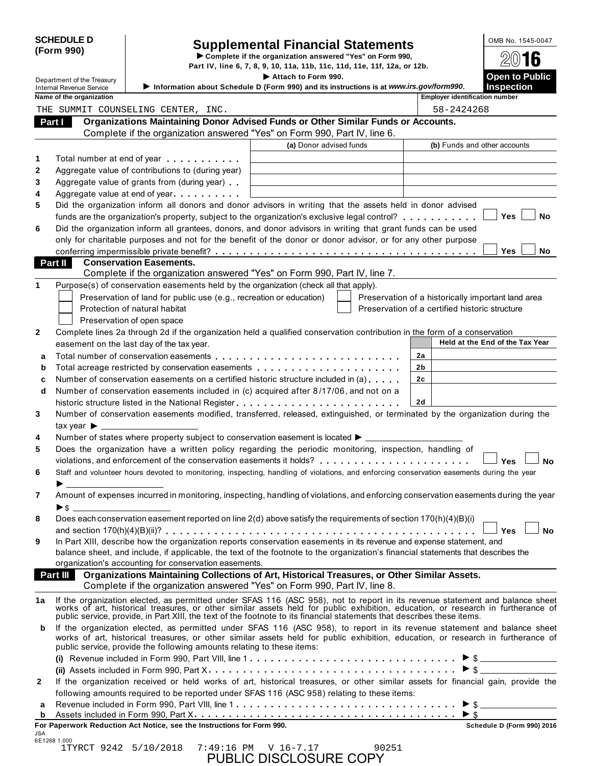# SCHEDULE D (Form 990)

## Supplemental Financial Statements

▶ Complete if the organization answered "Yes" on Form 990, Part IV, line 6, 7, 8, 9, 10, 11a, 11b, 11c, 11d, 11e, 11f, 12a, or 12b.

▶ Attach to Form 990.

▶ Information about Schedule D (Form 990) and its instructions is at *www.irs.gov/form990*.

OMB No. 1545-0047

2016

**Open to Public Inspection**

Department of the Treasury
Internal Revenue Service

| Name of the organization | Employer identification number |
|---|---|
| THE SUMMIT COUNSELING CENTER, INC. | 58-2424268 |

**Part I Organizations Maintaining Donor Advised Funds or Other Similar Funds or Accounts.**
Complete if the organization answered "Yes" on Form 990, Part IV, line 6.

| | | (a) Donor advised funds | (b) Funds and other accounts |
|---|---|---|---|
| 1 | Total number at end of year | | |
| 2 | Aggregate value of contributions to (during year) | | |
| 3 | Aggregate value of grants from (during year) | | |
| 4 | Aggregate value at end of year | | |

5 Did the organization inform all donors and donor advisors in writing that the assets held in donor advised funds are the organization's property, subject to the organization's exclusive legal control? ☐ Yes ☐ No

6 Did the organization inform all grantees, donors, and donor advisors in writing that grant funds can be used only for charitable purposes and not for the benefit of the donor or donor advisor, or for any other purpose conferring impermissible private benefit? ☐ Yes ☐ No

**Part II Conservation Easements.**
Complete if the organization answered "Yes" on Form 990, Part IV, line 7.

1 Purpose(s) of conservation easements held by the organization (check all that apply).

- ☐ Preservation of land for public use (e.g., recreation or education)
- ☐ Protection of natural habitat
- ☐ Preservation of open space
- ☐ Preservation of a historically important land area
- ☐ Preservation of a certified historic structure

2 Complete lines 2a through 2d if the organization held a qualified conservation contribution in the form of a conservation easement on the last day of the tax year.

| | | | Held at the End of the Tax Year |
|---|---|---|---|
| a | Total number of conservation easements | 2a | |
| b | Total acreage restricted by conservation easements | 2b | |
| c | Number of conservation easements on a certified historic structure included in (a) | 2c | |
| d | Number of conservation easements included in (c) acquired after 8/17/06, and not on a historic structure listed in the National Register | 2d | |

3 Number of conservation easements modified, transferred, released, extinguished, or terminated by the organization during the tax year ▶ ______

4 Number of states where property subject to conservation easement is located ▶ ______

5 Does the organization have a written policy regarding the periodic monitoring, inspection, handling of violations, and enforcement of the conservation easements it holds? ☐ Yes ☐ No

6 Staff and volunteer hours devoted to monitoring, inspecting, handling of violations, and enforcing conservation easements during the year ▶ ______

7 Amount of expenses incurred in monitoring, inspecting, handling of violations, and enforcing conservation easements during the year ▶ $ ______

8 Does each conservation easement reported on line 2(d) above satisfy the requirements of section 170(h)(4)(B)(i) and section 170(h)(4)(B)(ii)? ☐ Yes ☐ No

9 In Part XIII, describe how the organization reports conservation easements in its revenue and expense statement, and balance sheet, and include, if applicable, the text of the footnote to the organization's financial statements that describes the organization's accounting for conservation easements.

**Part III Organizations Maintaining Collections of Art, Historical Treasures, or Other Similar Assets.**
Complete if the organization answered "Yes" on Form 990, Part IV, line 8.

1a If the organization elected, as permitted under SFAS 116 (ASC 958), not to report in its revenue statement and balance sheet works of art, historical treasures, or other similar assets held for public exhibition, education, or research in furtherance of public service, provide, in Part XIII, the text of the footnote to its financial statements that describes these items.

b If the organization elected, as permitted under SFAS 116 (ASC 958), to report in its revenue statement and balance sheet works of art, historical treasures, or other similar assets held for public exhibition, education, or research in furtherance of public service, provide the following amounts relating to these items:

(i) Revenue included in Form 990, Part VIII, line 1 ▶ $ ______

(ii) Assets included in Form 990, Part X ▶ $ ______

2 If the organization received or held works of art, historical treasures, or other similar assets for financial gain, provide the following amounts required to be reported under SFAS 116 (ASC 958) relating to these items:

a Revenue included in Form 990, Part VIII, line 1 ▶ $ ______

b Assets included in Form 990, Part X ▶ $ ______

**For Paperwork Reduction Act Notice, see the Instructions for Form 990.** Schedule D (Form 990) 2016

JSA
6E1268 1.000
1TYRCT 9242 5/10/2018 7:49:16 PM V 16-7.17 90251

PUBLIC DISCLOSURE COPY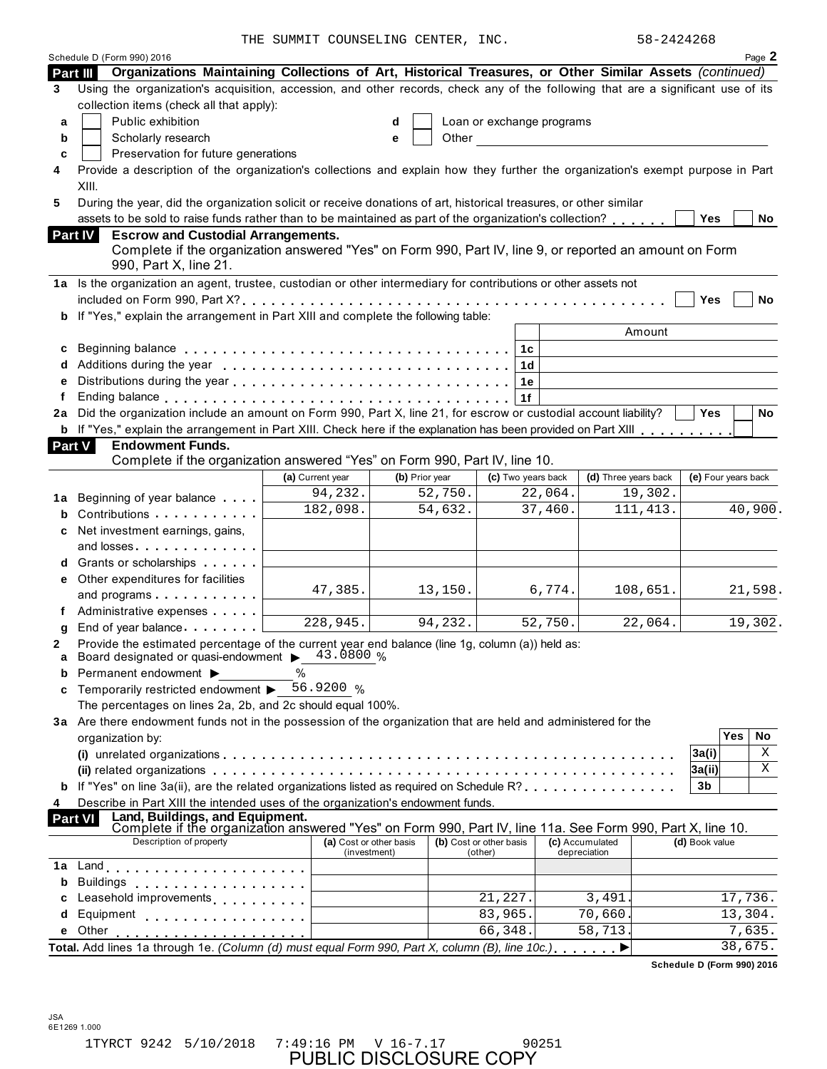THE SUMMIT COUNSELING CENTER, INC. 58-2424268

Schedule D (Form 990) 2016

## Part III Organizations Maintaining Collections of Art, Historical Treasures, or Other Similar Assets *(continued)*

**3** Using the organization's acquisition, accession, and other records, check any of the following that are a significant use of its collection items (check all that apply):

- **a** ☐ Public exhibition
- **b** ☐ Scholarly research
- **c** ☐ Preservation for future generations
- **d** ☐ Loan or exchange programs
- **e** ☐ Other

**4** Provide a description of the organization's collections and explain how they further the organization's exempt purpose in Part XIII.

**5** During the year, did the organization solicit or receive donations of art, historical treasures, or other similar assets to be sold to raise funds rather than to be maintained as part of the organization's collection? ☐ Yes ☐ No

## Part IV Escrow and Custodial Arrangements.

Complete if the organization answered "Yes" on Form 990, Part IV, line 9, or reported an amount on Form 990, Part X, line 21.

**1a** Is the organization an agent, trustee, custodian or other intermediary for contributions or other assets not included on Form 990, Part X? ☐ Yes ☐ No

**b** If "Yes," explain the arrangement in Part XIII and complete the following table:

| | | | Amount |
|---|---|---|---|
| c | Beginning balance | 1c | |
| d | Additions during the year | 1d | |
| e | Distributions during the year | 1e | |
| f | Ending balance | 1f | |

**2a** Did the organization include an amount on Form 990, Part X, line 21, for escrow or custodial account liability? ☐ Yes ☐ No

**b** If "Yes," explain the arrangement in Part XIII. Check here if the explanation has been provided on Part XIII ☐

## Part V Endowment Funds.

Complete if the organization answered "Yes" on Form 990, Part IV, line 10.

| | | (a) Current year | (b) Prior year | (c) Two years back | (d) Three years back | (e) Four years back |
|---|---|---|---|---|---|---|
| 1a | Beginning of year balance | 94,232. | 52,750. | 22,064. | 19,302. | |
| b | Contributions | 182,098. | 54,632. | 37,460. | 111,413. | 40,900. |
| c | Net investment earnings, gains, and losses | | | | | |
| d | Grants or scholarships | | | | | |
| e | Other expenditures for facilities and programs | 47,385. | 13,150. | 6,774. | 108,651. | 21,598. |
| f | Administrative expenses | | | | | |
| g | End of year balance | 228,945. | 94,232. | 52,750. | 22,064. | 19,302. |

**2** Provide the estimated percentage of the current year end balance (line 1g, column (a)) held as:

- **a** Board designated or quasi-endowment ▶ 43.0800 %
- **b** Permanent endowment ▶ %
- **c** Temporarily restricted endowment ▶ 56.9200 %

The percentages on lines 2a, 2b, and 2c should equal 100%.

**3a** Are there endowment funds not in the possession of the organization that are held and administered for the organization by:

| | | | Yes | No |
|---|---|---|---|---|
| (i) | unrelated organizations | 3a(i) | | X |
| (ii) | related organizations | 3a(ii) | | X |
| b | If "Yes" on line 3a(ii), are the related organizations listed as required on Schedule R? | 3b | | |

**4** Describe in Part XIII the intended uses of the organization's endowment funds.

## Part VI Land, Buildings, and Equipment.

Complete if the organization answered "Yes" on Form 990, Part IV, line 11a. See Form 990, Part X, line 10.

| | Description of property | (a) Cost or other basis (investment) | (b) Cost or other basis (other) | (c) Accumulated depreciation | (d) Book value |
|---|---|---|---|---|---|
| 1a | Land | | | | |
| b | Buildings | | | | |
| c | Leasehold improvements | | 21,227. | 3,491. | 17,736. |
| d | Equipment | | 83,965. | 70,660. | 13,304. |
| e | Other | | 66,348. | 58,713. | 7,635. |
| | **Total.** Add lines 1a through 1e. *(Column (d) must equal Form 990, Part X, column (B), line 10c.)* | | | | 38,675. |

Schedule D (Form 990) 2016

JSA
6E1269 1.000

1TYRCT 9242 5/10/2018 7:49:16 PM V 16-7.17 90251

PUBLIC DISCLOSURE COPY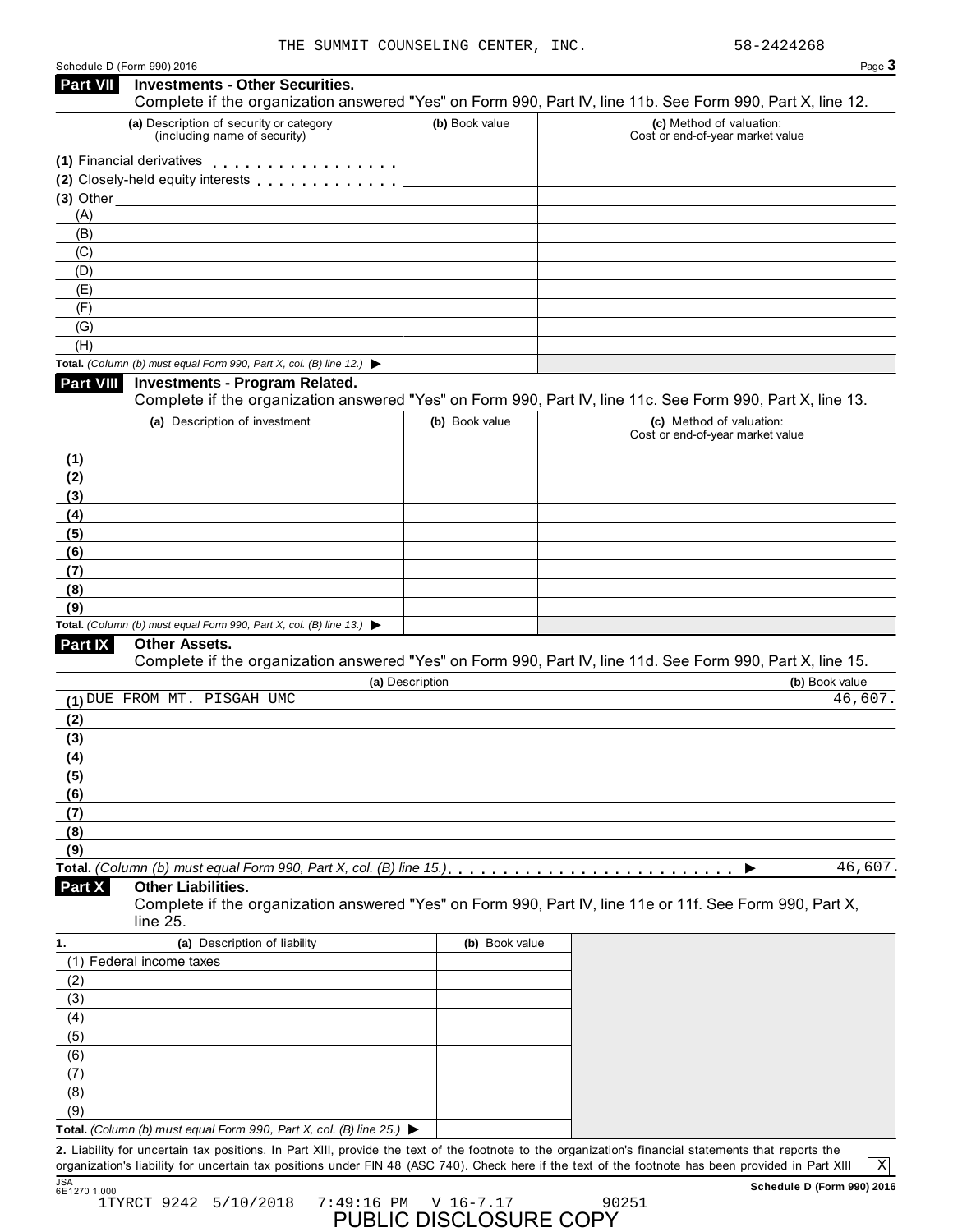THE SUMMIT COUNSELING CENTER, INC. 58-2424268

Schedule D (Form 990) 2016

## Part VII Investments - Other Securities.

Complete if the organization answered "Yes" on Form 990, Part IV, line 11b. See Form 990, Part X, line 12.

| (a) Description of security or category (including name of security) | (b) Book value | (c) Method of valuation: Cost or end-of-year market value |
|---|---|---|
| (1) Financial derivatives | | |
| (2) Closely-held equity interests | | |
| (3) Other | | |
| (A) | | |
| (B) | | |
| (C) | | |
| (D) | | |
| (E) | | |
| (F) | | |
| (G) | | |
| (H) | | |
| **Total.** *(Column (b) must equal Form 990, Part X, col. (B) line 12.)* ▶ | | |

## Part VIII Investments - Program Related.

Complete if the organization answered "Yes" on Form 990, Part IV, line 11c. See Form 990, Part X, line 13.

| (a) Description of investment | (b) Book value | (c) Method of valuation: Cost or end-of-year market value |
|---|---|---|
| (1) | | |
| (2) | | |
| (3) | | |
| (4) | | |
| (5) | | |
| (6) | | |
| (7) | | |
| (8) | | |
| (9) | | |
| **Total.** *(Column (b) must equal Form 990, Part X, col. (B) line 13.)* ▶ | | |

## Part IX Other Assets.

Complete if the organization answered "Yes" on Form 990, Part IV, line 11d. See Form 990, Part X, line 15.

| (a) Description | (b) Book value |
|---|---|
| (1) DUE FROM MT. PISGAH UMC | 46,607. |
| (2) | |
| (3) | |
| (4) | |
| (5) | |
| (6) | |
| (7) | |
| (8) | |
| (9) | |
| **Total.** *(Column (B) must equal Form 990, Part X, col. (B) line 15.)* ▶ | 46,607. |

## Part X Other Liabilities.

Complete if the organization answered "Yes" on Form 990, Part IV, line 11e or 11f. See Form 990, Part X, line 25.

| 1. (a) Description of liability | (b) Book value |
|---|---|
| (1) Federal income taxes | |
| (2) | |
| (3) | |
| (4) | |
| (5) | |
| (6) | |
| (7) | |
| (8) | |
| (9) | |
| **Total.** *(Column (b) must equal Form 990, Part X, col. (B) line 25.)* ▶ | |

**2.** Liability for uncertain tax positions. In Part XIII, provide the text of the footnote to the organization's financial statements that reports the organization's liability for uncertain tax positions under FIN 48 (ASC 740). Check here if the text of the footnote has been provided in Part XIII [X]

Schedule D (Form 990) 2016

JSA 6E1270 1.000

1TYRCT 9242 5/10/2018 7:49:16 PM V 16-7.17 90251

PUBLIC DISCLOSURE COPY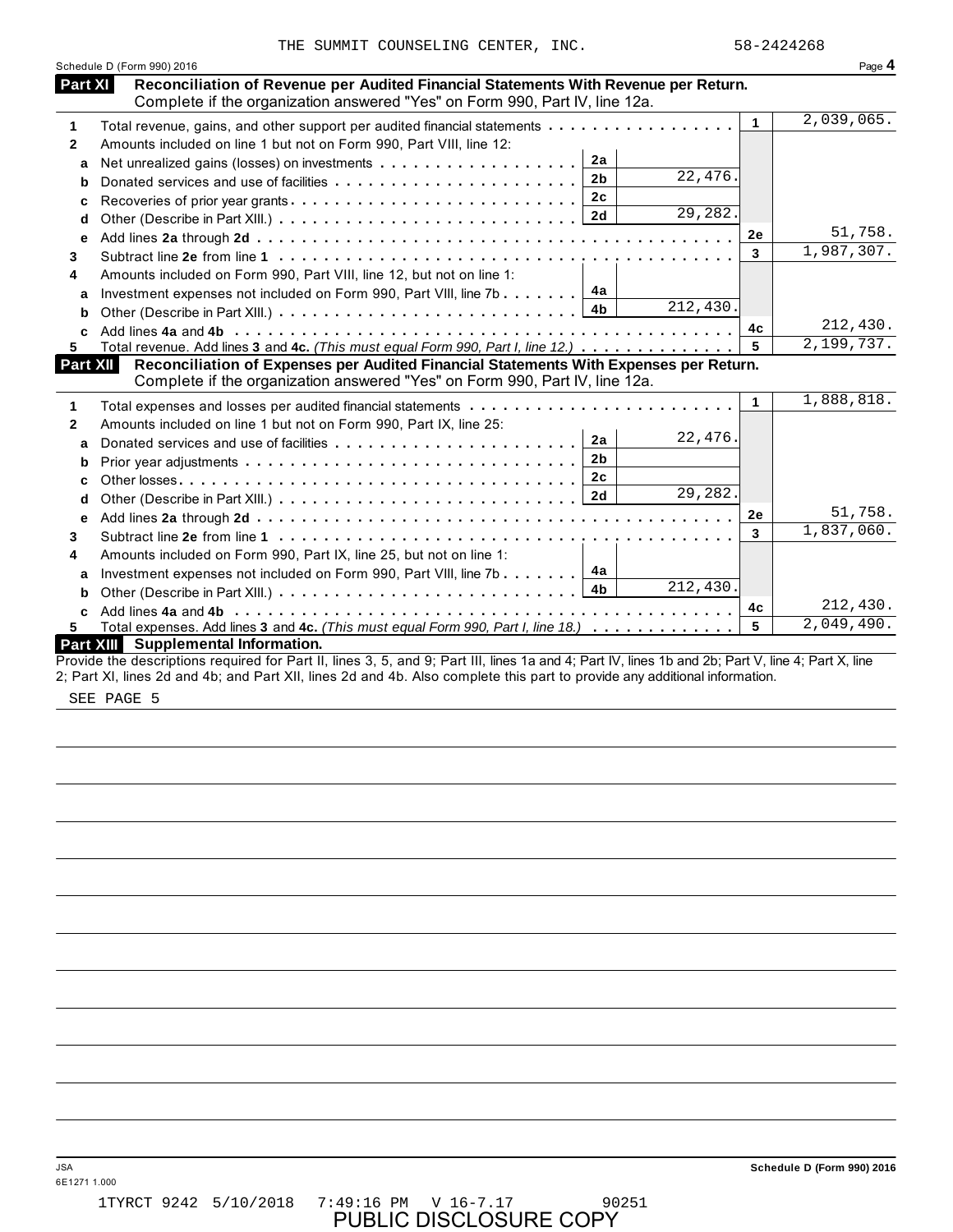THE SUMMIT COUNSELING CENTER, INC. 58-2424268

Schedule D (Form 990) 2016

## Part XI Reconciliation of Revenue per Audited Financial Statements With Revenue per Return.

Complete if the organization answered "Yes" on Form 990, Part IV, line 12a.

| | | | | | |
|---|---|---|---|---|---|
| 1 | Total revenue, gains, and other support per audited financial statements | | | 1 | 2,039,065. |
| 2 | Amounts included on line 1 but not on Form 990, Part VIII, line 12: | | | | |
| a | Net unrealized gains (losses) on investments | 2a | | | |
| b | Donated services and use of facilities | 2b | 22,476. | | |
| c | Recoveries of prior year grants | 2c | | | |
| d | Other (Describe in Part XIII.) | 2d | 29,282. | | |
| e | Add lines **2a** through **2d** | | | 2e | 51,758. |
| 3 | Subtract line **2e** from line **1** | | | 3 | 1,987,307. |
| 4 | Amounts included on Form 990, Part VIII, line 12, but not on line 1: | | | | |
| a | Investment expenses not included on Form 990, Part VIII, line 7b | 4a | | | |
| b | Other (Describe in Part XIII.) | 4b | 212,430. | | |
| c | Add lines **4a** and **4b** | | | 4c | 212,430. |
| 5 | Total revenue. Add lines **3** and **4c.** *(This must equal Form 990, Part I, line 12.)* | | | 5 | 2,199,737. |

## Part XII Reconciliation of Expenses per Audited Financial Statements With Expenses per Return.

Complete if the organization answered "Yes" on Form 990, Part IV, line 12a.

| | | | | | |
|---|---|---|---|---|---|
| 1 | Total expenses and losses per audited financial statements | | | 1 | 1,888,818. |
| 2 | Amounts included on line 1 but not on Form 990, Part IX, line 25: | | | | |
| a | Donated services and use of facilities | 2a | 22,476. | | |
| b | Prior year adjustments | 2b | | | |
| c | Other losses | 2c | | | |
| d | Other (Describe in Part XIII.) | 2d | 29,282. | | |
| e | Add lines **2a** through **2d** | | | 2e | 51,758. |
| 3 | Subtract line **2e** from line **1** | | | 3 | 1,837,060. |
| 4 | Amounts included on Form 990, Part IX, line 25, but not on line 1: | | | | |
| a | Investment expenses not included on Form 990, Part VIII, line 7b | 4a | | | |
| b | Other (Describe in Part XIII.) | 4b | 212,430. | | |
| c | Add lines **4a** and **4b** | | | 4c | 212,430. |
| 5 | Total expenses. Add lines **3** and **4c.** *(This must equal Form 990, Part I, line 18.)* | | | 5 | 2,049,490. |

## Part XIII Supplemental Information.

Provide the descriptions required for Part II, lines 3, 5, and 9; Part III, lines 1a and 4; Part IV, lines 1b and 2b; Part V, line 4; Part X, line 2; Part XI, lines 2d and 4b; and Part XII, lines 2d and 4b. Also complete this part to provide any additional information.

SEE PAGE 5

JSA
6E1271 1.000

Schedule D (Form 990) 2016

1TYRCT 9242 5/10/2018 7:49:16 PM V 16-7.17 90251

PUBLIC DISCLOSURE COPY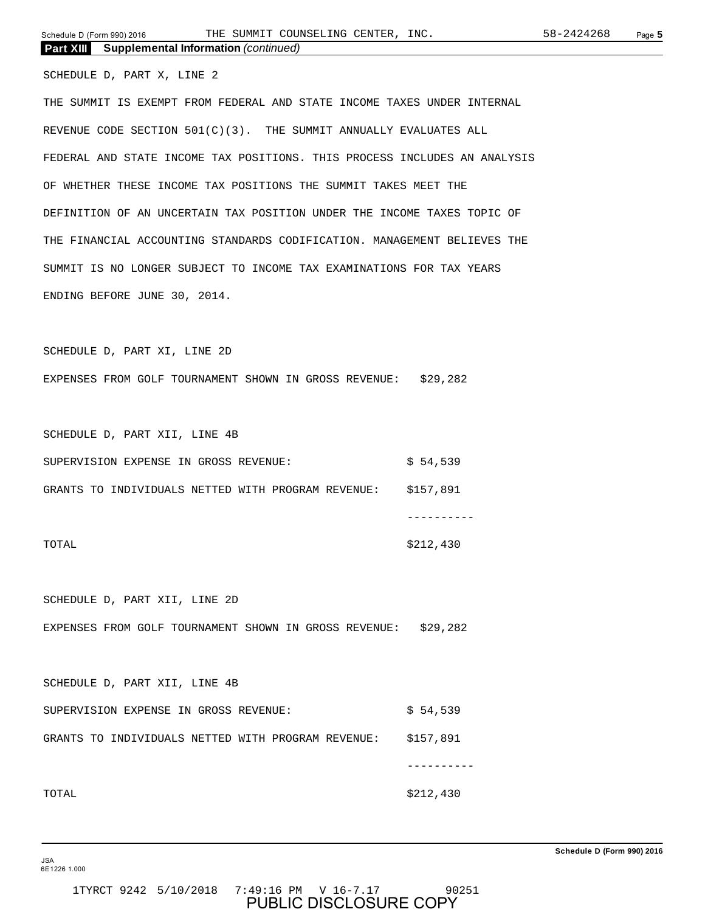## Part XIII Supplemental Information *(continued)*

SCHEDULE D, PART X, LINE 2

THE SUMMIT IS EXEMPT FROM FEDERAL AND STATE INCOME TAXES UNDER INTERNAL REVENUE CODE SECTION 501(C)(3). THE SUMMIT ANNUALLY EVALUATES ALL FEDERAL AND STATE INCOME TAX POSITIONS. THIS PROCESS INCLUDES AN ANALYSIS OF WHETHER THESE INCOME TAX POSITIONS THE SUMMIT TAKES MEET THE DEFINITION OF AN UNCERTAIN TAX POSITION UNDER THE INCOME TAXES TOPIC OF THE FINANCIAL ACCOUNTING STANDARDS CODIFICATION. MANAGEMENT BELIEVES THE SUMMIT IS NO LONGER SUBJECT TO INCOME TAX EXAMINATIONS FOR TAX YEARS ENDING BEFORE JUNE 30, 2014.

SCHEDULE D, PART XI, LINE 2D

EXPENSES FROM GOLF TOURNAMENT SHOWN IN GROSS REVENUE: $29,282

SCHEDULE D, PART XII, LINE 4B

| | |
|---|---|
| SUPERVISION EXPENSE IN GROSS REVENUE: | $ 54,539 |
| GRANTS TO INDIVIDUALS NETTED WITH PROGRAM REVENUE: | $157,891 |
| | ---------- |
| TOTAL | $212,430 |

SCHEDULE D, PART XII, LINE 2D

EXPENSES FROM GOLF TOURNAMENT SHOWN IN GROSS REVENUE: $29,282

SCHEDULE D, PART XII, LINE 4B

| | |
|---|---|
| SUPERVISION EXPENSE IN GROSS REVENUE: | $ 54,539 |
| GRANTS TO INDIVIDUALS NETTED WITH PROGRAM REVENUE: | $157,891 |
| | ---------- |
| TOTAL | $212,430 |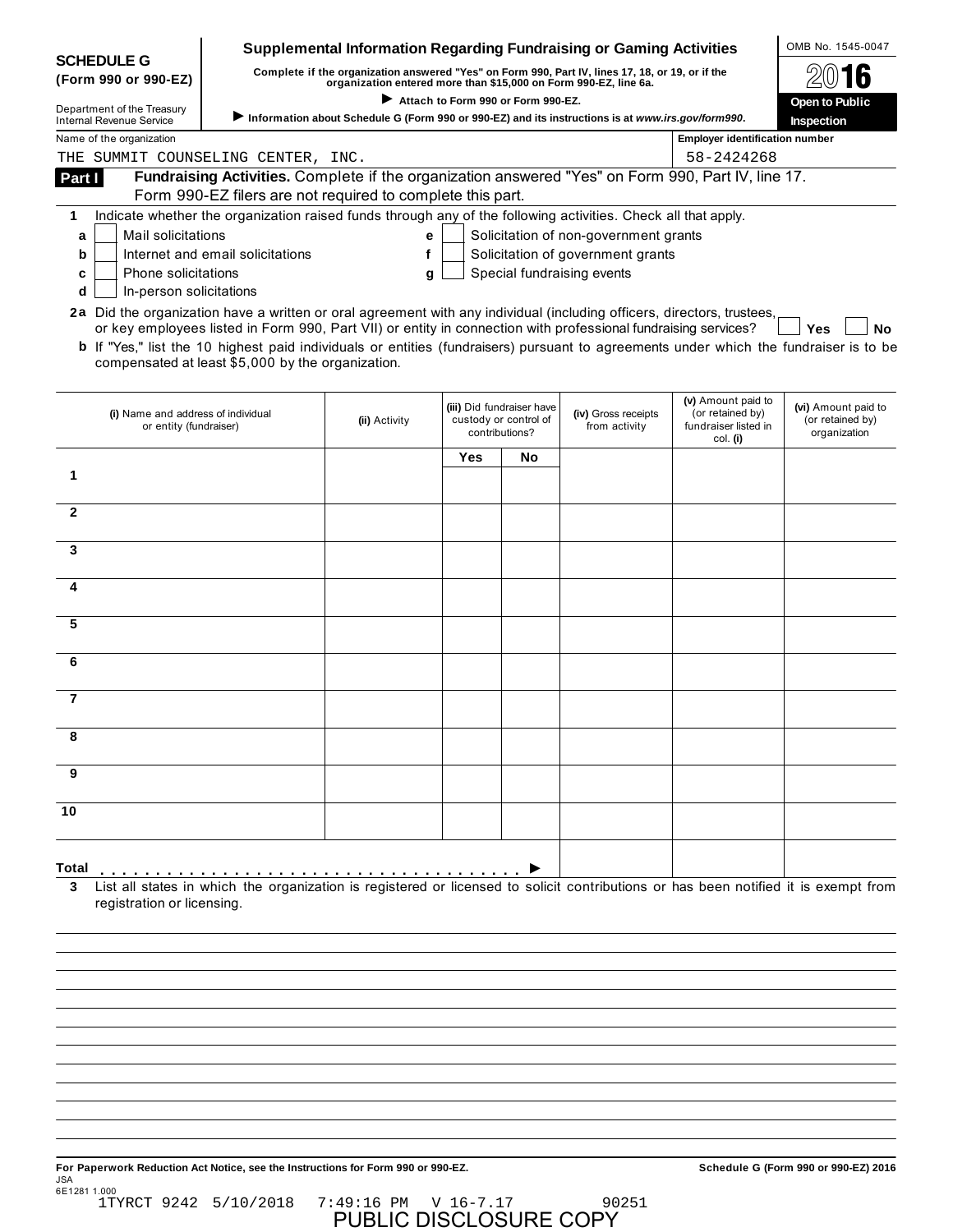**SCHEDULE G (Form 990 or 990-EZ)**

Department of the Treasury
Internal Revenue Service

# Supplemental Information Regarding Fundraising or Gaming Activities

**Complete if the organization answered "Yes" on Form 990, Part IV, lines 17, 18, or 19, or if the organization entered more than $15,000 on Form 990-EZ, line 6a.**

▶ **Attach to Form 990 or Form 990-EZ.**

▶ **Information about Schedule G (Form 990 or 990-EZ) and its instructions is at *www.irs.gov/form990*.**

OMB No. 1545-0047

**2016**

**Open to Public Inspection**

Name of the organization: THE SUMMIT COUNSELING CENTER, INC.

Employer identification number: 58-2424268

**Part I** **Fundraising Activities.** Complete if the organization answered "Yes" on Form 990, Part IV, line 17. Form 990-EZ filers are not required to complete this part.

**1** Indicate whether the organization raised funds through any of the following activities. Check all that apply.

- **a** ☐ Mail solicitations
- **b** ☐ Internet and email solicitations
- **c** ☐ Phone solicitations
- **d** ☐ In-person solicitations
- **e** ☐ Solicitation of non-government grants
- **f** ☐ Solicitation of government grants
- **g** ☐ Special fundraising events

**2a** Did the organization have a written or oral agreement with any individual (including officers, directors, trustees, or key employees listed in Form 990, Part VII) or entity in connection with professional fundraising services? ☐ **Yes** ☐ **No**

**b** If "Yes," list the 10 highest paid individuals or entities (fundraisers) pursuant to agreements under which the fundraiser is to be compensated at least $5,000 by the organization.

| | (i) Name and address of individual or entity (fundraiser) | (ii) Activity | (iii) Did fundraiser have custody or control of contributions? | | (iv) Gross receipts from activity | (v) Amount paid to (or retained by) fundraiser listed in col. (i) | (vi) Amount paid to (or retained by) organization |
|---|---|---|---|---|---|---|---|
| | | | Yes | No | | | |
| 1 | | | | | | | |
| 2 | | | | | | | |
| 3 | | | | | | | |
| 4 | | | | | | | |
| 5 | | | | | | | |
| 6 | | | | | | | |
| 7 | | | | | | | |
| 8 | | | | | | | |
| 9 | | | | | | | |
| 10 | | | | | | | |
| **Total** . . . . . . . . . . . . . . . . . . . . ▶ | | | | | | | |

**3** List all states in which the organization is registered or licensed to solicit contributions or has been notified it is exempt from registration or licensing.

**For Paperwork Reduction Act Notice, see the Instructions for Form 990 or 990-EZ.**

**Schedule G (Form 990 or 990-EZ) 2016**

JSA
6E1281 1.000

1TYRCT 9242 5/10/2018 7:49:16 PM V 16-7.17 90251

PUBLIC DISCLOSURE COPY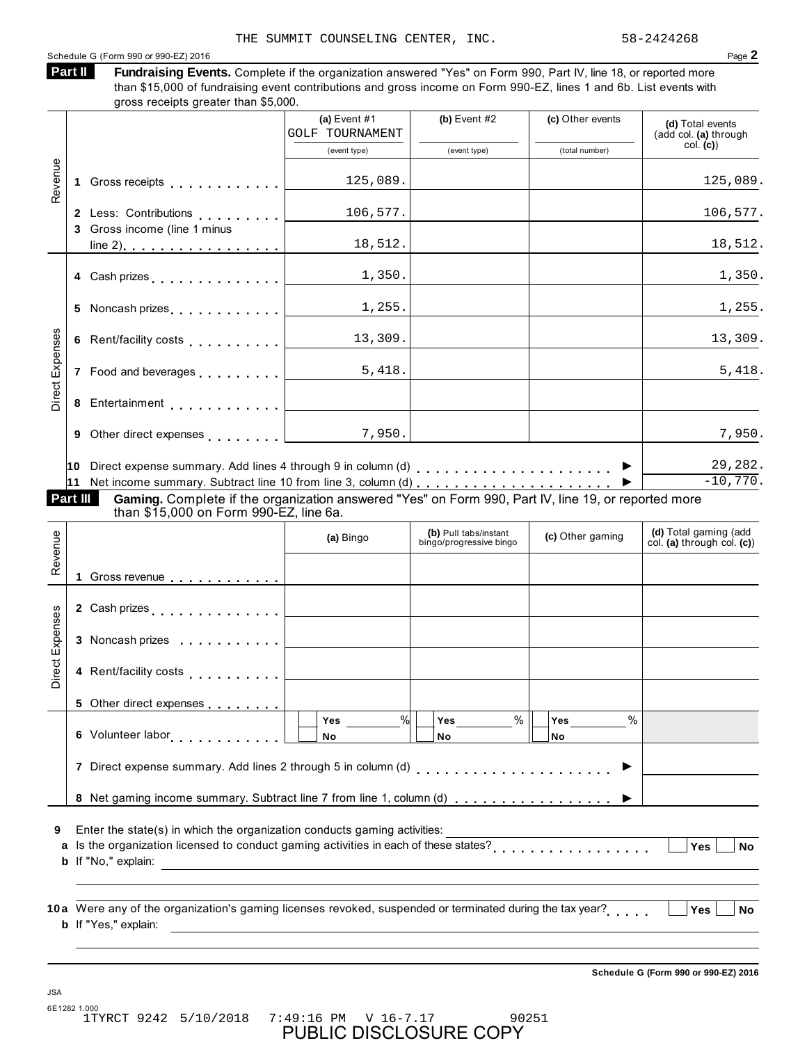THE SUMMIT COUNSELING CENTER, INC. 58-2424268

Schedule G (Form 990 or 990-EZ) 2016

## Part II Fundraising Events.

Complete if the organization answered "Yes" on Form 990, Part IV, line 18, or reported more than $15,000 of fundraising event contributions and gross income on Form 990-EZ, lines 1 and 6b. List events with gross receipts greater than $5,000.

| | | (a) Event #1 GOLF TOURNAMENT (event type) | (b) Event #2 (event type) | (c) Other events (total number) | (d) Total events (add col. (a) through col. (c)) |
|---|---|---|---|---|---|
| Revenue | 1 Gross receipts | 125,089. | | | 125,089. |
| | 2 Less: Contributions | 106,577. | | | 106,577. |
| | 3 Gross income (line 1 minus line 2) | 18,512. | | | 18,512. |
| Direct Expenses | 4 Cash prizes | 1,350. | | | 1,350. |
| | 5 Noncash prizes | 1,255. | | | 1,255. |
| | 6 Rent/facility costs | 13,309. | | | 13,309. |
| | 7 Food and beverages | 5,418. | | | 5,418. |
| | 8 Entertainment | | | | |
| | 9 Other direct expenses | 7,950. | | | 7,950. |
| | 10 Direct expense summary. Add lines 4 through 9 in column (d) | | | | 29,282. |
| | 11 Net income summary. Subtract line 10 from line 3, column (d) | | | | -10,770. |

## Part III Gaming.

Complete if the organization answered "Yes" on Form 990, Part IV, line 19, or reported more than $15,000 on Form 990-EZ, line 6a.

| | | (a) Bingo | (b) Pull tabs/instant bingo/progressive bingo | (c) Other gaming | (d) Total gaming (add col. (a) through col. (c)) |
|---|---|---|---|---|---|
| Revenue | 1 Gross revenue | | | | |
| Direct Expenses | 2 Cash prizes | | | | |
| | 3 Noncash prizes | | | | |
| | 4 Rent/facility costs | | | | |
| | 5 Other direct expenses | | | | |
| | 6 Volunteer labor | Yes ____ % No | Yes ____ % No | Yes ____ % No | |
| | 7 Direct expense summary. Add lines 2 through 5 in column (d) | | | | |
| | 8 Net gaming income summary. Subtract line 7 from line 1, column (d) | | | | |

9 Enter the state(s) in which the organization conducts gaming activities: ____

a Is the organization licensed to conduct gaming activities in each of these states? Yes No

b If "No," explain: ____

10a Were any of the organization's gaming licenses revoked, suspended or terminated during the tax year? Yes No

b If "Yes," explain: ____

Schedule G (Form 990 or 990-EZ) 2016

PUBLIC DISCLOSURE COPY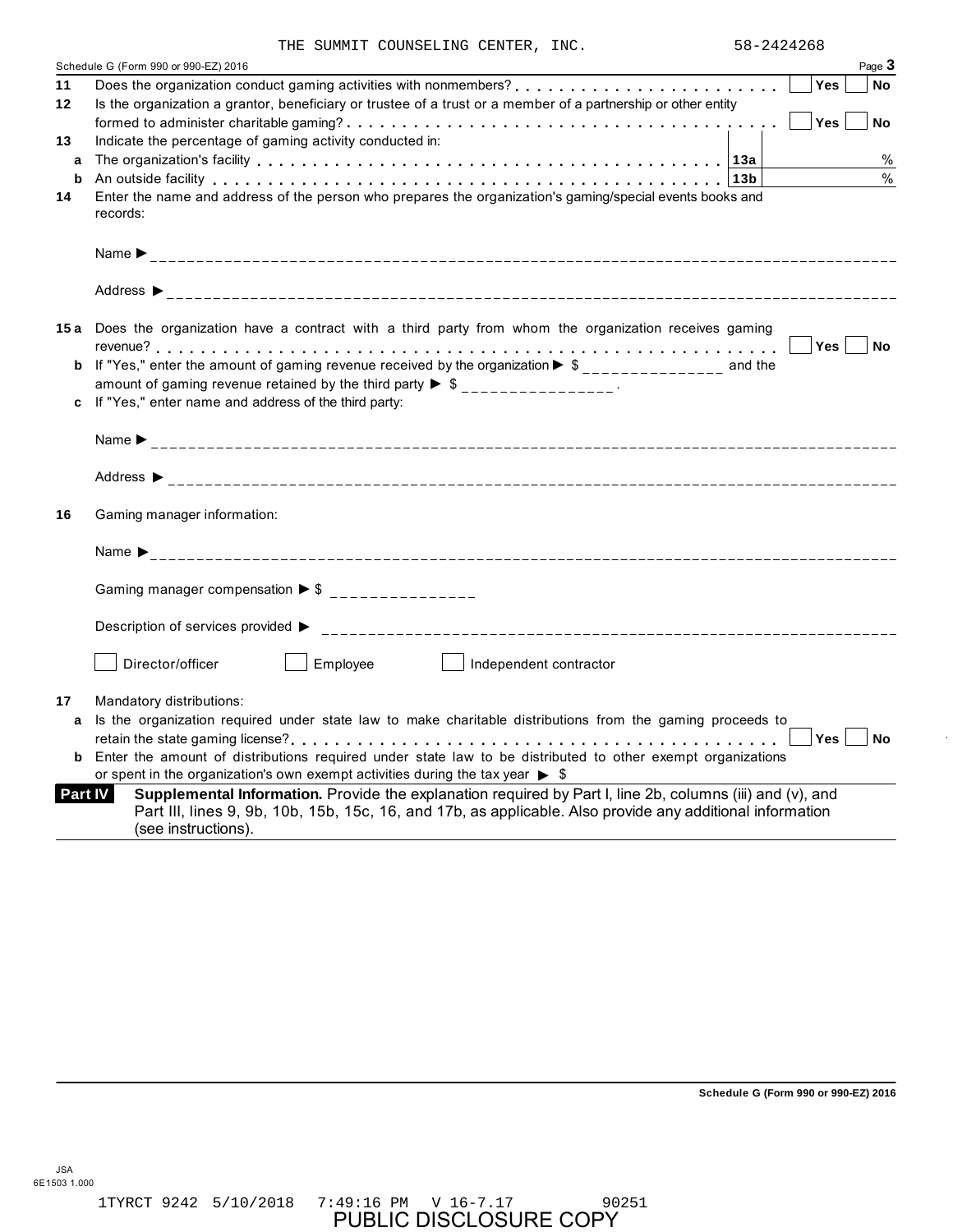THE SUMMIT COUNSELING CENTER, INC. 58-2424268

Schedule G (Form 990 or 990-EZ) 2016

**11** Does the organization conduct gaming activities with nonmembers? . . . . . . . . . . . . . . . . . . . . . . . Yes No

**12** Is the organization a grantor, beneficiary or trustee of a trust or a member of a partnership or other entity formed to administer charitable gaming? . . . . . . . . . . . . . . . . . . . . . . . . . . . . . . . . . . . . . Yes No

**13** Indicate the percentage of gaming activity conducted in:

**a** The organization's facility . . . . . . . . . . . . . . . . . . . . . . . . . . . . . . . . . . . . . . . . . . **13a** %

**b** An outside facility . . . . . . . . . . . . . . . . . . . . . . . . . . . . . . . . . . . . . . . . . . . . . . . **13b** %

**14** Enter the name and address of the person who prepares the organization's gaming/special events books and records:

Name ►

Address ►

**15a** Does the organization have a contract with a third party from whom the organization receives gaming revenue? . . . . . . . . . . . . . . . . . . . . . . . . . . . . . . . . . . . . . . . . . . . . . . . . . . . . . . . . Yes No

**b** If "Yes," enter the amount of gaming revenue received by the organization ► $ __________ and the amount of gaming revenue retained by the third party ► $ __________ .

**c** If "Yes," enter name and address of the third party:

Name ►

Address ►

**16** Gaming manager information:

Name ►

Gaming manager compensation ► $

Description of services provided ►

☐ Director/officer ☐ Employee ☐ Independent contractor

**17** Mandatory distributions:

**a** Is the organization required under state law to make charitable distributions from the gaming proceeds to retain the state gaming license? . . . . . . . . . . . . . . . . . . . . . . . . . . . . . . . . . . . . . . . . . . . . . Yes No

**b** Enter the amount of distributions required under state law to be distributed to other exempt organizations or spent in the organization's own exempt activities during the tax year ► $

**Part IV** **Supplemental Information.** Provide the explanation required by Part I, line 2b, columns (iii) and (v), and Part III, lines 9, 9b, 10b, 15b, 15c, 16, and 17b, as applicable. Also provide any additional information (see instructions).

Schedule G (Form 990 or 990-EZ) 2016

JSA
6E1503 1.000

1TYRCT 9242 5/10/2018 7:49:16 PM V 16-7.17 90251

PUBLIC DISCLOSURE COPY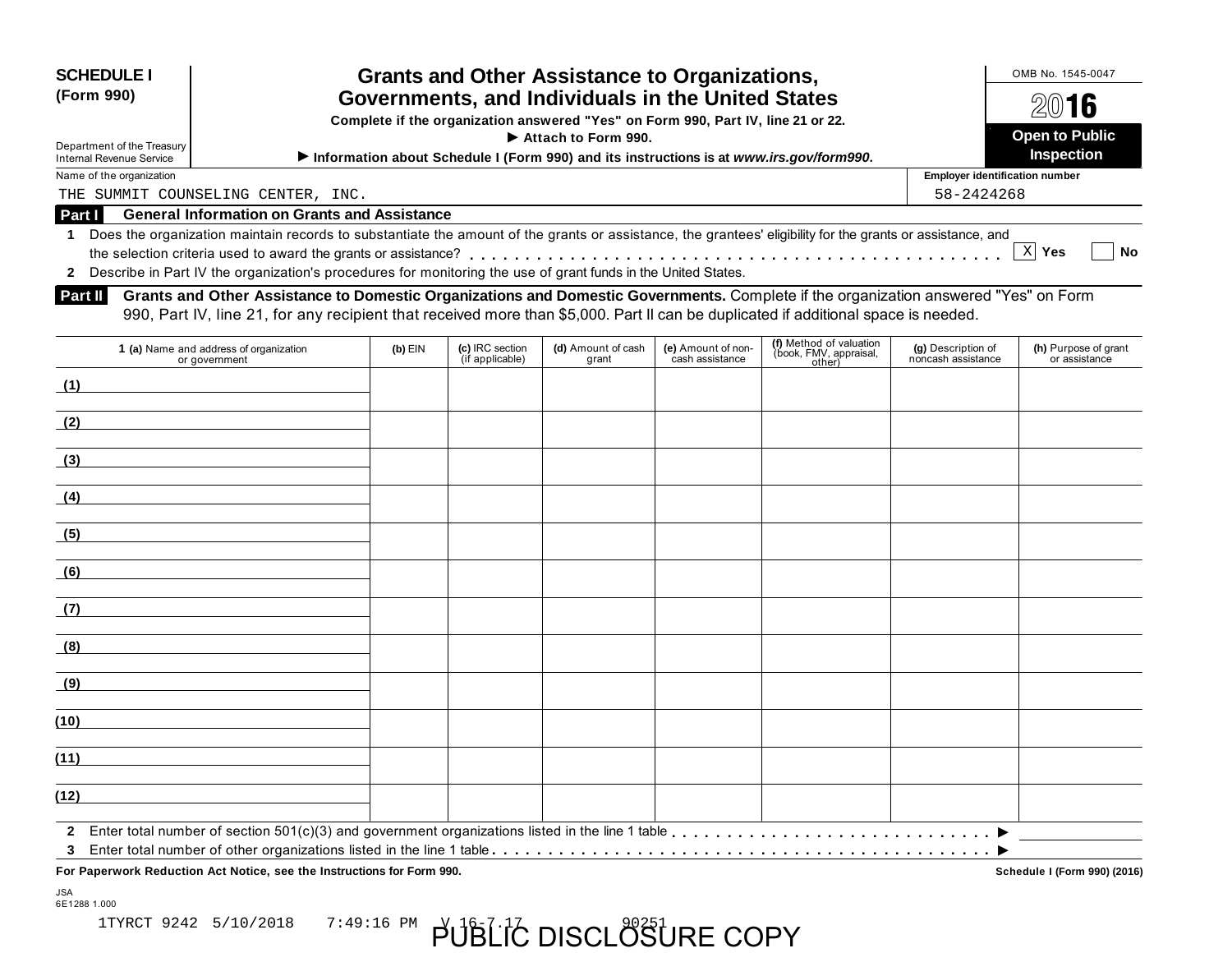**SCHEDULE I (Form 990)**

Department of the Treasury
Internal Revenue Service

# Grants and Other Assistance to Organizations, Governments, and Individuals in the United States

**Complete if the organization answered "Yes" on Form 990, Part IV, line 21 or 22.**

**► Attach to Form 990.**

**► Information about Schedule I (Form 990) and its instructions is at *www.irs.gov/form990*.**

OMB No. 1545-0047

**2016**

**Open to Public Inspection**

Name of the organization: THE SUMMIT COUNSELING CENTER, INC.

Employer identification number: 58-2424268

**Part I — General Information on Grants and Assistance**

1 Does the organization maintain records to substantiate the amount of the grants or assistance, the grantees' eligibility for the grants or assistance, and the selection criteria used to award the grants or assistance? . . . [X] Yes [ ] No

2 Describe in Part IV the organization's procedures for monitoring the use of grant funds in the United States.

**Part II — Grants and Other Assistance to Domestic Organizations and Domestic Governments.** Complete if the organization answered "Yes" on Form 990, Part IV, line 21, for any recipient that received more than $5,000. Part II can be duplicated if additional space is needed.

| 1 (a) Name and address of organization or government | (b) EIN | (c) IRC section (if applicable) | (d) Amount of cash grant | (e) Amount of non-cash assistance | (f) Method of valuation (book, FMV, appraisal, other) | (g) Description of noncash assistance | (h) Purpose of grant or assistance |
|---|---|---|---|---|---|---|---|
| (1) | | | | | | | |
| (2) | | | | | | | |
| (3) | | | | | | | |
| (4) | | | | | | | |
| (5) | | | | | | | |
| (6) | | | | | | | |
| (7) | | | | | | | |
| (8) | | | | | | | |
| (9) | | | | | | | |
| (10) | | | | | | | |
| (11) | | | | | | | |
| (12) | | | | | | | |

2 Enter total number of section 501(c)(3) and government organizations listed in the line 1 table . . . ►

3 Enter total number of other organizations listed in the line 1 table . . . ►

**For Paperwork Reduction Act Notice, see the Instructions for Form 990.** **Schedule I (Form 990) (2016)**

JSA
6E1288 1.000

1TYRCT 9242 5/10/2018 7:49:16 PM V 16-7.17 90251

PUBLIC DISCLOSURE COPY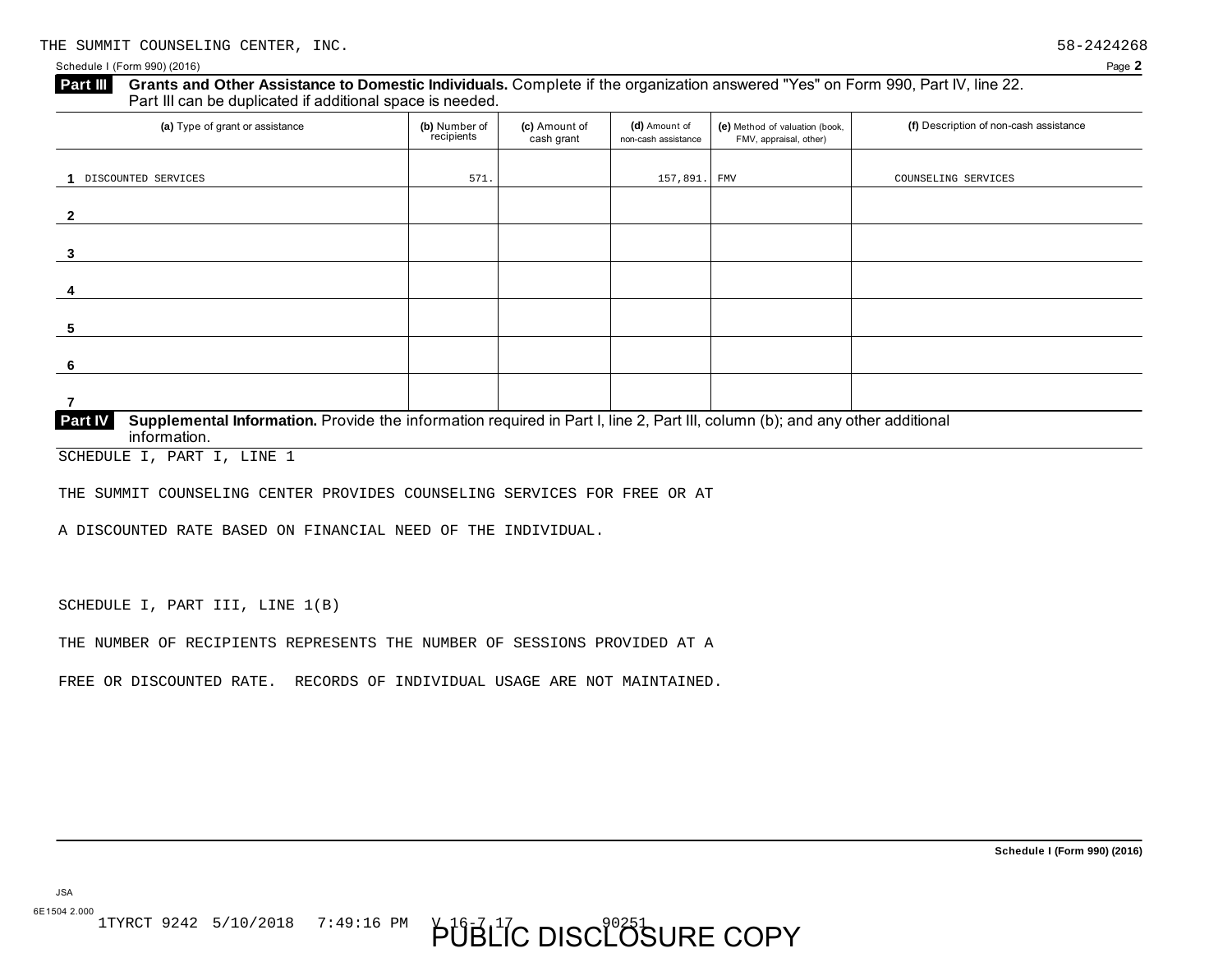THE SUMMIT COUNSELING CENTER, INC. 58-2424268

Schedule I (Form 990) (2016)

**Part III Grants and Other Assistance to Domestic Individuals.** Complete if the organization answered "Yes" on Form 990, Part IV, line 22. Part III can be duplicated if additional space is needed.

| | (a) Type of grant or assistance | (b) Number of recipients | (c) Amount of cash grant | (d) Amount of non-cash assistance | (e) Method of valuation (book, FMV, appraisal, other) | (f) Description of non-cash assistance |
|---|---|---|---|---|---|---|
| 1 | DISCOUNTED SERVICES | 571. | | 157,891. | FMV | COUNSELING SERVICES |
| 2 | | | | | | |
| 3 | | | | | | |
| 4 | | | | | | |
| 5 | | | | | | |
| 6 | | | | | | |
| 7 | | | | | | |

**Part IV Supplemental Information.** Provide the information required in Part I, line 2, Part III, column (b); and any other additional information.

SCHEDULE I, PART I, LINE 1

THE SUMMIT COUNSELING CENTER PROVIDES COUNSELING SERVICES FOR FREE OR AT A DISCOUNTED RATE BASED ON FINANCIAL NEED OF THE INDIVIDUAL.

SCHEDULE I, PART III, LINE 1(B)

THE NUMBER OF RECIPIENTS REPRESENTS THE NUMBER OF SESSIONS PROVIDED AT A FREE OR DISCOUNTED RATE. RECORDS OF INDIVIDUAL USAGE ARE NOT MAINTAINED.

**Schedule I (Form 990) (2016)**

JSA
6E1504 2.000
1TYRCT 9242 5/10/2018 7:49:16 PM V 16-7.17 90251

PUBLIC DISCLOSURE COPY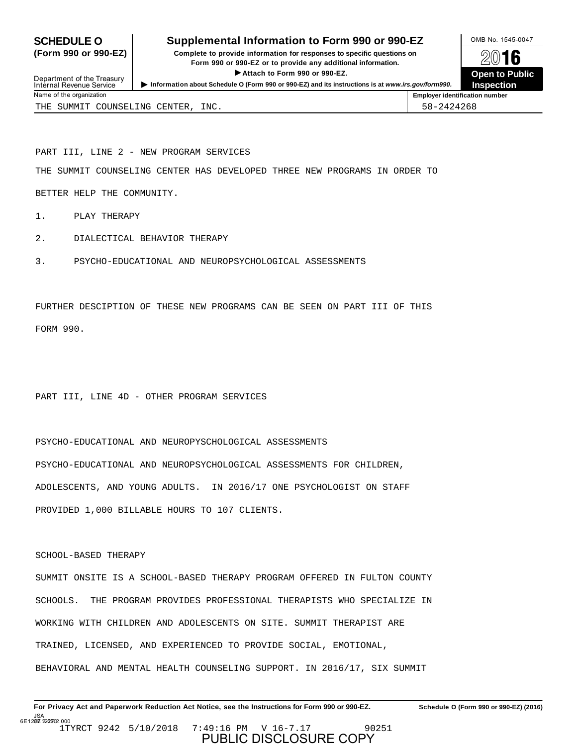**SCHEDULE O**
**(Form 990 or 990-EZ)**

Department of the Treasury
Internal Revenue Service

# Supplemental Information to Form 990 or 990-EZ

**Complete to provide information for responses to specific questions on Form 990 or 990-EZ or to provide any additional information.**
**▶ Attach to Form 990 or 990-EZ.**
**▶ Information about Schedule O (Form 990 or 990-EZ) and its instructions is at *www.irs.gov/form990.***

OMB No. 1545-0047
**2016**
**Open to Public Inspection**

| Name of the organization | Employer identification number |
|---|---|
| THE SUMMIT COUNSELING CENTER, INC. | 58-2424268 |

PART III, LINE 2 - NEW PROGRAM SERVICES

THE SUMMIT COUNSELING CENTER HAS DEVELOPED THREE NEW PROGRAMS IN ORDER TO BETTER HELP THE COMMUNITY.

1. PLAY THERAPY
2. DIALECTICAL BEHAVIOR THERAPY
3. PSYCHO-EDUCATIONAL AND NEUROPSYCHOLOGICAL ASSESSMENTS

FURTHER DESCIPTION OF THESE NEW PROGRAMS CAN BE SEEN ON PART III OF THIS FORM 990.

PART III, LINE 4D - OTHER PROGRAM SERVICES

PSYCHO-EDUCATIONAL AND NEUROPYSCHOLOGICAL ASSESSMENTS

PSYCHO-EDUCATIONAL AND NEUROPSYCHOLOGICAL ASSESSMENTS FOR CHILDREN, ADOLESCENTS, AND YOUNG ADULTS. IN 2016/17 ONE PSYCHOLOGIST ON STAFF PROVIDED 1,000 BILLABLE HOURS TO 107 CLIENTS.

SCHOOL-BASED THERAPY

SUMMIT ONSITE IS A SCHOOL-BASED THERAPY PROGRAM OFFERED IN FULTON COUNTY SCHOOLS. THE PROGRAM PROVIDES PROFESSIONAL THERAPISTS WHO SPECIALIZE IN WORKING WITH CHILDREN AND ADOLESCENTS ON SITE. SUMMIT THERAPIST ARE TRAINED, LICENSED, AND EXPERIENCED TO PROVIDE SOCIAL, EMOTIONAL, BEHAVIORAL AND MENTAL HEALTH COUNSELING SUPPORT. IN 2016/17, SIX SUMMIT

**For Privacy Act and Paperwork Reduction Act Notice, see the Instructions for Form 990 or 990-EZ.** **Schedule O (Form 990 or 990-EZ) (2016)**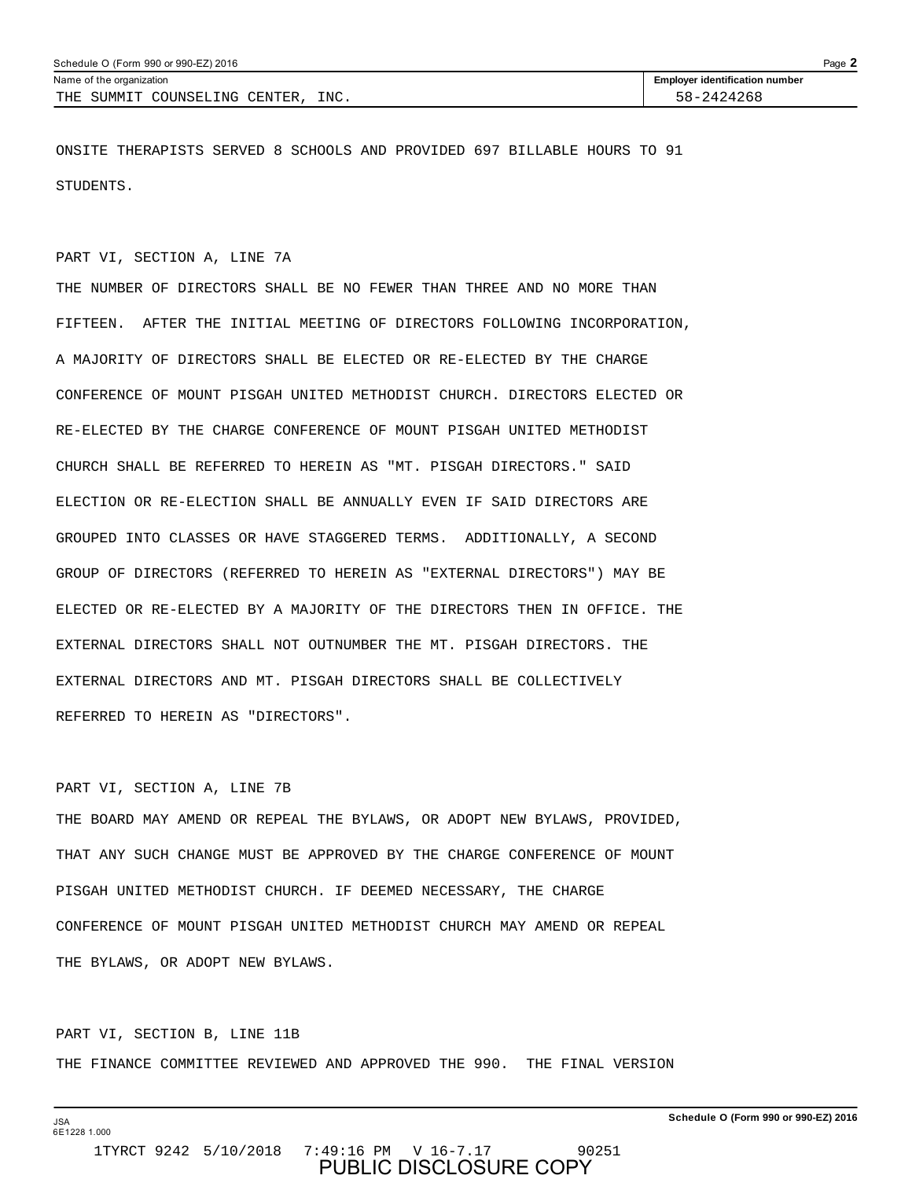ONSITE THERAPISTS SERVED 8 SCHOOLS AND PROVIDED 697 BILLABLE HOURS TO 91 STUDENTS.

PART VI, SECTION A, LINE 7A

THE NUMBER OF DIRECTORS SHALL BE NO FEWER THAN THREE AND NO MORE THAN FIFTEEN. AFTER THE INITIAL MEETING OF DIRECTORS FOLLOWING INCORPORATION, A MAJORITY OF DIRECTORS SHALL BE ELECTED OR RE-ELECTED BY THE CHARGE CONFERENCE OF MOUNT PISGAH UNITED METHODIST CHURCH. DIRECTORS ELECTED OR RE-ELECTED BY THE CHARGE CONFERENCE OF MOUNT PISGAH UNITED METHODIST CHURCH SHALL BE REFERRED TO HEREIN AS "MT. PISGAH DIRECTORS." SAID ELECTION OR RE-ELECTION SHALL BE ANNUALLY EVEN IF SAID DIRECTORS ARE GROUPED INTO CLASSES OR HAVE STAGGERED TERMS. ADDITIONALLY, A SECOND GROUP OF DIRECTORS (REFERRED TO HEREIN AS "EXTERNAL DIRECTORS") MAY BE ELECTED OR RE-ELECTED BY A MAJORITY OF THE DIRECTORS THEN IN OFFICE. THE EXTERNAL DIRECTORS SHALL NOT OUTNUMBER THE MT. PISGAH DIRECTORS. THE EXTERNAL DIRECTORS AND MT. PISGAH DIRECTORS SHALL BE COLLECTIVELY REFERRED TO HEREIN AS "DIRECTORS".

PART VI, SECTION A, LINE 7B

THE BOARD MAY AMEND OR REPEAL THE BYLAWS, OR ADOPT NEW BYLAWS, PROVIDED, THAT ANY SUCH CHANGE MUST BE APPROVED BY THE CHARGE CONFERENCE OF MOUNT PISGAH UNITED METHODIST CHURCH. IF DEEMED NECESSARY, THE CHARGE CONFERENCE OF MOUNT PISGAH UNITED METHODIST CHURCH MAY AMEND OR REPEAL THE BYLAWS, OR ADOPT NEW BYLAWS.

PART VI, SECTION B, LINE 11B

THE FINANCE COMMITTEE REVIEWED AND APPROVED THE 990. THE FINAL VERSION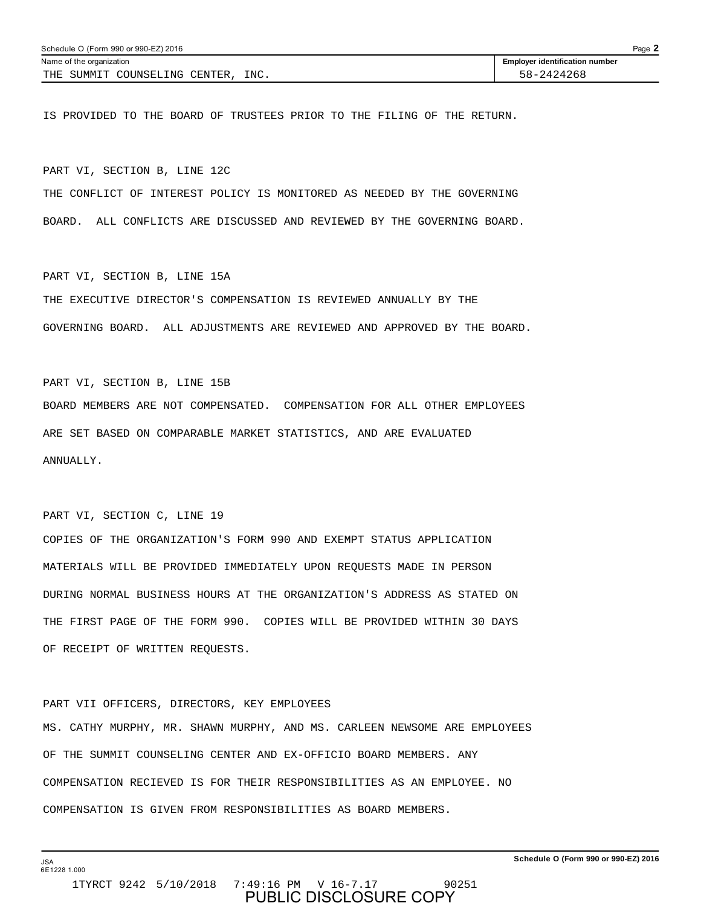| Name of the organization | Employer identification number |
|---|---|
| THE SUMMIT COUNSELING CENTER, INC. | 58-2424268 |

IS PROVIDED TO THE BOARD OF TRUSTEES PRIOR TO THE FILING OF THE RETURN.

PART VI, SECTION B, LINE 12C

THE CONFLICT OF INTEREST POLICY IS MONITORED AS NEEDED BY THE GOVERNING BOARD. ALL CONFLICTS ARE DISCUSSED AND REVIEWED BY THE GOVERNING BOARD.

PART VI, SECTION B, LINE 15A

THE EXECUTIVE DIRECTOR'S COMPENSATION IS REVIEWED ANNUALLY BY THE GOVERNING BOARD. ALL ADJUSTMENTS ARE REVIEWED AND APPROVED BY THE BOARD.

PART VI, SECTION B, LINE 15B

BOARD MEMBERS ARE NOT COMPENSATED. COMPENSATION FOR ALL OTHER EMPLOYEES ARE SET BASED ON COMPARABLE MARKET STATISTICS, AND ARE EVALUATED ANNUALLY.

PART VI, SECTION C, LINE 19

COPIES OF THE ORGANIZATION'S FORM 990 AND EXEMPT STATUS APPLICATION MATERIALS WILL BE PROVIDED IMMEDIATELY UPON REQUESTS MADE IN PERSON DURING NORMAL BUSINESS HOURS AT THE ORGANIZATION'S ADDRESS AS STATED ON THE FIRST PAGE OF THE FORM 990. COPIES WILL BE PROVIDED WITHIN 30 DAYS OF RECEIPT OF WRITTEN REQUESTS.

PART VII OFFICERS, DIRECTORS, KEY EMPLOYEES

MS. CATHY MURPHY, MR. SHAWN MURPHY, AND MS. CARLEEN NEWSOME ARE EMPLOYEES OF THE SUMMIT COUNSELING CENTER AND EX-OFFICIO BOARD MEMBERS. ANY COMPENSATION RECIEVED IS FOR THEIR RESPONSIBILITIES AS AN EMPLOYEE. NO COMPENSATION IS GIVEN FROM RESPONSIBILITIES AS BOARD MEMBERS.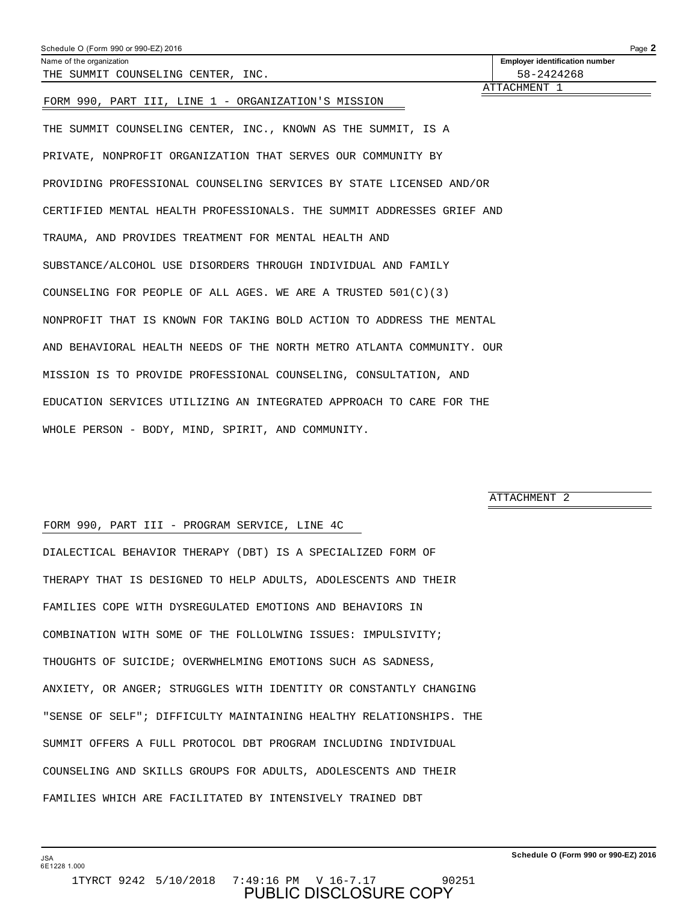Schedule O (Form 990 or 990-EZ) 2016

| Name of the organization | Employer identification number |
| --- | --- |
| THE SUMMIT COUNSELING CENTER, INC. | 58-2424268 |

ATTACHMENT 1

FORM 990, PART III, LINE 1 - ORGANIZATION'S MISSION

THE SUMMIT COUNSELING CENTER, INC., KNOWN AS THE SUMMIT, IS A PRIVATE, NONPROFIT ORGANIZATION THAT SERVES OUR COMMUNITY BY PROVIDING PROFESSIONAL COUNSELING SERVICES BY STATE LICENSED AND/OR CERTIFIED MENTAL HEALTH PROFESSIONALS. THE SUMMIT ADDRESSES GRIEF AND TRAUMA, AND PROVIDES TREATMENT FOR MENTAL HEALTH AND SUBSTANCE/ALCOHOL USE DISORDERS THROUGH INDIVIDUAL AND FAMILY COUNSELING FOR PEOPLE OF ALL AGES. WE ARE A TRUSTED 501(C)(3) NONPROFIT THAT IS KNOWN FOR TAKING BOLD ACTION TO ADDRESS THE MENTAL AND BEHAVIORAL HEALTH NEEDS OF THE NORTH METRO ATLANTA COMMUNITY. OUR MISSION IS TO PROVIDE PROFESSIONAL COUNSELING, CONSULTATION, AND EDUCATION SERVICES UTILIZING AN INTEGRATED APPROACH TO CARE FOR THE WHOLE PERSON - BODY, MIND, SPIRIT, AND COMMUNITY.

ATTACHMENT 2

FORM 990, PART III - PROGRAM SERVICE, LINE 4C

DIALECTICAL BEHAVIOR THERAPY (DBT) IS A SPECIALIZED FORM OF THERAPY THAT IS DESIGNED TO HELP ADULTS, ADOLESCENTS AND THEIR FAMILIES COPE WITH DYSREGULATED EMOTIONS AND BEHAVIORS IN COMBINATION WITH SOME OF THE FOLLOLWING ISSUES: IMPULSIVITY; THOUGHTS OF SUICIDE; OVERWHELMING EMOTIONS SUCH AS SADNESS, ANXIETY, OR ANGER; STRUGGLES WITH IDENTITY OR CONSTANTLY CHANGING "SENSE OF SELF"; DIFFICULTY MAINTAINING HEALTHY RELATIONSHIPS. THE SUMMIT OFFERS A FULL PROTOCOL DBT PROGRAM INCLUDING INDIVIDUAL COUNSELING AND SKILLS GROUPS FOR ADULTS, ADOLESCENTS AND THEIR FAMILIES WHICH ARE FACILITATED BY INTENSIVELY TRAINED DBT

JSA 6E1228 1.000

1TYRCT 9242 5/10/2018 7:49:16 PM V 16-7.17 90251

PUBLIC DISCLOSURE COPY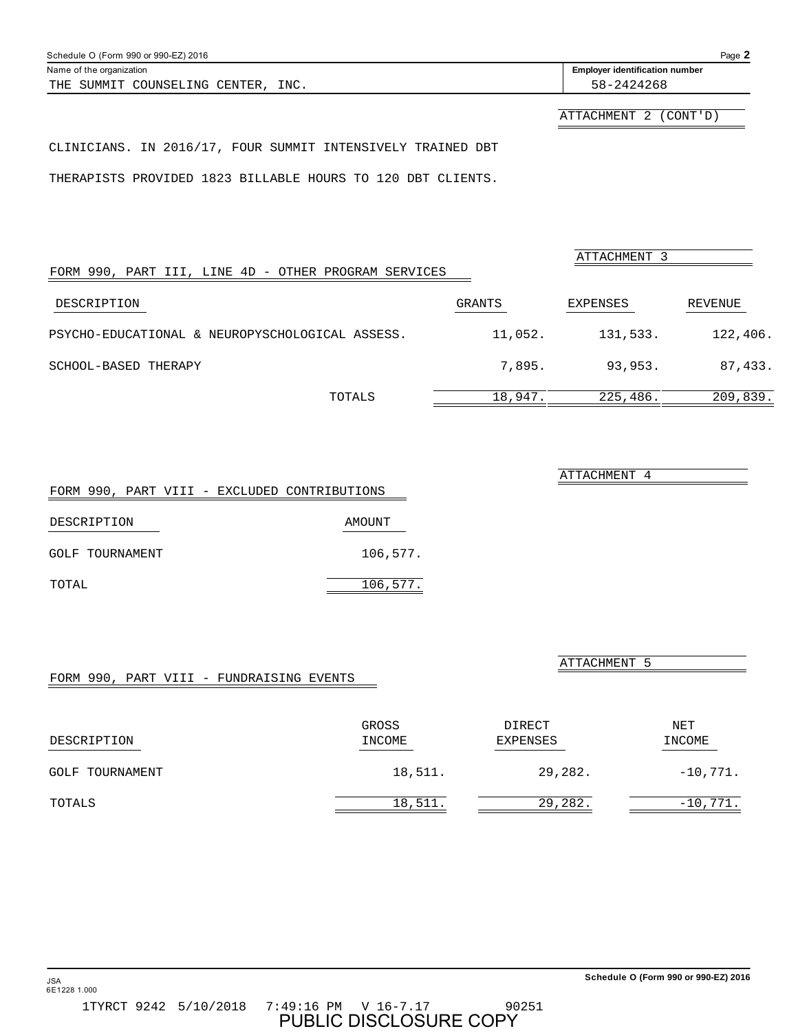Schedule O (Form 990 or 990-EZ) 2016

Name of the organization: THE SUMMIT COUNSELING CENTER, INC.

Employer identification number: 58-2424268

ATTACHMENT 2 (CONT'D)

CLINICIANS. IN 2016/17, FOUR SUMMIT INTENSIVELY TRAINED DBT THERAPISTS PROVIDED 1823 BILLABLE HOURS TO 120 DBT CLIENTS.

ATTACHMENT 3

## FORM 990, PART III, LINE 4D - OTHER PROGRAM SERVICES

| DESCRIPTION | GRANTS | EXPENSES | REVENUE |
|---|---|---|---|
| PSYCHO-EDUCATIONAL & NEUROPYSCHOLOGICAL ASSESS. | 11,052. | 131,533. | 122,406. |
| SCHOOL-BASED THERAPY | 7,895. | 93,953. | 87,433. |
| TOTALS | 18,947. | 225,486. | 209,839. |

ATTACHMENT 4

## FORM 990, PART VIII - EXCLUDED CONTRIBUTIONS

| DESCRIPTION | AMOUNT |
|---|---|
| GOLF TOURNAMENT | 106,577. |
| TOTAL | 106,577. |

ATTACHMENT 5

## FORM 990, PART VIII - FUNDRAISING EVENTS

| DESCRIPTION | GROSS INCOME | DIRECT EXPENSES | NET INCOME |
|---|---|---|---|
| GOLF TOURNAMENT | 18,511. | 29,282. | -10,771. |
| TOTALS | 18,511. | 29,282. | -10,771. |

JSA 6E1228 1.000

1TYRCT 9242 5/10/2018 7:49:16 PM V 16-7.17 90251

PUBLIC DISCLOSURE COPY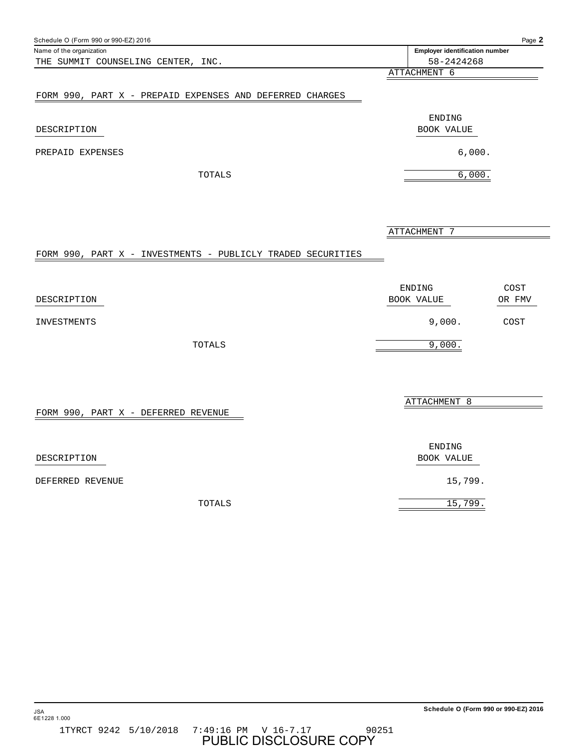Name of the organization: THE SUMMIT COUNSELING CENTER, INC.

Employer identification number: 58-2424268

ATTACHMENT 6

## FORM 990, PART X - PREPAID EXPENSES AND DEFERRED CHARGES

| DESCRIPTION | ENDING BOOK VALUE |
|---|---|
| PREPAID EXPENSES | 6,000. |
| TOTALS | 6,000. |

ATTACHMENT 7

## FORM 990, PART X - INVESTMENTS - PUBLICLY TRADED SECURITIES

| DESCRIPTION | ENDING BOOK VALUE | COST OR FMV |
|---|---|---|
| INVESTMENTS | 9,000. | COST |
| TOTALS | 9,000. | |

ATTACHMENT 8

## FORM 990, PART X - DEFERRED REVENUE

| DESCRIPTION | ENDING BOOK VALUE |
|---|---|
| DEFERRED REVENUE | 15,799. |
| TOTALS | 15,799. |

JSA
6E1228 1.000

1TYRCT 9242 5/10/2018 7:49:16 PM V 16-7.17 90251

PUBLIC DISCLOSURE COPY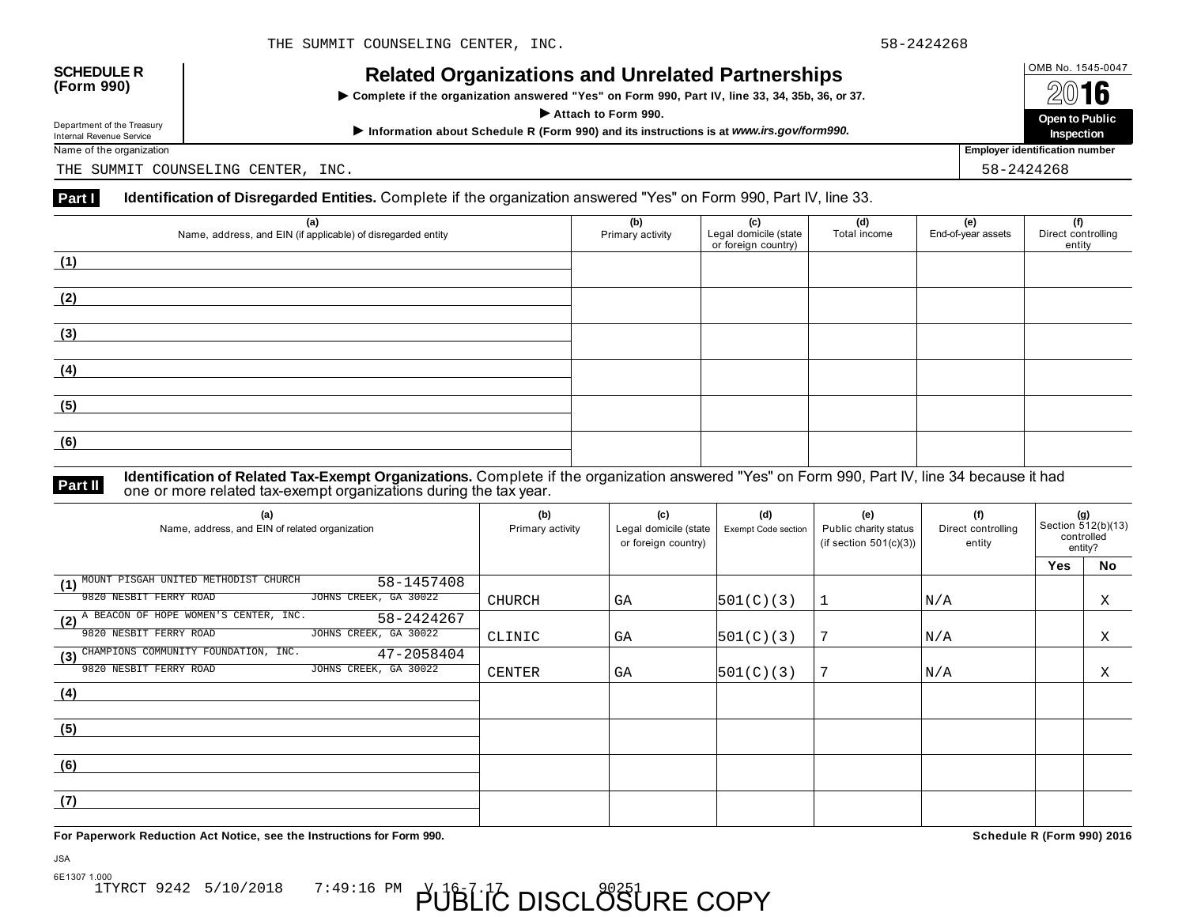THE SUMMIT COUNSELING CENTER, INC. 58-2424268

**SCHEDULE R (Form 990)**

Department of the Treasury
Internal Revenue Service

# Related Organizations and Unrelated Partnerships

► Complete if the organization answered "Yes" on Form 990, Part IV, line 33, 34, 35b, 36, or 37.

► Attach to Form 990.

► Information about Schedule R (Form 990) and its instructions is at *www.irs.gov/form990.*

OMB No. 1545-0047

**2016**

**Open to Public Inspection**

Name of the organization: THE SUMMIT COUNSELING CENTER, INC.

Employer identification number: 58-2424268

**Part I** **Identification of Disregarded Entities.** Complete if the organization answered "Yes" on Form 990, Part IV, line 33.

| (a) Name, address, and EIN (if applicable) of disregarded entity | (b) Primary activity | (c) Legal domicile (state or foreign country) | (d) Total income | (e) End-of-year assets | (f) Direct controlling entity |
|---|---|---|---|---|---|
| (1) | | | | | |
| (2) | | | | | |
| (3) | | | | | |
| (4) | | | | | |
| (5) | | | | | |
| (6) | | | | | |

**Part II** **Identification of Related Tax-Exempt Organizations.** Complete if the organization answered "Yes" on Form 990, Part IV, line 34 because it had one or more related tax-exempt organizations during the tax year.

| (a) Name, address, and EIN of related organization | (b) Primary activity | (c) Legal domicile (state or foreign country) | (d) Exempt Code section | (e) Public charity status (if section 501(c)(3)) | (f) Direct controlling entity | (g) Section 512(b)(13) controlled entity? Yes | No |
|---|---|---|---|---|---|---|---|
| (1) MOUNT PISGAH UNITED METHODIST CHURCH 58-1457408 9820 NESBIT FERRY ROAD JOHNS CREEK, GA 30022 | CHURCH | GA | 501(C)(3) | 1 | N/A | | X |
| (2) A BEACON OF HOPE WOMEN'S CENTER, INC. 58-2424267 9820 NESBIT FERRY ROAD JOHNS CREEK, GA 30022 | CLINIC | GA | 501(C)(3) | 7 | N/A | | X |
| (3) CHAMPIONS COMMUNITY FOUNDATION, INC. 47-2058404 9820 NESBIT FERRY ROAD JOHNS CREEK, GA 30022 | CENTER | GA | 501(C)(3) | 7 | N/A | | X |
| (4) | | | | | | | |
| (5) | | | | | | | |
| (6) | | | | | | | |
| (7) | | | | | | | |

**For Paperwork Reduction Act Notice, see the Instructions for Form 990.** **Schedule R (Form 990) 2016**

JSA
6E1307 1.000
1TYRCT 9242 5/10/2018 7:49:16 PM V 16-7.17 90251

PUBLIC DISCLOSURE COPY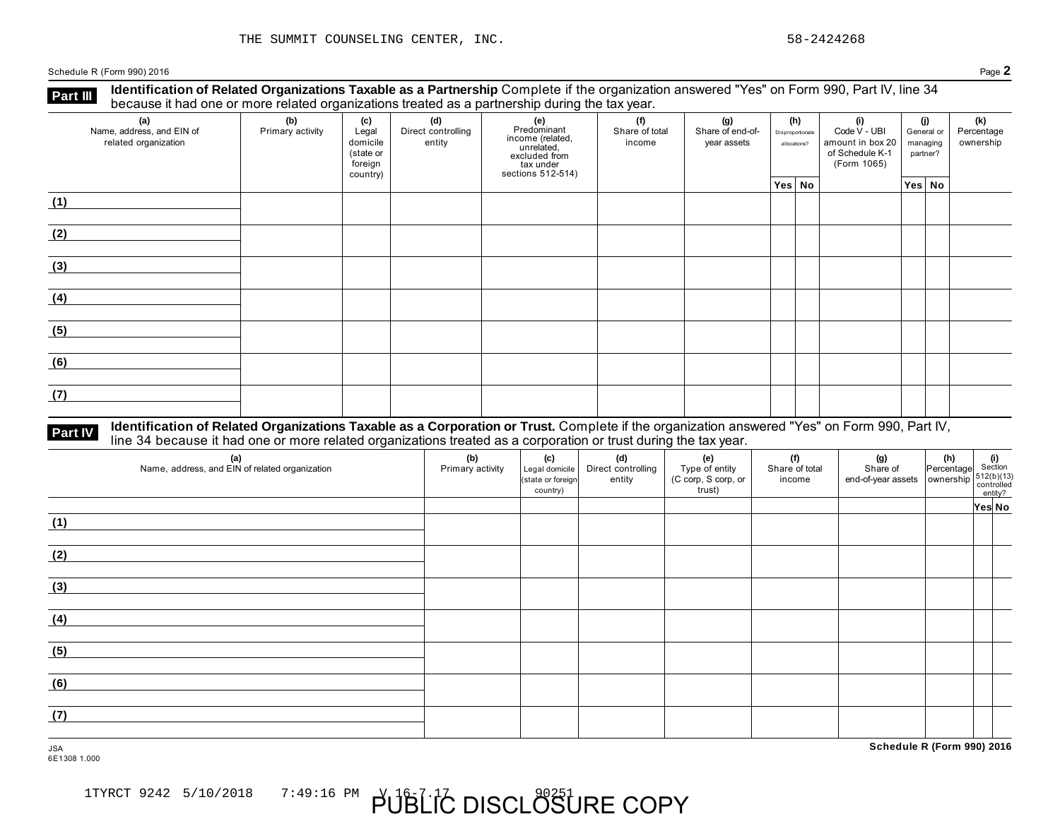THE SUMMIT COUNSELING CENTER, INC. 58-2424268

Schedule R (Form 990) 2016 Page **2**

**Part III** **Identification of Related Organizations Taxable as a Partnership** Complete if the organization answered "Yes" on Form 990, Part IV, line 34 because it had one or more related organizations treated as a partnership during the tax year.

| (a) Name, address, and EIN of related organization | (b) Primary activity | (c) Legal domicile (state or foreign country) | (d) Direct controlling entity | (e) Predominant income (related, unrelated, excluded from tax under sections 512-514) | (f) Share of total income | (g) Share of end-of-year assets | (h) Disproportionate allocations? | | (i) Code V - UBI amount in box 20 of Schedule K-1 (Form 1065) | (j) General or managing partner? | | (k) Percentage ownership |
|---|---|---|---|---|---|---|---|---|---|---|---|---|
| | | | | | | | Yes | No | | Yes | No | |
| (1) | | | | | | | | | | | | |
| (2) | | | | | | | | | | | | |
| (3) | | | | | | | | | | | | |
| (4) | | | | | | | | | | | | |
| (5) | | | | | | | | | | | | |
| (6) | | | | | | | | | | | | |
| (7) | | | | | | | | | | | | |

**Part IV** **Identification of Related Organizations Taxable as a Corporation or Trust.** Complete if the organization answered "Yes" on Form 990, Part IV, line 34 because it had one or more related organizations treated as a corporation or trust during the tax year.

| (a) Name, address, and EIN of related organization | (b) Primary activity | (c) Legal domicile (state or foreign country) | (d) Direct controlling entity | (e) Type of entity (C corp, S corp, or trust) | (f) Share of total income | (g) Share of end-of-year assets | (h) Percentage ownership | (i) Section 512(b)(13) controlled entity? | |
|---|---|---|---|---|---|---|---|---|---|
| | | | | | | | | Yes | No |
| (1) | | | | | | | | | |
| (2) | | | | | | | | | |
| (3) | | | | | | | | | |
| (4) | | | | | | | | | |
| (5) | | | | | | | | | |
| (6) | | | | | | | | | |
| (7) | | | | | | | | | |

JSA
6E1308 1.000

**Schedule R (Form 990) 2016**

1TYRCT 9242 5/10/2018 7:49:16 PM V 16-7.17 90251

PUBLIC DISCLOSURE COPY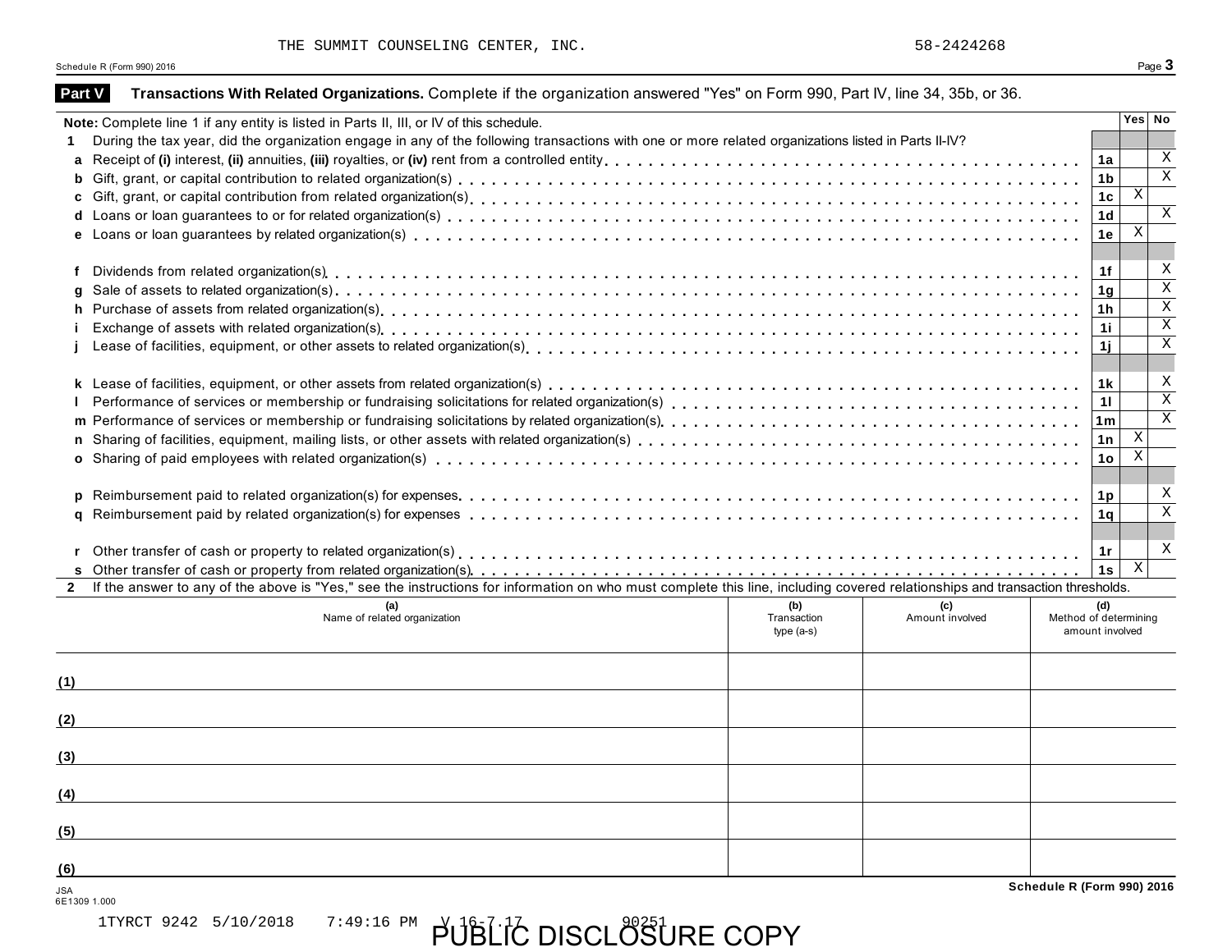THE SUMMIT COUNSELING CENTER, INC. 58-2424268

## Part V Transactions With Related Organizations.

Complete if the organization answered "Yes" on Form 990, Part IV, line 34, 35b, or 36.

**Note:** Complete line 1 if any entity is listed in Parts II, III, or IV of this schedule.

| | | Line | Yes | No |
|---|---|---|---|---|
| **1** | During the tax year, did the organization engage in any of the following transactions with one or more related organizations listed in Parts II-IV? | | | |
| **a** | Receipt of **(i)** interest, **(ii)** annuities, **(iii)** royalties, or **(iv)** rent from a controlled entity | 1a | | X |
| **b** | Gift, grant, or capital contribution to related organization(s) | 1b | | X |
| **c** | Gift, grant, or capital contribution from related organization(s) | 1c | X | |
| **d** | Loans or loan guarantees to or for related organization(s) | 1d | | X |
| **e** | Loans or loan guarantees by related organization(s) | 1e | X | |
| **f** | Dividends from related organization(s) | 1f | | X |
| **g** | Sale of assets to related organization(s) | 1g | | X |
| **h** | Purchase of assets from related organization(s) | 1h | | X |
| **i** | Exchange of assets with related organization(s) | 1i | | X |
| **j** | Lease of facilities, equipment, or other assets to related organization(s) | 1j | | X |
| **k** | Lease of facilities, equipment, or other assets from related organization(s) | 1k | | X |
| **l** | Performance of services or membership or fundraising solicitations for related organization(s) | 1l | | X |
| **m** | Performance of services or membership or fundraising solicitations by related organization(s) | 1m | | X |
| **n** | Sharing of facilities, equipment, mailing lists, or other assets with related organization(s) | 1n | X | |
| **o** | Sharing of paid employees with related organization(s) | 1o | X | |
| **p** | Reimbursement paid to related organization(s) for expenses | 1p | | X |
| **q** | Reimbursement paid by related organization(s) for expenses | 1q | | X |
| **r** | Other transfer of cash or property to related organization(s) | 1r | | X |
| **s** | Other transfer of cash or property from related organization(s) | 1s | X | |

**2** If the answer to any of the above is "Yes," see the instructions for information on who must complete this line, including covered relationships and transaction thresholds.

| | (a) Name of related organization | (b) Transaction type (a-s) | (c) Amount involved | (d) Method of determining amount involved |
|---|---|---|---|---|
| (1) | | | | |
| (2) | | | | |
| (3) | | | | |
| (4) | | | | |
| (5) | | | | |
| (6) | | | | |

Schedule R (Form 990) 2016

JSA
6E1309 1.000

1TYRCT 9242 5/10/2018 7:49:16 PM V 16-7.17 90251

PUBLIC DISCLOSURE COPY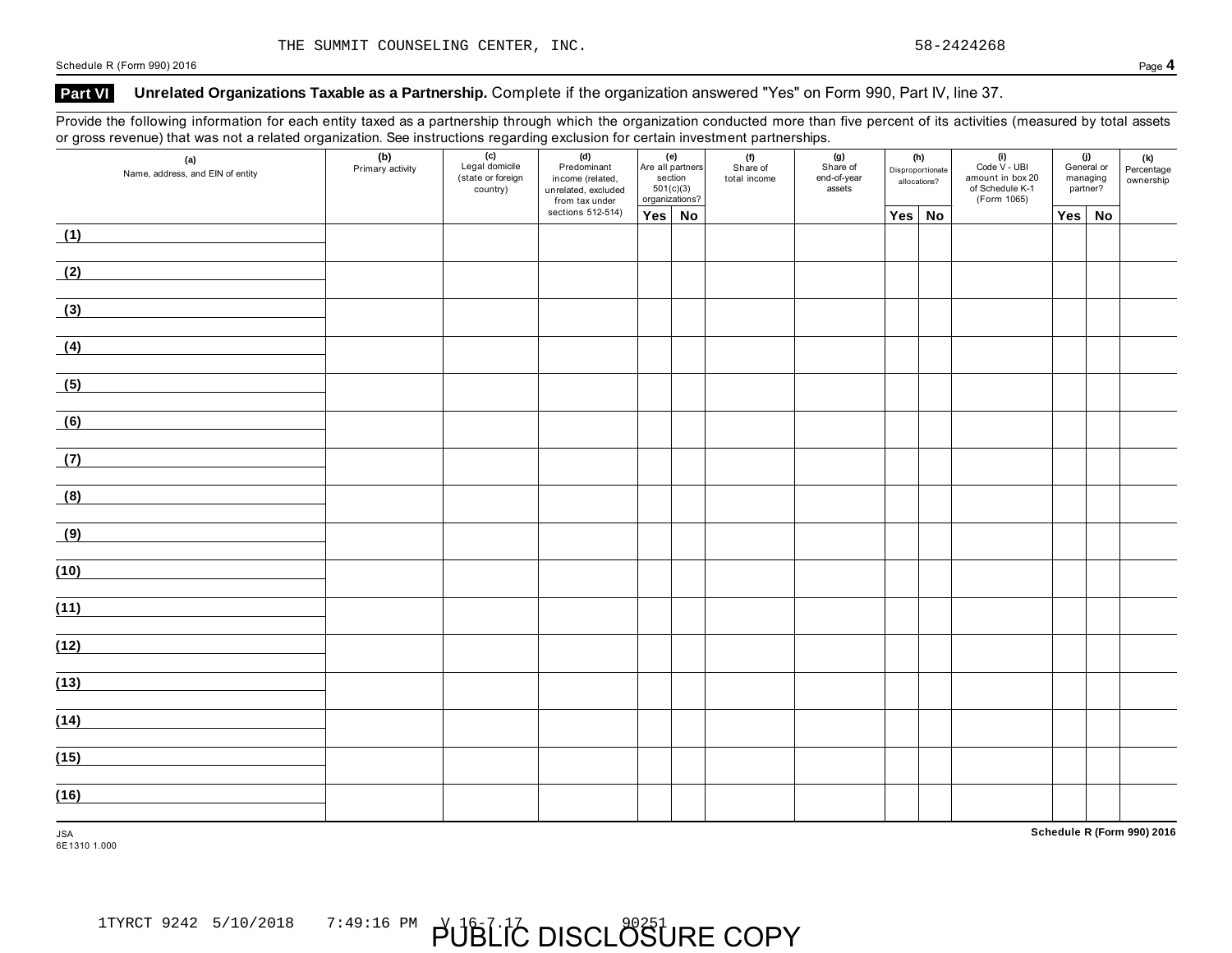THE SUMMIT COUNSELING CENTER, INC. 58-2424268

Schedule R (Form 990) 2016 Page **4**

## Part VI Unrelated Organizations Taxable as a Partnership. Complete if the organization answered "Yes" on Form 990, Part IV, line 37.

Provide the following information for each entity taxed as a partnership through which the organization conducted more than five percent of its activities (measured by total assets or gross revenue) that was not a related organization. See instructions regarding exclusion for certain investment partnerships.

| (a) Name, address, and EIN of entity | (b) Primary activity | (c) Legal domicile (state or foreign country) | (d) Predominant income (related, unrelated, excluded from tax under sections 512-514) | (e) Are all partners section 501(c)(3) organizations? | | (f) Share of total income | (g) Share of end-of-year assets | (h) Disproportionate allocations? | | (i) Code V - UBI amount in box 20 of Schedule K-1 (Form 1065) | (j) General or managing partner? | | (k) Percentage ownership |
|---|---|---|---|---|---|---|---|---|---|---|---|---|---|
| | | | | Yes | No | | | Yes | No | | Yes | No | |
| (1) | | | | | | | | | | | | | |
| (2) | | | | | | | | | | | | | |
| (3) | | | | | | | | | | | | | |
| (4) | | | | | | | | | | | | | |
| (5) | | | | | | | | | | | | | |
| (6) | | | | | | | | | | | | | |
| (7) | | | | | | | | | | | | | |
| (8) | | | | | | | | | | | | | |
| (9) | | | | | | | | | | | | | |
| (10) | | | | | | | | | | | | | |
| (11) | | | | | | | | | | | | | |
| (12) | | | | | | | | | | | | | |
| (13) | | | | | | | | | | | | | |
| (14) | | | | | | | | | | | | | |
| (15) | | | | | | | | | | | | | |
| (16) | | | | | | | | | | | | | |

JSA
6E1310 1.000

**Schedule R (Form 990) 2016**

1TYRCT 9242 5/10/2018 7:49:16 PM V 16-7.17 90251

PUBLIC DISCLOSURE COPY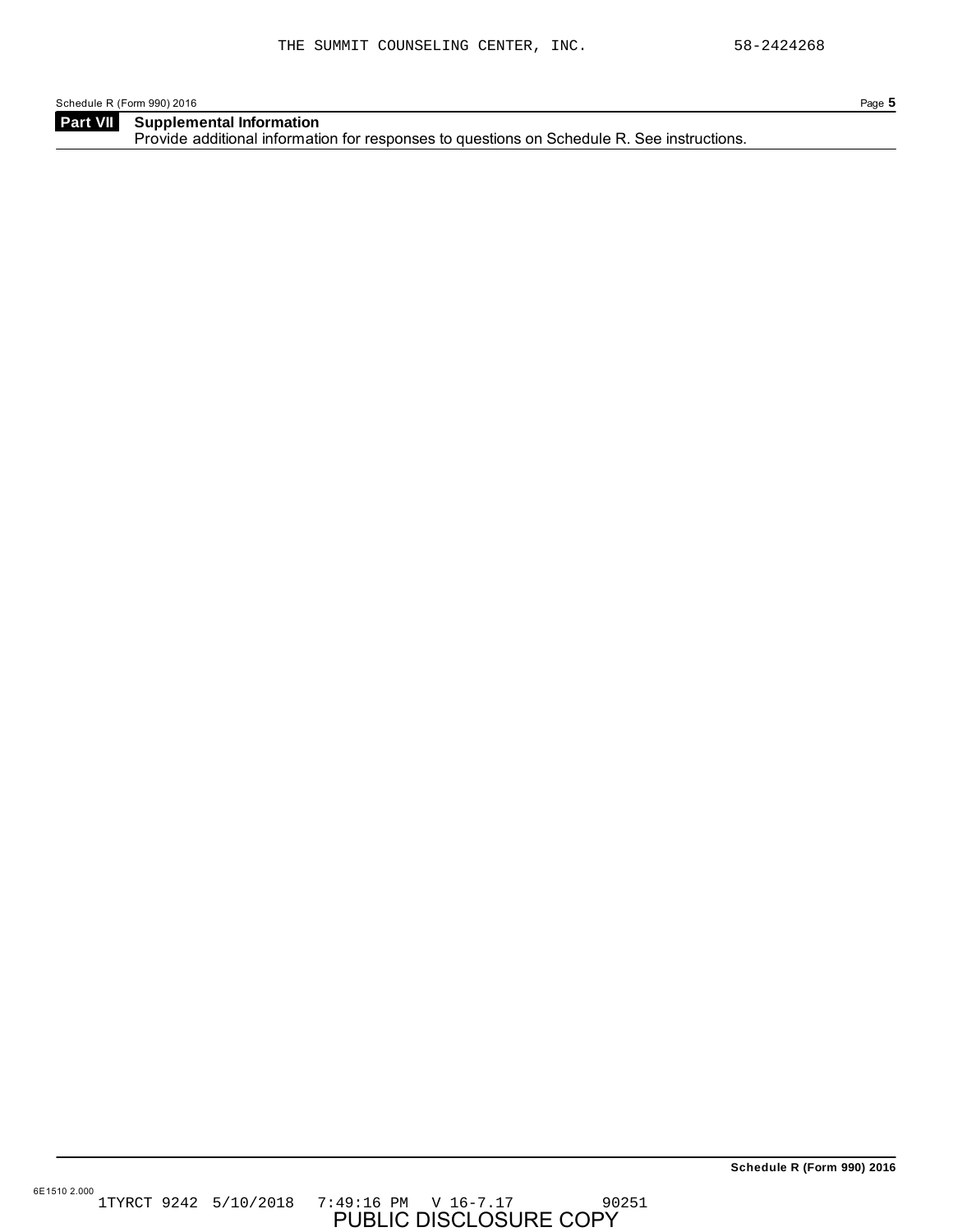THE SUMMIT COUNSELING CENTER, INC. 58-2424268

Schedule R (Form 990) 2016

**Part VII** **Supplemental Information**

Provide additional information for responses to questions on Schedule R. See instructions.

**Schedule R (Form 990) 2016**

6E1510 2.000

1TYRCT 9242 5/10/2018 7:49:16 PM V 16-7.17 90251

PUBLIC DISCLOSURE COPY